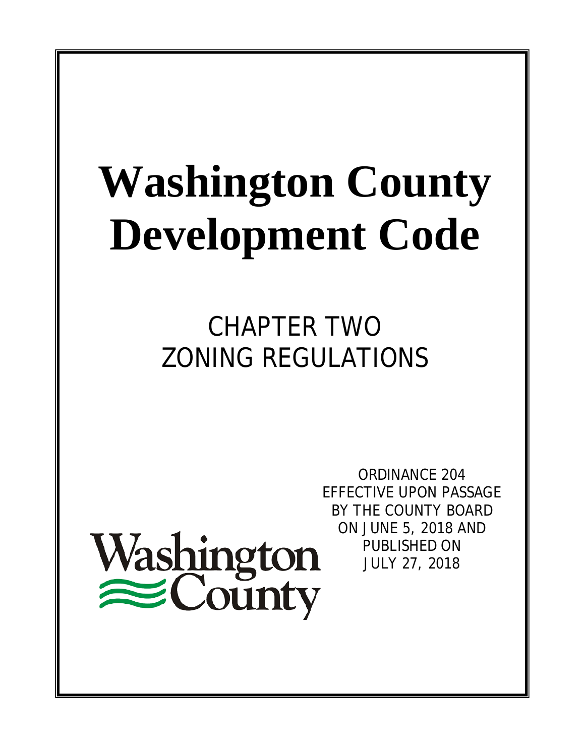# Washington County Development Code

## CHAPTER TWO
## ZONING REGULATIONS

ORDINANCE 204
EFFECTIVE UPON PASSAGE
BY THE COUNTY BOARD
ON JUNE 5, 2018 AND
PUBLISHED ON
JULY 27, 2018

Washington County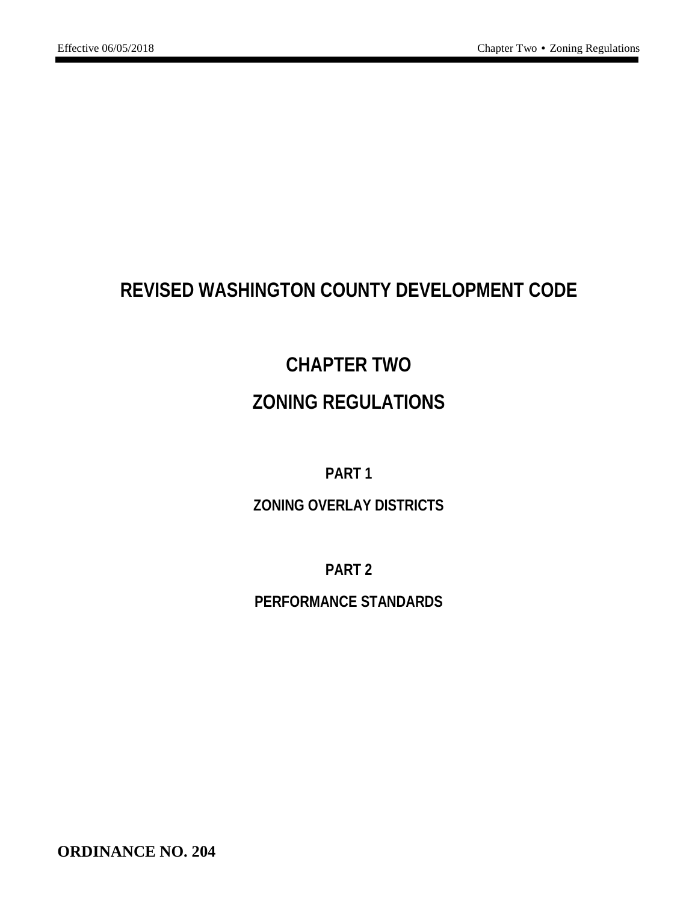# REVISED WASHINGTON COUNTY DEVELOPMENT CODE

## CHAPTER TWO

## ZONING REGULATIONS

### PART 1

### ZONING OVERLAY DISTRICTS

### PART 2

### PERFORMANCE STANDARDS

**ORDINANCE NO. 204**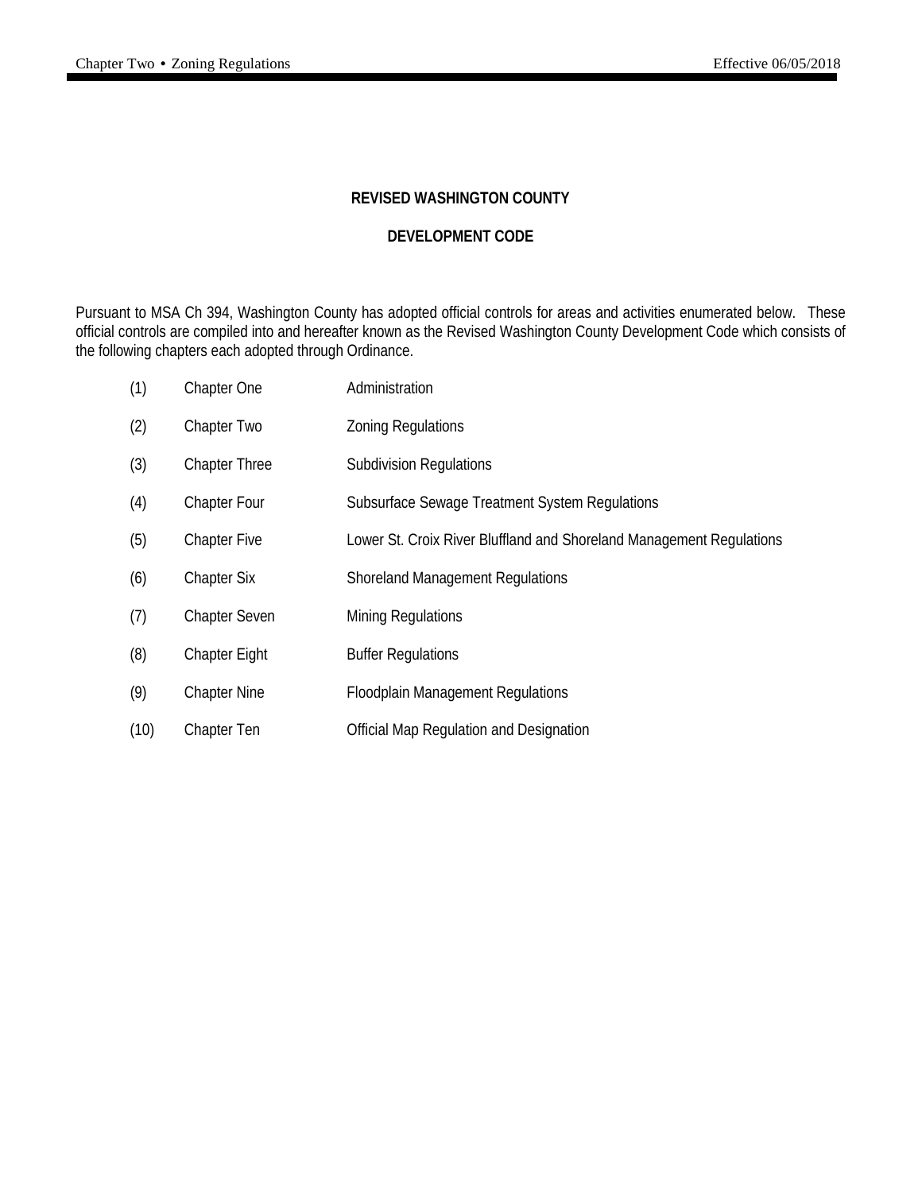# REVISED WASHINGTON COUNTY

# DEVELOPMENT CODE

Pursuant to MSA Ch 394, Washington County has adopted official controls for areas and activities enumerated below. These official controls are compiled into and hereafter known as the Revised Washington County Development Code which consists of the following chapters each adopted through Ordinance.

| | | |
|---|---|---|
| (1) | Chapter One | Administration |
| (2) | Chapter Two | Zoning Regulations |
| (3) | Chapter Three | Subdivision Regulations |
| (4) | Chapter Four | Subsurface Sewage Treatment System Regulations |
| (5) | Chapter Five | Lower St. Croix River Bluffland and Shoreland Management Regulations |
| (6) | Chapter Six | Shoreland Management Regulations |
| (7) | Chapter Seven | Mining Regulations |
| (8) | Chapter Eight | Buffer Regulations |
| (9) | Chapter Nine | Floodplain Management Regulations |
| (10) | Chapter Ten | Official Map Regulation and Designation |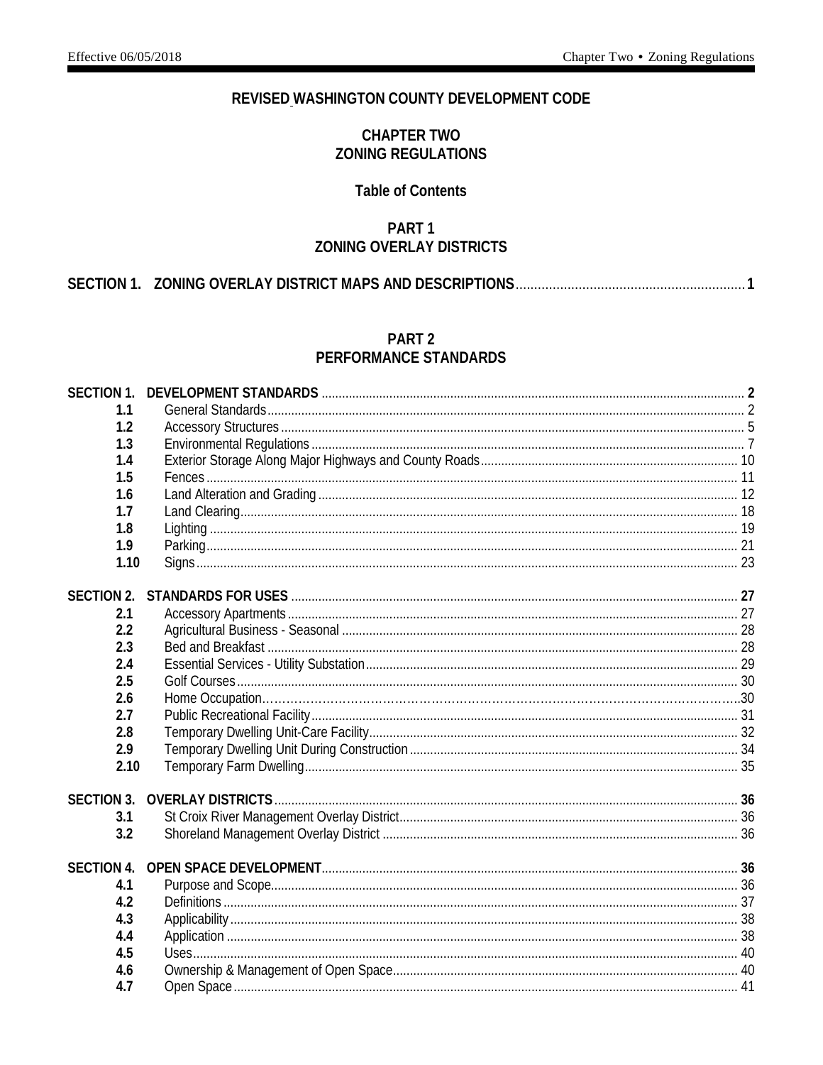# REVISED WASHINGTON COUNTY DEVELOPMENT CODE

## CHAPTER TWO
## ZONING REGULATIONS

### Table of Contents

## PART 1
## ZONING OVERLAY DISTRICTS

| | | |
|---|---|---|
| **SECTION 1.** | **ZONING OVERLAY DISTRICT MAPS AND DESCRIPTIONS** | **1** |

## PART 2
## PERFORMANCE STANDARDS

| | | |
|---|---|---|
| **SECTION 1.** | **DEVELOPMENT STANDARDS** | **2** |
| **1.1** | General Standards | 2 |
| **1.2** | Accessory Structures | 5 |
| **1.3** | Environmental Regulations | 7 |
| **1.4** | Exterior Storage Along Major Highways and County Roads | 10 |
| **1.5** | Fences | 11 |
| **1.6** | Land Alteration and Grading | 12 |
| **1.7** | Land Clearing | 18 |
| **1.8** | Lighting | 19 |
| **1.9** | Parking | 21 |
| **1.10** | Signs | 23 |
| **SECTION 2.** | **STANDARDS FOR USES** | **27** |
| **2.1** | Accessory Apartments | 27 |
| **2.2** | Agricultural Business - Seasonal | 28 |
| **2.3** | Bed and Breakfast | 28 |
| **2.4** | Essential Services - Utility Substation | 29 |
| **2.5** | Golf Courses | 30 |
| **2.6** | Home Occupation | 30 |
| **2.7** | Public Recreational Facility | 31 |
| **2.8** | Temporary Dwelling Unit-Care Facility | 32 |
| **2.9** | Temporary Dwelling Unit During Construction | 34 |
| **2.10** | Temporary Farm Dwelling | 35 |
| **SECTION 3.** | **OVERLAY DISTRICTS** | **36** |
| **3.1** | St Croix River Management Overlay District | 36 |
| **3.2** | Shoreland Management Overlay District | 36 |
| **SECTION 4.** | **OPEN SPACE DEVELOPMENT** | **36** |
| **4.1** | Purpose and Scope | 36 |
| **4.2** | Definitions | 37 |
| **4.3** | Applicability | 38 |
| **4.4** | Application | 38 |
| **4.5** | Uses | 40 |
| **4.6** | Ownership & Management of Open Space | 40 |
| **4.7** | Open Space | 41 |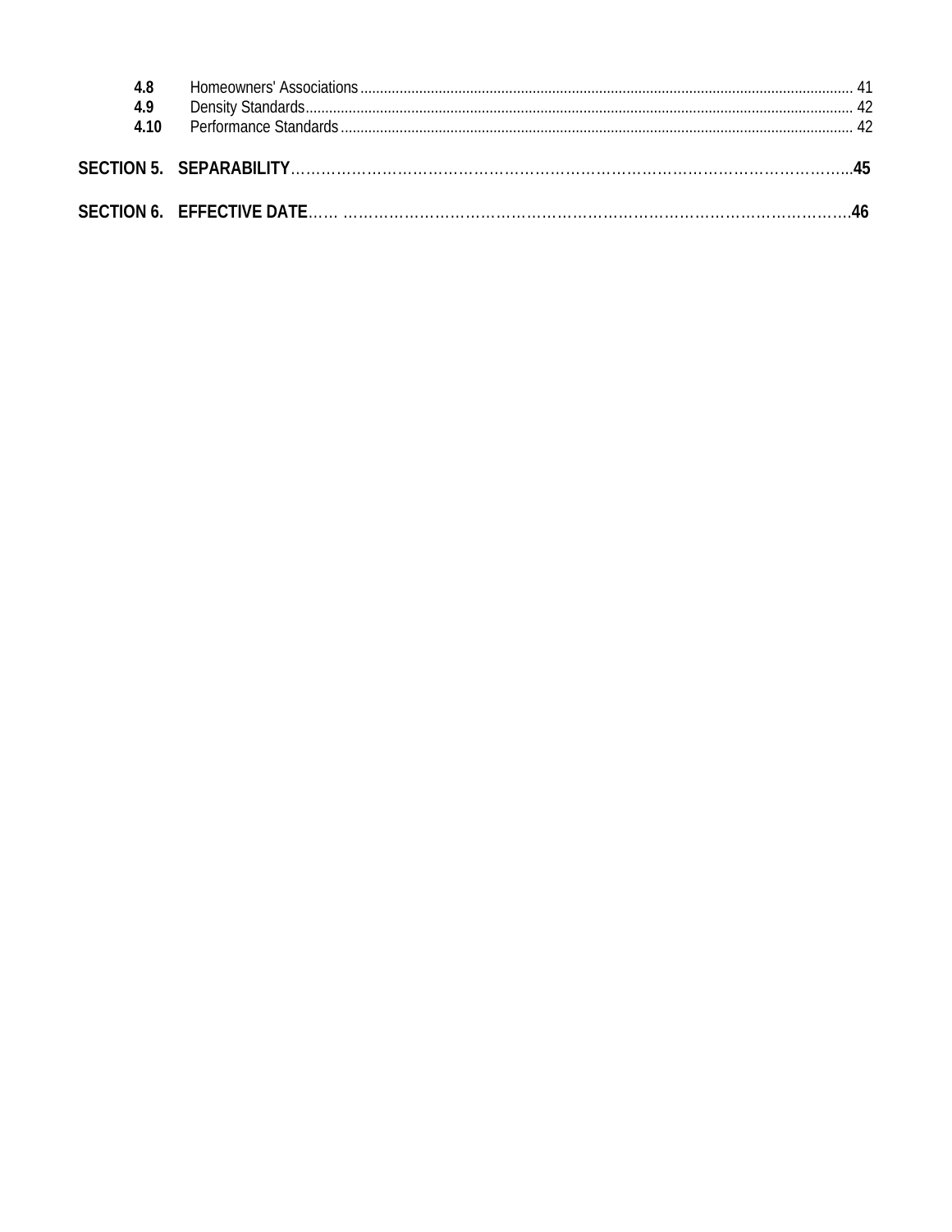| | | |
|---|---|---|
| **4.8** | Homeowners' Associations | 41 |
| **4.9** | Density Standards | 42 |
| **4.10** | Performance Standards | 42 |

**SECTION 5. SEPARABILITY** ..........................................................................................**45**

**SECTION 6. EFFECTIVE DATE** ......................................................................................**46**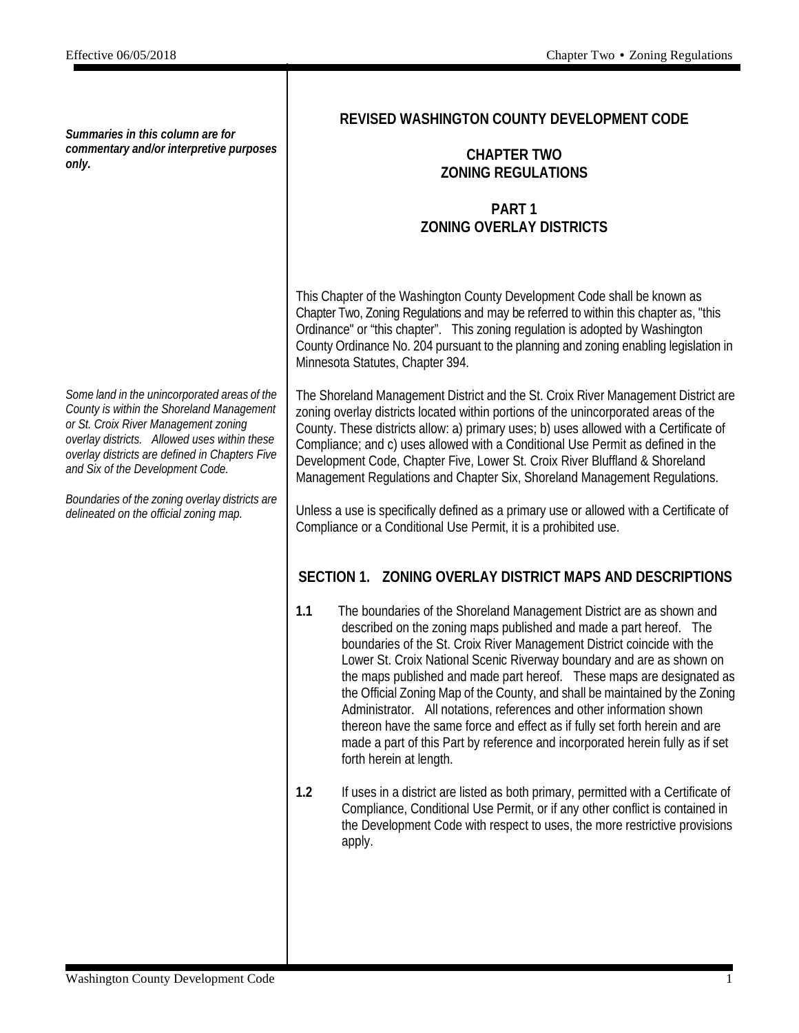*Summaries in this column are for commentary and/or interpretive purposes only.*

# REVISED WASHINGTON COUNTY DEVELOPMENT CODE

## CHAPTER TWO
## ZONING REGULATIONS

## PART 1
## ZONING OVERLAY DISTRICTS

This Chapter of the Washington County Development Code shall be known as Chapter Two, Zoning Regulations and may be referred to within this chapter as, "this Ordinance" or "this chapter". This zoning regulation is adopted by Washington County Ordinance No. 204 pursuant to the planning and zoning enabling legislation in Minnesota Statutes, Chapter 394.

*Some land in the unincorporated areas of the County is within the Shoreland Management or St. Croix River Management zoning overlay districts. Allowed uses within these overlay districts are defined in Chapters Five and Six of the Development Code.*

The Shoreland Management District and the St. Croix River Management District are zoning overlay districts located within portions of the unincorporated areas of the County. These districts allow: a) primary uses; b) uses allowed with a Certificate of Compliance; and c) uses allowed with a Conditional Use Permit as defined in the Development Code, Chapter Five, Lower St. Croix River Bluffland & Shoreland Management Regulations and Chapter Six, Shoreland Management Regulations.

*Boundaries of the zoning overlay districts are delineated on the official zoning map.*

Unless a use is specifically defined as a primary use or allowed with a Certificate of Compliance or a Conditional Use Permit, it is a prohibited use.

### SECTION 1. ZONING OVERLAY DISTRICT MAPS AND DESCRIPTIONS

**1.1** The boundaries of the Shoreland Management District are as shown and described on the zoning maps published and made a part hereof. The boundaries of the St. Croix River Management District coincide with the Lower St. Croix National Scenic Riverway boundary and are as shown on the maps published and made part hereof. These maps are designated as the Official Zoning Map of the County, and shall be maintained by the Zoning Administrator. All notations, references and other information shown thereon have the same force and effect as if fully set forth herein and are made a part of this Part by reference and incorporated herein fully as if set forth herein at length.

**1.2** If uses in a district are listed as both primary, permitted with a Certificate of Compliance, Conditional Use Permit, or if any other conflict is contained in the Development Code with respect to uses, the more restrictive provisions apply.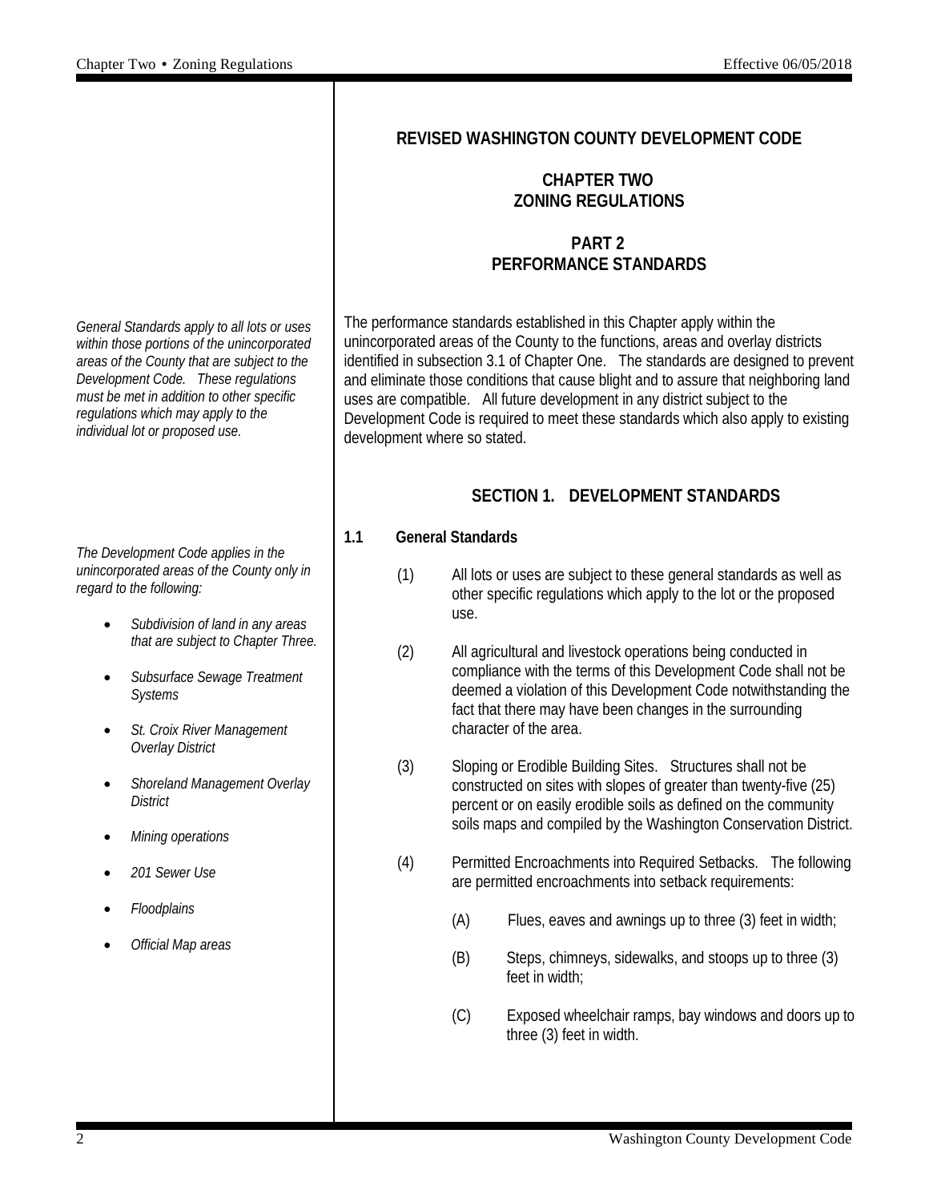# REVISED WASHINGTON COUNTY DEVELOPMENT CODE

## CHAPTER TWO
## ZONING REGULATIONS

## PART 2
## PERFORMANCE STANDARDS

*General Standards apply to all lots or uses within those portions of the unincorporated areas of the County that are subject to the Development Code. These regulations must be met in addition to other specific regulations which may apply to the individual lot or proposed use.*

The performance standards established in this Chapter apply within the unincorporated areas of the County to the functions, areas and overlay districts identified in subsection 3.1 of Chapter One. The standards are designed to prevent and eliminate those conditions that cause blight and to assure that neighboring land uses are compatible. All future development in any district subject to the Development Code is required to meet these standards which also apply to existing development where so stated.

### SECTION 1. DEVELOPMENT STANDARDS

*The Development Code applies in the unincorporated areas of the County only in regard to the following:*

- *Subdivision of land in any areas that are subject to Chapter Three.*
- *Subsurface Sewage Treatment Systems*
- *St. Croix River Management Overlay District*
- *Shoreland Management Overlay District*
- *Mining operations*
- *201 Sewer Use*
- *Floodplains*
- *Official Map areas*

**1.1 General Standards**

(1) All lots or uses are subject to these general standards as well as other specific regulations which apply to the lot or the proposed use.

(2) All agricultural and livestock operations being conducted in compliance with the terms of this Development Code shall not be deemed a violation of this Development Code notwithstanding the fact that there may have been changes in the surrounding character of the area.

(3) Sloping or Erodible Building Sites. Structures shall not be constructed on sites with slopes of greater than twenty-five (25) percent or on easily erodible soils as defined on the community soils maps and compiled by the Washington Conservation District.

(4) Permitted Encroachments into Required Setbacks. The following are permitted encroachments into setback requirements:

(A) Flues, eaves and awnings up to three (3) feet in width;

(B) Steps, chimneys, sidewalks, and stoops up to three (3) feet in width;

(C) Exposed wheelchair ramps, bay windows and doors up to three (3) feet in width.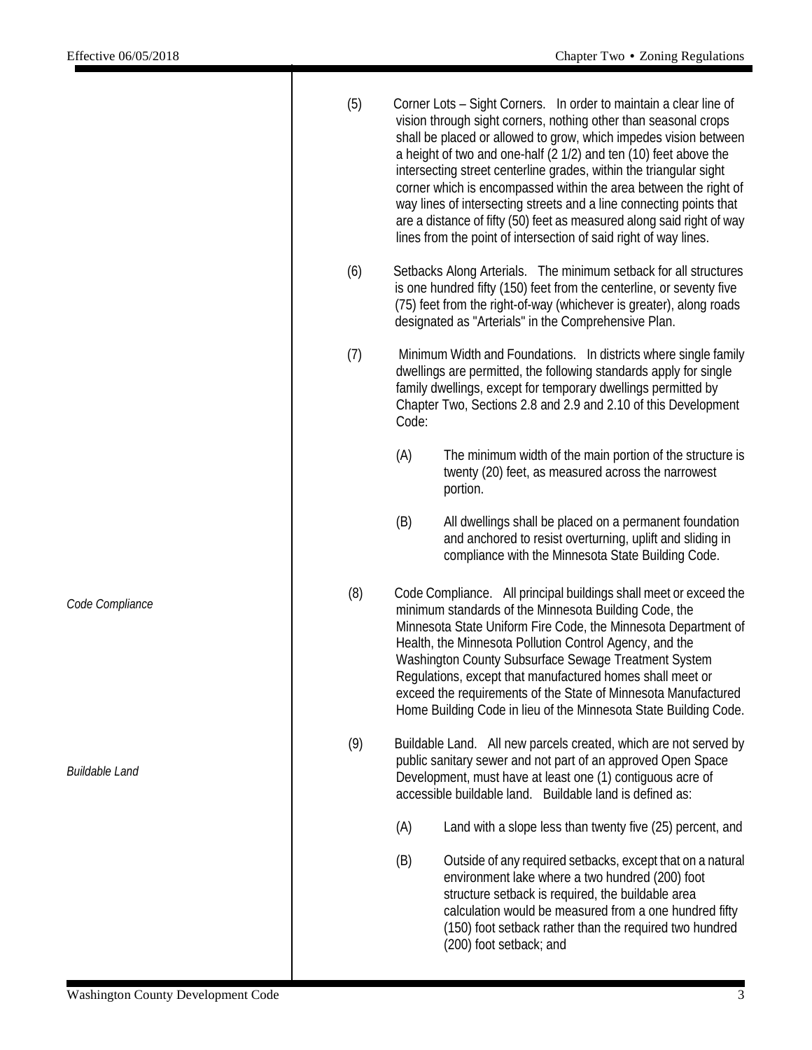(5) Corner Lots – Sight Corners. In order to maintain a clear line of vision through sight corners, nothing other than seasonal crops shall be placed or allowed to grow, which impedes vision between a height of two and one-half (2 1/2) and ten (10) feet above the intersecting street centerline grades, within the triangular sight corner which is encompassed within the area between the right of way lines of intersecting streets and a line connecting points that are a distance of fifty (50) feet as measured along said right of way lines from the point of intersection of said right of way lines.

(6) Setbacks Along Arterials. The minimum setback for all structures is one hundred fifty (150) feet from the centerline, or seventy five (75) feet from the right-of-way (whichever is greater), along roads designated as "Arterials" in the Comprehensive Plan.

(7) Minimum Width and Foundations. In districts where single family dwellings are permitted, the following standards apply for single family dwellings, except for temporary dwellings permitted by Chapter Two, Sections 2.8 and 2.9 and 2.10 of this Development Code:

(A) The minimum width of the main portion of the structure is twenty (20) feet, as measured across the narrowest portion.

(B) All dwellings shall be placed on a permanent foundation and anchored to resist overturning, uplift and sliding in compliance with the Minnesota State Building Code.

*Code Compliance*

(8) Code Compliance. All principal buildings shall meet or exceed the minimum standards of the Minnesota Building Code, the Minnesota State Uniform Fire Code, the Minnesota Department of Health, the Minnesota Pollution Control Agency, and the Washington County Subsurface Sewage Treatment System Regulations, except that manufactured homes shall meet or exceed the requirements of the State of Minnesota Manufactured Home Building Code in lieu of the Minnesota State Building Code.

*Buildable Land*

(9) Buildable Land. All new parcels created, which are not served by public sanitary sewer and not part of an approved Open Space Development, must have at least one (1) contiguous acre of accessible buildable land. Buildable land is defined as:

(A) Land with a slope less than twenty five (25) percent, and

(B) Outside of any required setbacks, except that on a natural environment lake where a two hundred (200) foot structure setback is required, the buildable area calculation would be measured from a one hundred fifty (150) foot setback rather than the required two hundred (200) foot setback; and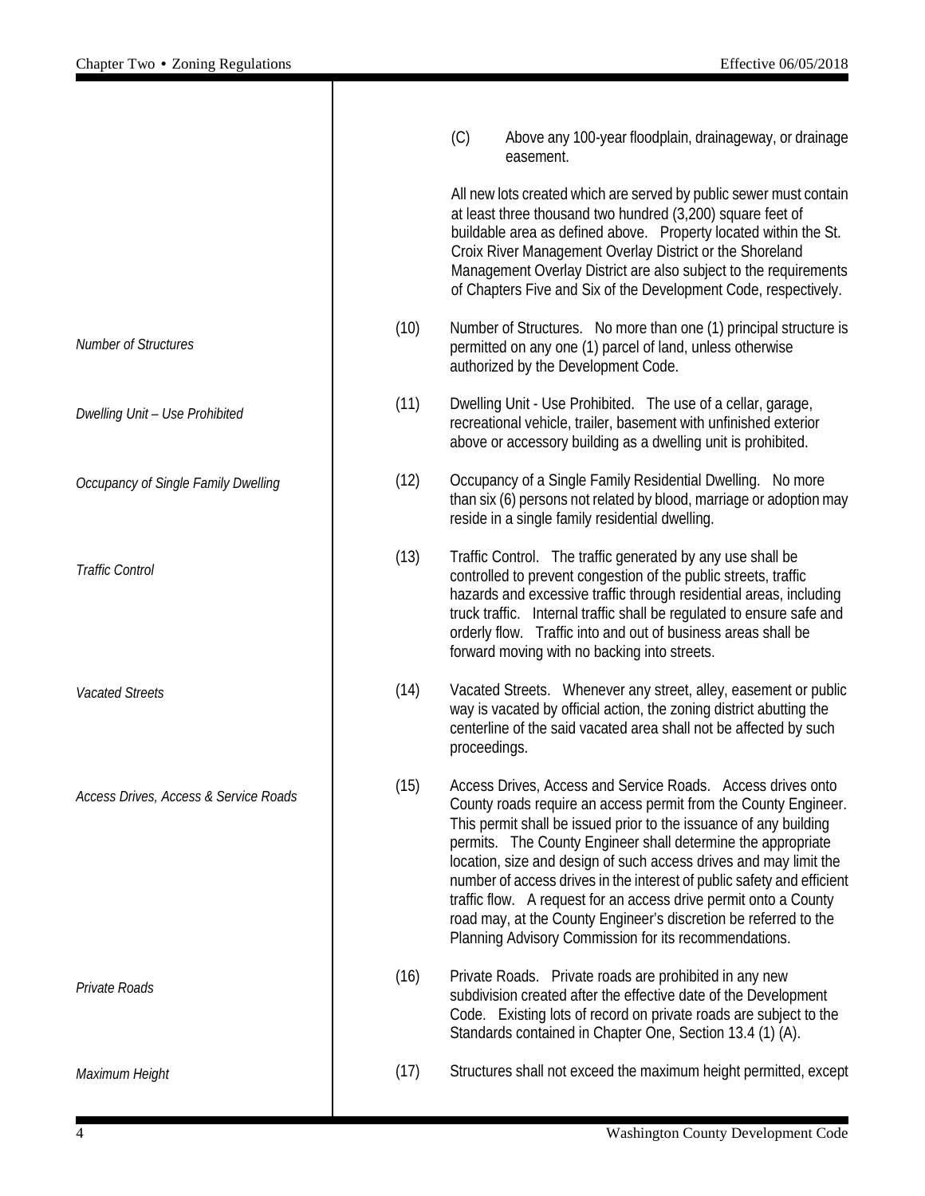(C) Above any 100-year floodplain, drainageway, or drainage easement.

All new lots created which are served by public sewer must contain at least three thousand two hundred (3,200) square feet of buildable area as defined above. Property located within the St. Croix River Management Overlay District or the Shoreland Management Overlay District are also subject to the requirements of Chapters Five and Six of the Development Code, respectively.

*Number of Structures*

(10) Number of Structures. No more than one (1) principal structure is permitted on any one (1) parcel of land, unless otherwise authorized by the Development Code.

*Dwelling Unit – Use Prohibited*

(11) Dwelling Unit - Use Prohibited. The use of a cellar, garage, recreational vehicle, trailer, basement with unfinished exterior above or accessory building as a dwelling unit is prohibited.

*Occupancy of Single Family Dwelling*

(12) Occupancy of a Single Family Residential Dwelling. No more than six (6) persons not related by blood, marriage or adoption may reside in a single family residential dwelling.

*Traffic Control*

(13) Traffic Control. The traffic generated by any use shall be controlled to prevent congestion of the public streets, traffic hazards and excessive traffic through residential areas, including truck traffic. Internal traffic shall be regulated to ensure safe and orderly flow. Traffic into and out of business areas shall be forward moving with no backing into streets.

*Vacated Streets*

(14) Vacated Streets. Whenever any street, alley, easement or public way is vacated by official action, the zoning district abutting the centerline of the said vacated area shall not be affected by such proceedings.

*Access Drives, Access & Service Roads*

(15) Access Drives, Access and Service Roads. Access drives onto County roads require an access permit from the County Engineer. This permit shall be issued prior to the issuance of any building permits. The County Engineer shall determine the appropriate location, size and design of such access drives and may limit the number of access drives in the interest of public safety and efficient traffic flow. A request for an access drive permit onto a County road may, at the County Engineer's discretion be referred to the Planning Advisory Commission for its recommendations.

*Private Roads*

(16) Private Roads. Private roads are prohibited in any new subdivision created after the effective date of the Development Code. Existing lots of record on private roads are subject to the Standards contained in Chapter One, Section 13.4 (1) (A).

*Maximum Height*

(17) Structures shall not exceed the maximum height permitted, except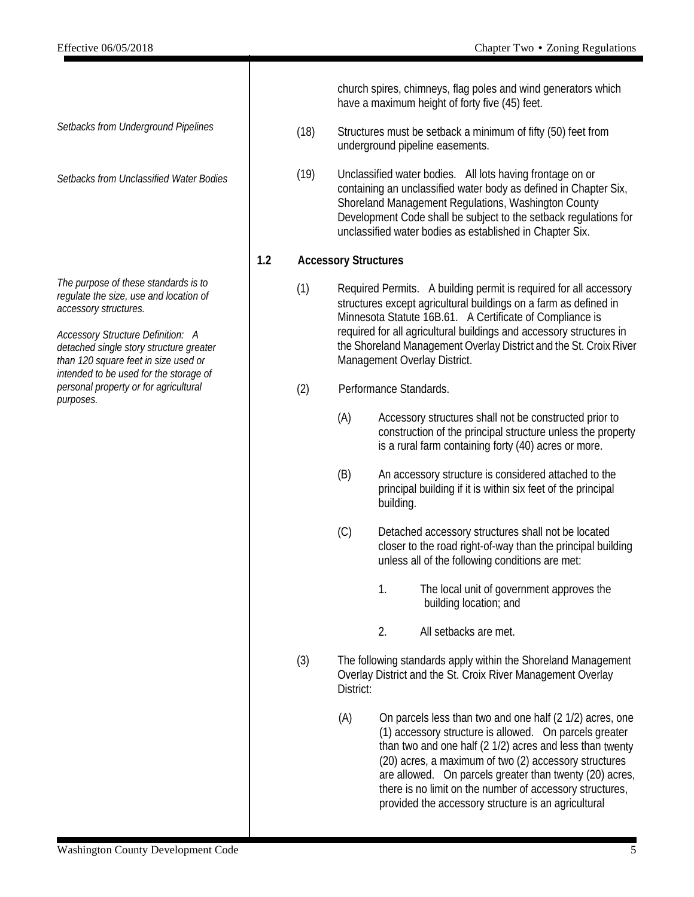church spires, chimneys, flag poles and wind generators which have a maximum height of forty five (45) feet.

*Setbacks from Underground Pipelines*

(18) Structures must be setback a minimum of fifty (50) feet from underground pipeline easements.

*Setbacks from Unclassified Water Bodies*

(19) Unclassified water bodies. All lots having frontage on or containing an unclassified water body as defined in Chapter Six, Shoreland Management Regulations, Washington County Development Code shall be subject to the setback regulations for unclassified water bodies as established in Chapter Six.

### 1.2 Accessory Structures

*The purpose of these standards is to regulate the size, use and location of accessory structures.*

*Accessory Structure Definition: A detached single story structure greater than 120 square feet in size used or intended to be used for the storage of personal property or for agricultural purposes.*

(1) Required Permits. A building permit is required for all accessory structures except agricultural buildings on a farm as defined in Minnesota Statute 16B.61. A Certificate of Compliance is required for all agricultural buildings and accessory structures in the Shoreland Management Overlay District and the St. Croix River Management Overlay District.

(2) Performance Standards.

(A) Accessory structures shall not be constructed prior to construction of the principal structure unless the property is a rural farm containing forty (40) acres or more.

(B) An accessory structure is considered attached to the principal building if it is within six feet of the principal building.

(C) Detached accessory structures shall not be located closer to the road right-of-way than the principal building unless all of the following conditions are met:

1. The local unit of government approves the building location; and

2. All setbacks are met.

(3) The following standards apply within the Shoreland Management Overlay District and the St. Croix River Management Overlay District:

(A) On parcels less than two and one half (2 1/2) acres, one (1) accessory structure is allowed. On parcels greater than two and one half (2 1/2) acres and less than twenty (20) acres, a maximum of two (2) accessory structures are allowed. On parcels greater than twenty (20) acres, there is no limit on the number of accessory structures, provided the accessory structure is an agricultural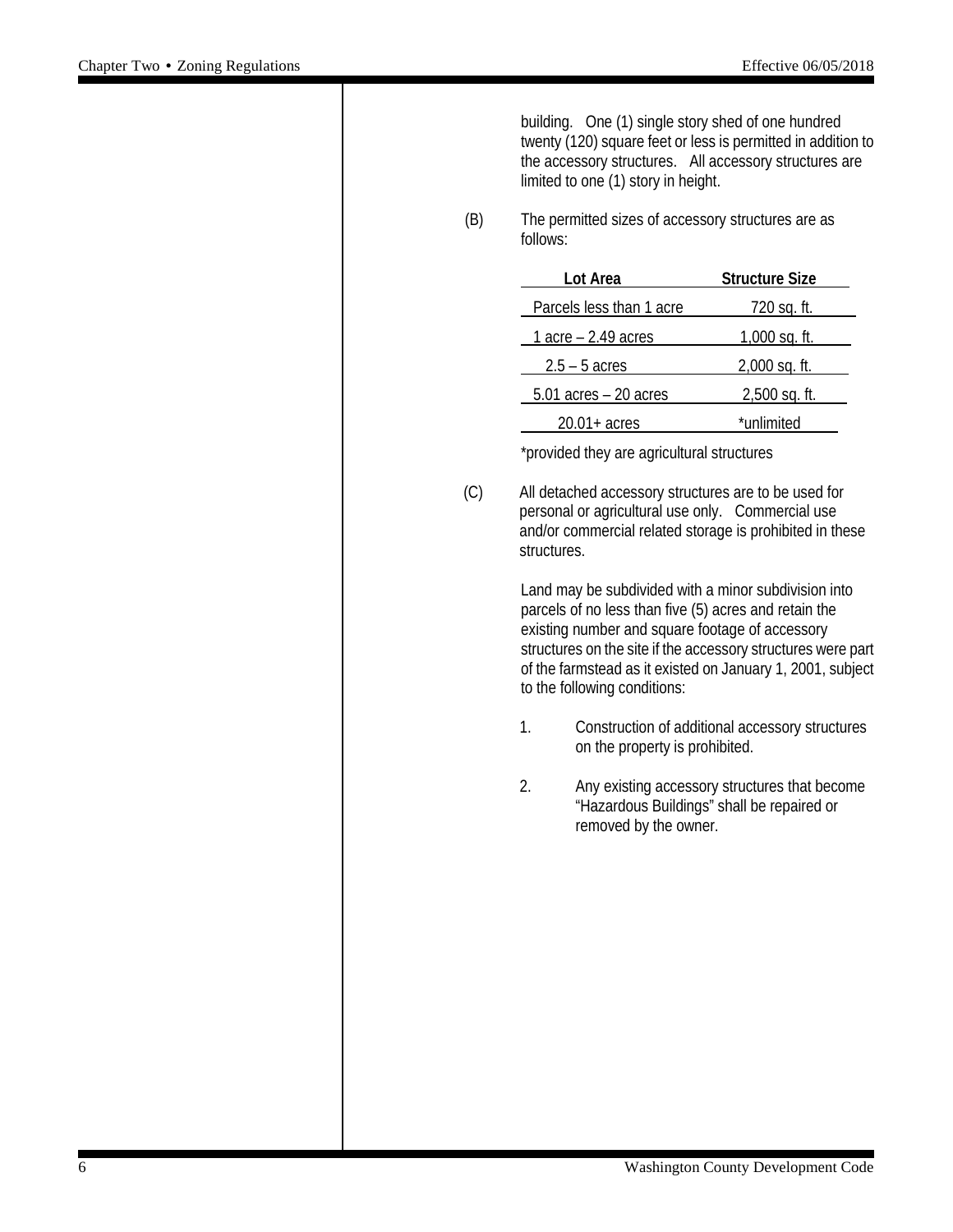building. One (1) single story shed of one hundred twenty (120) square feet or less is permitted in addition to the accessory structures. All accessory structures are limited to one (1) story in height.

(B) The permitted sizes of accessory structures are as follows:

| Lot Area | Structure Size |
|---|---|
| Parcels less than 1 acre | 720 sq. ft. |
| 1 acre – 2.49 acres | 1,000 sq. ft. |
| 2.5 – 5 acres | 2,000 sq. ft. |
| 5.01 acres – 20 acres | 2,500 sq. ft. |
| 20.01+ acres | *unlimited |

*provided they are agricultural structures

(C) All detached accessory structures are to be used for personal or agricultural use only. Commercial use and/or commercial related storage is prohibited in these structures.

Land may be subdivided with a minor subdivision into parcels of no less than five (5) acres and retain the existing number and square footage of accessory structures on the site if the accessory structures were part of the farmstead as it existed on January 1, 2001, subject to the following conditions:

1. Construction of additional accessory structures on the property is prohibited.

2. Any existing accessory structures that become "Hazardous Buildings" shall be repaired or removed by the owner.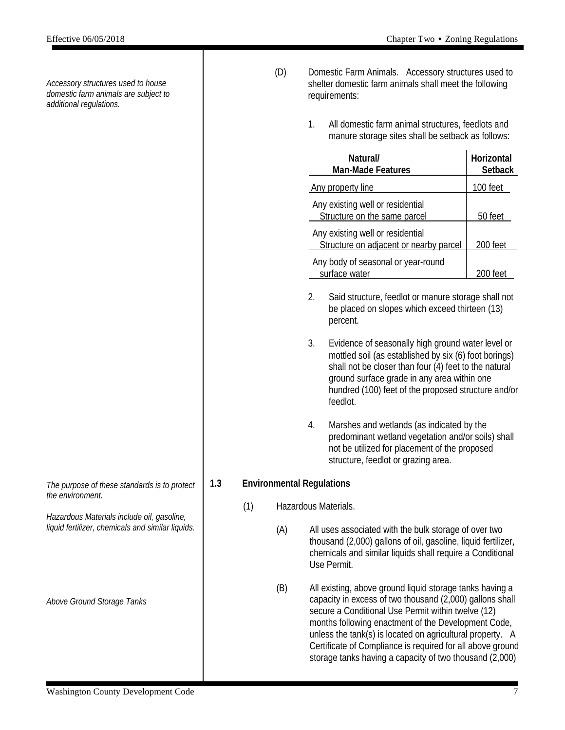*Accessory structures used to house domestic farm animals are subject to additional regulations.*

(D) Domestic Farm Animals. Accessory structures used to shelter domestic farm animals shall meet the following requirements:

1. All domestic farm animal structures, feedlots and manure storage sites shall be setback as follows:

| Natural/ Man-Made Features | Horizontal Setback |
|---|---|
| Any property line | 100 feet |
| Any existing well or residential Structure on the same parcel | 50 feet |
| Any existing well or residential Structure on adjacent or nearby parcel | 200 feet |
| Any body of seasonal or year-round surface water | 200 feet |

2. Said structure, feedlot or manure storage shall not be placed on slopes which exceed thirteen (13) percent.

3. Evidence of seasonally high ground water level or mottled soil (as established by six (6) foot borings) shall not be closer than four (4) feet to the natural ground surface grade in any area within one hundred (100) feet of the proposed structure and/or feedlot.

4. Marshes and wetlands (as indicated by the predominant wetland vegetation and/or soils) shall not be utilized for placement of the proposed structure, feedlot or grazing area.

*The purpose of these standards is to protect the environment.*

## 1.3 Environmental Regulations

*Hazardous Materials include oil, gasoline, liquid fertilizer, chemicals and similar liquids.*

(1) Hazardous Materials.

(A) All uses associated with the bulk storage of over two thousand (2,000) gallons of oil, gasoline, liquid fertilizer, chemicals and similar liquids shall require a Conditional Use Permit.

*Above Ground Storage Tanks*

(B) All existing, above ground liquid storage tanks having a capacity in excess of two thousand (2,000) gallons shall secure a Conditional Use Permit within twelve (12) months following enactment of the Development Code, unless the tank(s) is located on agricultural property. A Certificate of Compliance is required for all above ground storage tanks having a capacity of two thousand (2,000)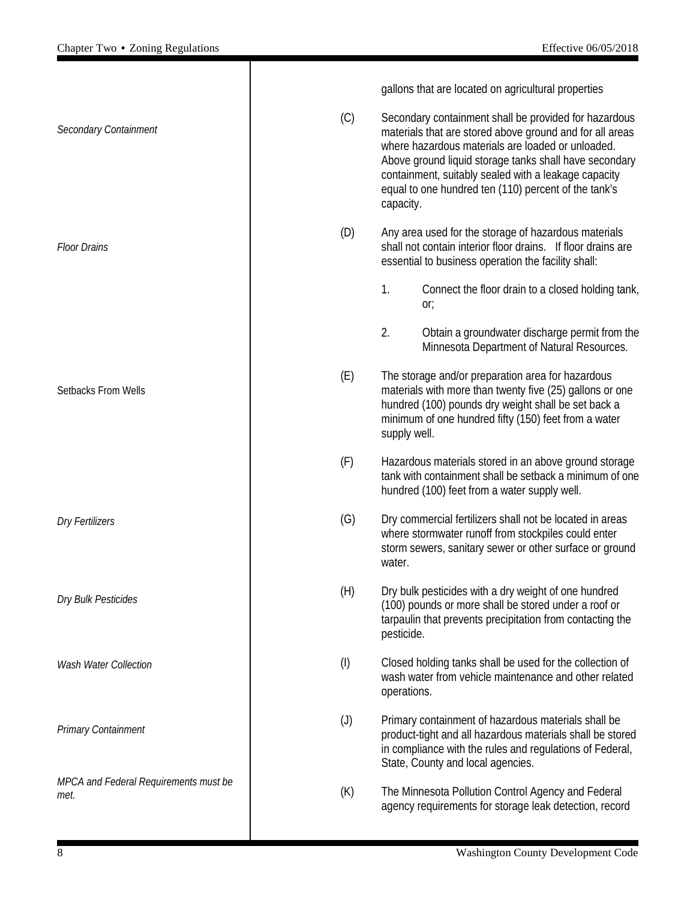gallons that are located on agricultural properties

*Secondary Containment*

(C) Secondary containment shall be provided for hazardous materials that are stored above ground and for all areas where hazardous materials are loaded or unloaded. Above ground liquid storage tanks shall have secondary containment, suitably sealed with a leakage capacity equal to one hundred ten (110) percent of the tank's capacity.

*Floor Drains*

(D) Any area used for the storage of hazardous materials shall not contain interior floor drains. If floor drains are essential to business operation the facility shall:

1. Connect the floor drain to a closed holding tank, or;

2. Obtain a groundwater discharge permit from the Minnesota Department of Natural Resources.

Setbacks From Wells

(E) The storage and/or preparation area for hazardous materials with more than twenty five (25) gallons or one hundred (100) pounds dry weight shall be set back a minimum of one hundred fifty (150) feet from a water supply well.

(F) Hazardous materials stored in an above ground storage tank with containment shall be setback a minimum of one hundred (100) feet from a water supply well.

*Dry Fertilizers*

(G) Dry commercial fertilizers shall not be located in areas where stormwater runoff from stockpiles could enter storm sewers, sanitary sewer or other surface or ground water.

*Dry Bulk Pesticides*

(H) Dry bulk pesticides with a dry weight of one hundred (100) pounds or more shall be stored under a roof or tarpaulin that prevents precipitation from contacting the pesticide.

*Wash Water Collection*

(I) Closed holding tanks shall be used for the collection of wash water from vehicle maintenance and other related operations.

*Primary Containment*

(J) Primary containment of hazardous materials shall be product-tight and all hazardous materials shall be stored in compliance with the rules and regulations of Federal, State, County and local agencies.

*MPCA and Federal Requirements must be met.*

(K) The Minnesota Pollution Control Agency and Federal agency requirements for storage leak detection, record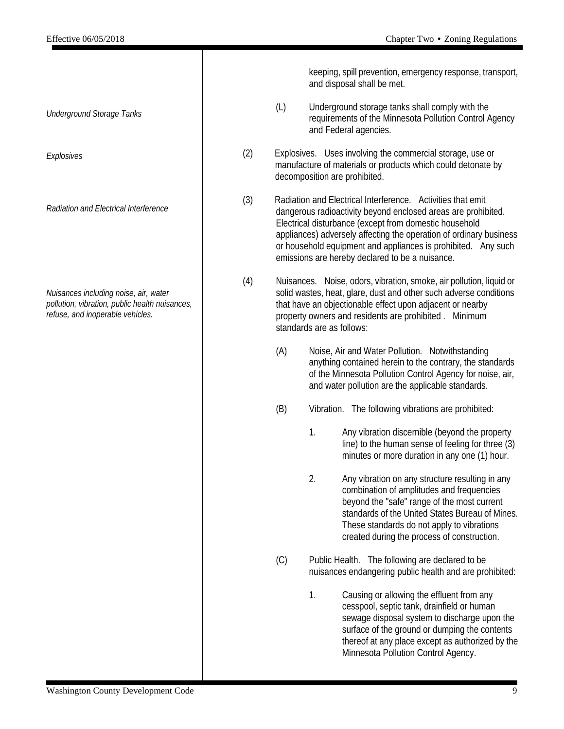keeping, spill prevention, emergency response, transport, and disposal shall be met.

*Underground Storage Tanks*

(L) Underground storage tanks shall comply with the requirements of the Minnesota Pollution Control Agency and Federal agencies.

*Explosives*

(2) Explosives. Uses involving the commercial storage, use or manufacture of materials or products which could detonate by decomposition are prohibited.

*Radiation and Electrical Interference*

(3) Radiation and Electrical Interference. Activities that emit dangerous radioactivity beyond enclosed areas are prohibited. Electrical disturbance (except from domestic household appliances) adversely affecting the operation of ordinary business or household equipment and appliances is prohibited. Any such emissions are hereby declared to be a nuisance.

*Nuisances including noise, air, water pollution, vibration, public health nuisances, refuse, and inoperable vehicles.*

(4) Nuisances. Noise, odors, vibration, smoke, air pollution, liquid or solid wastes, heat, glare, dust and other such adverse conditions that have an objectionable effect upon adjacent or nearby property owners and residents are prohibited . Minimum standards are as follows:

(A) Noise, Air and Water Pollution. Notwithstanding anything contained herein to the contrary, the standards of the Minnesota Pollution Control Agency for noise, air, and water pollution are the applicable standards.

(B) Vibration. The following vibrations are prohibited:

1. Any vibration discernible (beyond the property line) to the human sense of feeling for three (3) minutes or more duration in any one (1) hour.

2. Any vibration on any structure resulting in any combination of amplitudes and frequencies beyond the "safe" range of the most current standards of the United States Bureau of Mines. These standards do not apply to vibrations created during the process of construction.

(C) Public Health. The following are declared to be nuisances endangering public health and are prohibited:

1. Causing or allowing the effluent from any cesspool, septic tank, drainfield or human sewage disposal system to discharge upon the surface of the ground or dumping the contents thereof at any place except as authorized by the Minnesota Pollution Control Agency.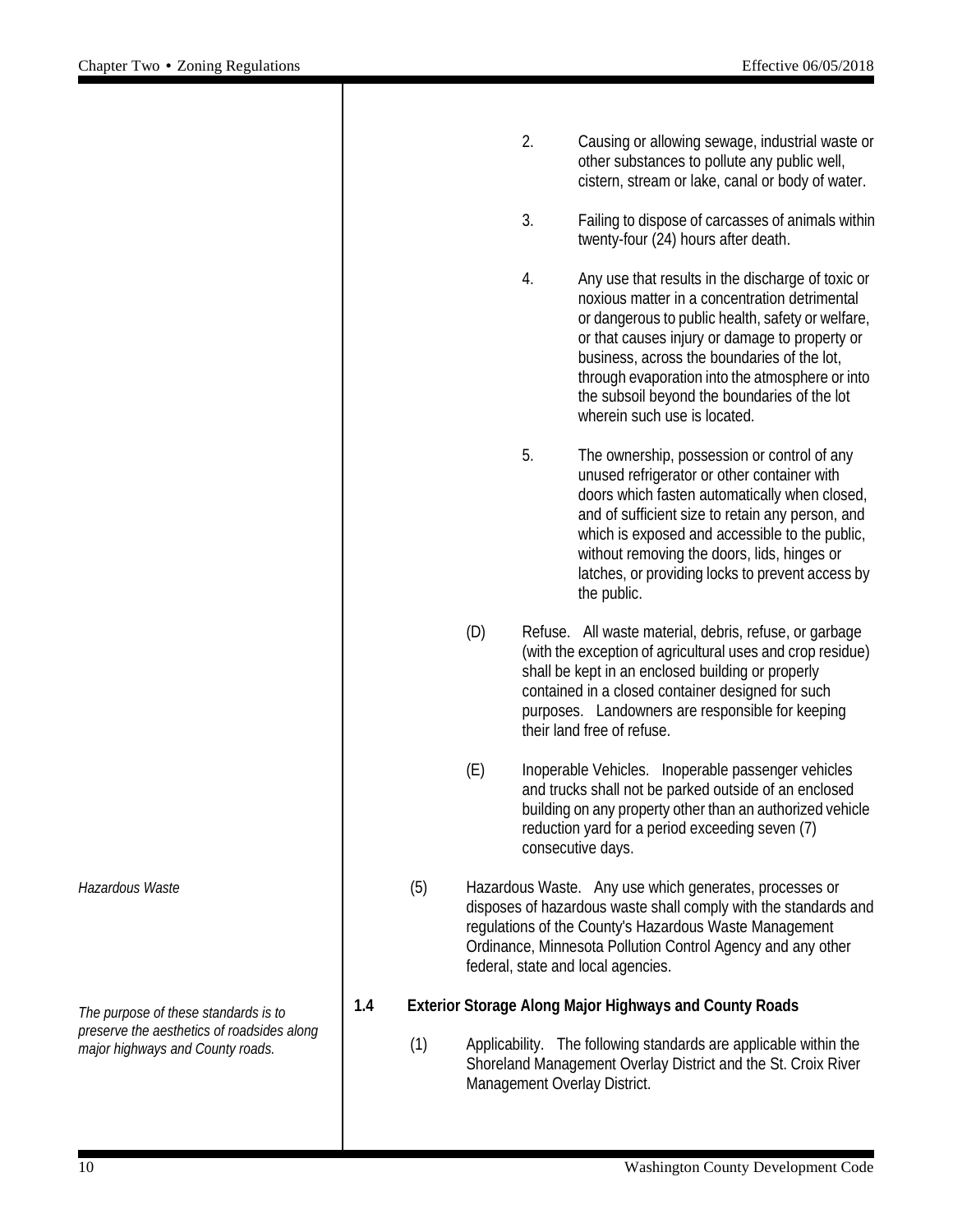2. Causing or allowing sewage, industrial waste or other substances to pollute any public well, cistern, stream or lake, canal or body of water.

3. Failing to dispose of carcasses of animals within twenty-four (24) hours after death.

4. Any use that results in the discharge of toxic or noxious matter in a concentration detrimental or dangerous to public health, safety or welfare, or that causes injury or damage to property or business, across the boundaries of the lot, through evaporation into the atmosphere or into the subsoil beyond the boundaries of the lot wherein such use is located.

5. The ownership, possession or control of any unused refrigerator or other container with doors which fasten automatically when closed, and of sufficient size to retain any person, and which is exposed and accessible to the public, without removing the doors, lids, hinges or latches, or providing locks to prevent access by the public.

(D) Refuse. All waste material, debris, refuse, or garbage (with the exception of agricultural uses and crop residue) shall be kept in an enclosed building or properly contained in a closed container designed for such purposes. Landowners are responsible for keeping their land free of refuse.

(E) Inoperable Vehicles. Inoperable passenger vehicles and trucks shall not be parked outside of an enclosed building on any property other than an authorized vehicle reduction yard for a period exceeding seven (7) consecutive days.

*Hazardous Waste*

(5) Hazardous Waste. Any use which generates, processes or disposes of hazardous waste shall comply with the standards and regulations of the County's Hazardous Waste Management Ordinance, Minnesota Pollution Control Agency and any other federal, state and local agencies.

*The purpose of these standards is to preserve the aesthetics of roadsides along major highways and County roads.*

**1.4 Exterior Storage Along Major Highways and County Roads**

(1) Applicability. The following standards are applicable within the Shoreland Management Overlay District and the St. Croix River Management Overlay District.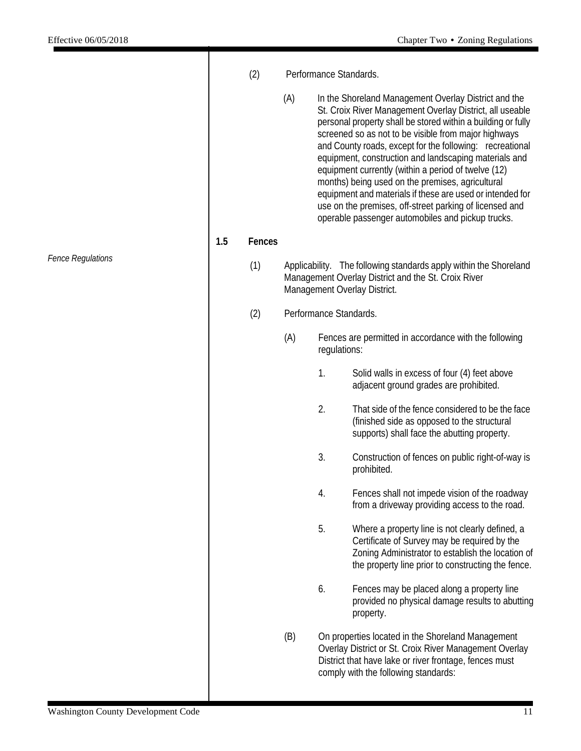(2) Performance Standards.

(A) In the Shoreland Management Overlay District and the St. Croix River Management Overlay District, all useable personal property shall be stored within a building or fully screened so as not to be visible from major highways and County roads, except for the following: recreational equipment, construction and landscaping materials and equipment currently (within a period of twelve (12) months) being used on the premises, agricultural equipment and materials if these are used or intended for use on the premises, off-street parking of licensed and operable passenger automobiles and pickup trucks.

## 1.5 Fences

*Fence Regulations*

(1) Applicability. The following standards apply within the Shoreland Management Overlay District and the St. Croix River Management Overlay District.

(2) Performance Standards.

(A) Fences are permitted in accordance with the following regulations:

1. Solid walls in excess of four (4) feet above adjacent ground grades are prohibited.

2. That side of the fence considered to be the face (finished side as opposed to the structural supports) shall face the abutting property.

3. Construction of fences on public right-of-way is prohibited.

4. Fences shall not impede vision of the roadway from a driveway providing access to the road.

5. Where a property line is not clearly defined, a Certificate of Survey may be required by the Zoning Administrator to establish the location of the property line prior to constructing the fence.

6. Fences may be placed along a property line provided no physical damage results to abutting property.

(B) On properties located in the Shoreland Management Overlay District or St. Croix River Management Overlay District that have lake or river frontage, fences must comply with the following standards: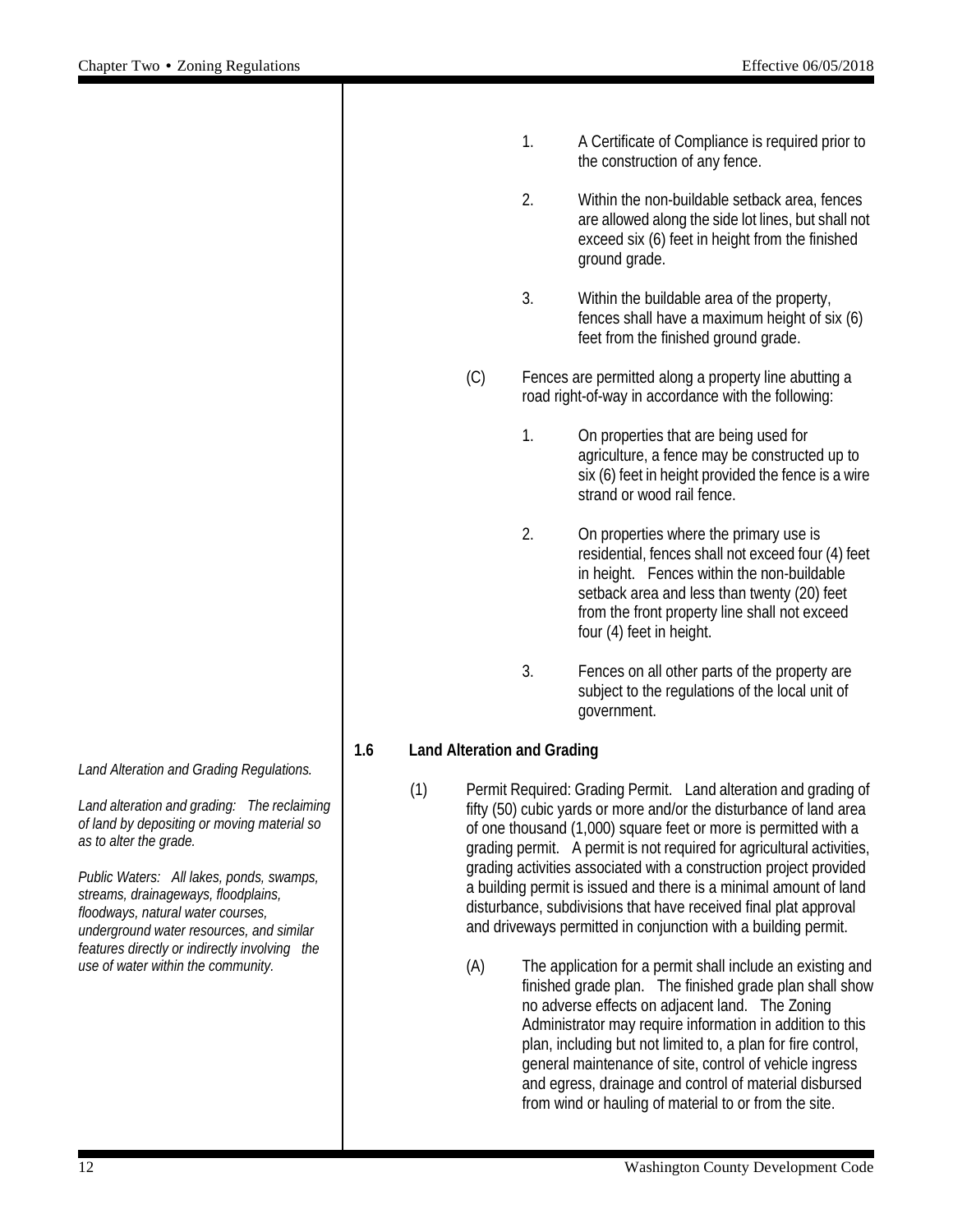1. A Certificate of Compliance is required prior to the construction of any fence.

2. Within the non-buildable setback area, fences are allowed along the side lot lines, but shall not exceed six (6) feet in height from the finished ground grade.

3. Within the buildable area of the property, fences shall have a maximum height of six (6) feet from the finished ground grade.

(C) Fences are permitted along a property line abutting a road right-of-way in accordance with the following:

1. On properties that are being used for agriculture, a fence may be constructed up to six (6) feet in height provided the fence is a wire strand or wood rail fence.

2. On properties where the primary use is residential, fences shall not exceed four (4) feet in height. Fences within the non-buildable setback area and less than twenty (20) feet from the front property line shall not exceed four (4) feet in height.

3. Fences on all other parts of the property are subject to the regulations of the local unit of government.

## 1.6 Land Alteration and Grading

*Land Alteration and Grading Regulations.*

*Land alteration and grading: The reclaiming of land by depositing or moving material so as to alter the grade.*

*Public Waters: All lakes, ponds, swamps, streams, drainageways, floodplains, floodways, natural water courses, underground water resources, and similar features directly or indirectly involving the use of water within the community.*

(1) Permit Required: Grading Permit. Land alteration and grading of fifty (50) cubic yards or more and/or the disturbance of land area of one thousand (1,000) square feet or more is permitted with a grading permit. A permit is not required for agricultural activities, grading activities associated with a construction project provided a building permit is issued and there is a minimal amount of land disturbance, subdivisions that have received final plat approval and driveways permitted in conjunction with a building permit.

(A) The application for a permit shall include an existing and finished grade plan. The finished grade plan shall show no adverse effects on adjacent land. The Zoning Administrator may require information in addition to this plan, including but not limited to, a plan for fire control, general maintenance of site, control of vehicle ingress and egress, drainage and control of material disbursed from wind or hauling of material to or from the site.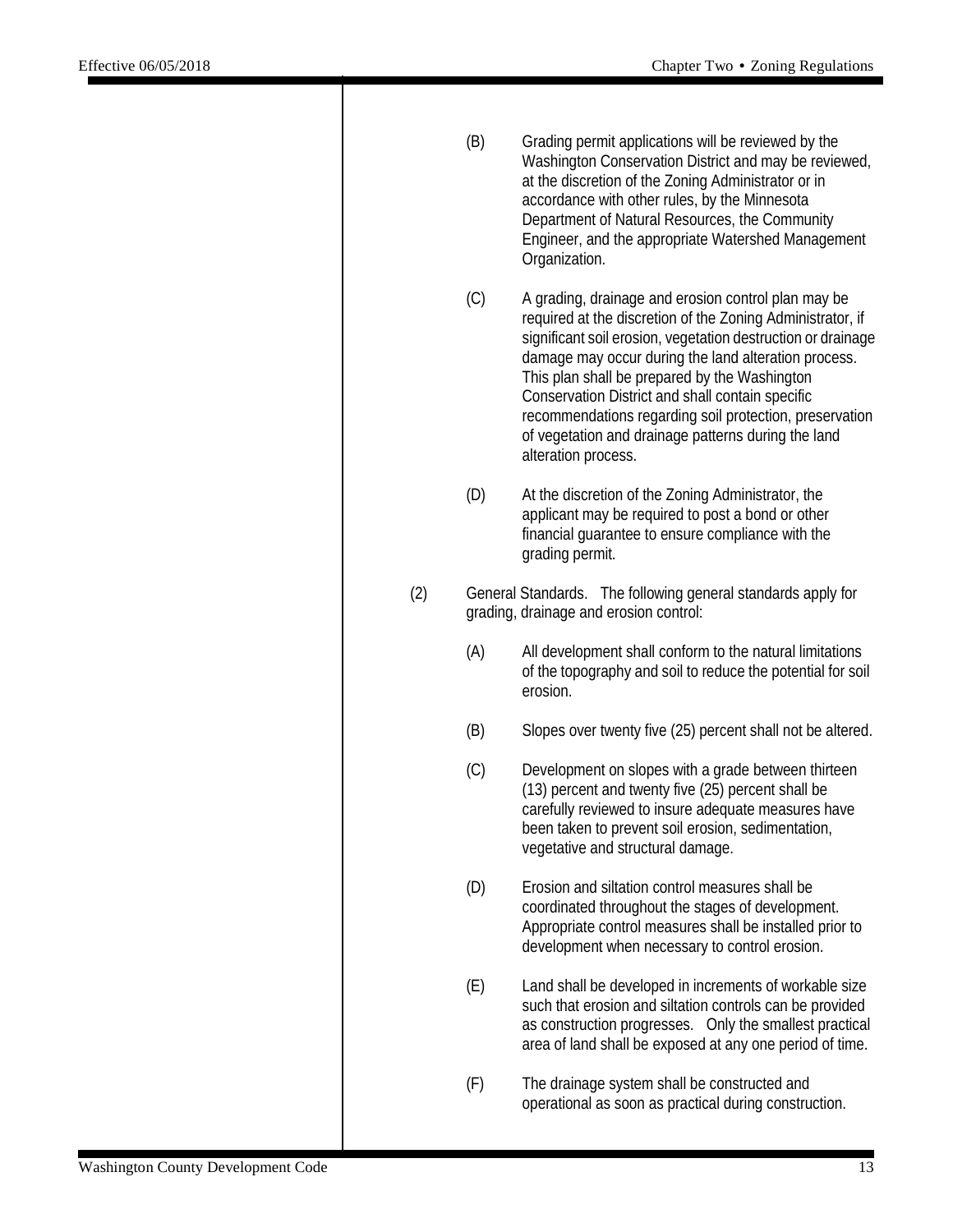(B) Grading permit applications will be reviewed by the Washington Conservation District and may be reviewed, at the discretion of the Zoning Administrator or in accordance with other rules, by the Minnesota Department of Natural Resources, the Community Engineer, and the appropriate Watershed Management Organization.

(C) A grading, drainage and erosion control plan may be required at the discretion of the Zoning Administrator, if significant soil erosion, vegetation destruction or drainage damage may occur during the land alteration process. This plan shall be prepared by the Washington Conservation District and shall contain specific recommendations regarding soil protection, preservation of vegetation and drainage patterns during the land alteration process.

(D) At the discretion of the Zoning Administrator, the applicant may be required to post a bond or other financial guarantee to ensure compliance with the grading permit.

(2) General Standards. The following general standards apply for grading, drainage and erosion control:

(A) All development shall conform to the natural limitations of the topography and soil to reduce the potential for soil erosion.

(B) Slopes over twenty five (25) percent shall not be altered.

(C) Development on slopes with a grade between thirteen (13) percent and twenty five (25) percent shall be carefully reviewed to insure adequate measures have been taken to prevent soil erosion, sedimentation, vegetative and structural damage.

(D) Erosion and siltation control measures shall be coordinated throughout the stages of development. Appropriate control measures shall be installed prior to development when necessary to control erosion.

(E) Land shall be developed in increments of workable size such that erosion and siltation controls can be provided as construction progresses. Only the smallest practical area of land shall be exposed at any one period of time.

(F) The drainage system shall be constructed and operational as soon as practical during construction.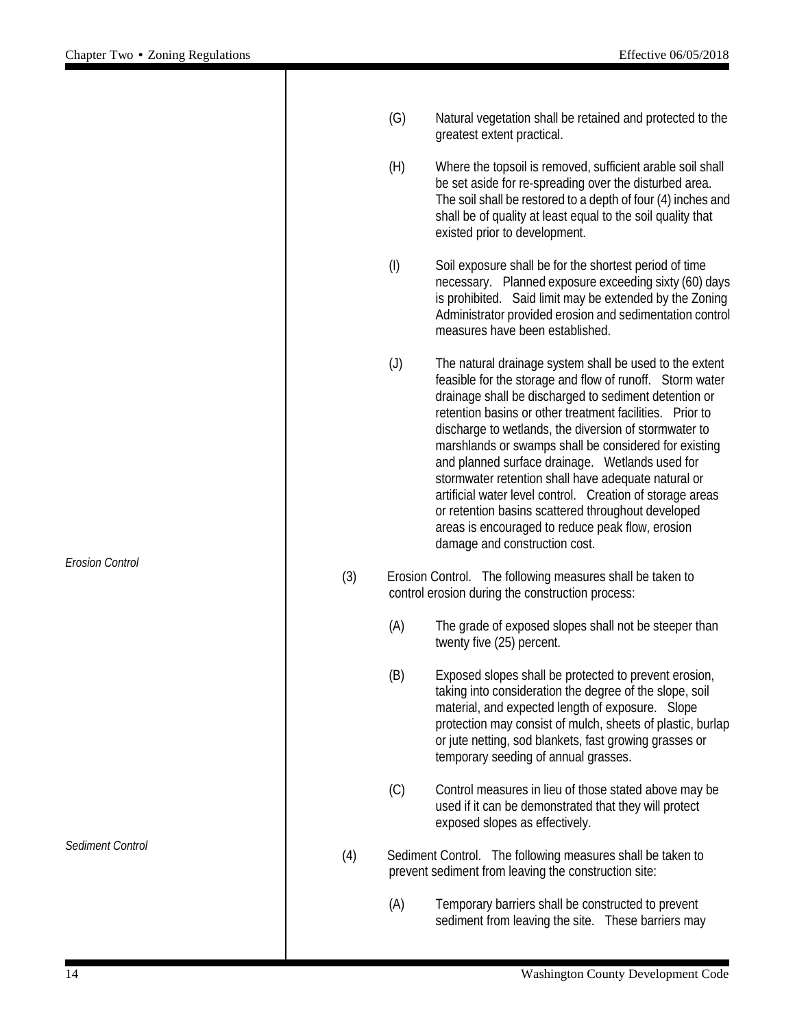(G) Natural vegetation shall be retained and protected to the greatest extent practical.

(H) Where the topsoil is removed, sufficient arable soil shall be set aside for re-spreading over the disturbed area. The soil shall be restored to a depth of four (4) inches and shall be of quality at least equal to the soil quality that existed prior to development.

(I) Soil exposure shall be for the shortest period of time necessary. Planned exposure exceeding sixty (60) days is prohibited. Said limit may be extended by the Zoning Administrator provided erosion and sedimentation control measures have been established.

(J) The natural drainage system shall be used to the extent feasible for the storage and flow of runoff. Storm water drainage shall be discharged to sediment detention or retention basins or other treatment facilities. Prior to discharge to wetlands, the diversion of stormwater to marshlands or swamps shall be considered for existing and planned surface drainage. Wetlands used for stormwater retention shall have adequate natural or artificial water level control. Creation of storage areas or retention basins scattered throughout developed areas is encouraged to reduce peak flow, erosion damage and construction cost.

*Erosion Control*

(3) Erosion Control. The following measures shall be taken to control erosion during the construction process:

(A) The grade of exposed slopes shall not be steeper than twenty five (25) percent.

(B) Exposed slopes shall be protected to prevent erosion, taking into consideration the degree of the slope, soil material, and expected length of exposure. Slope protection may consist of mulch, sheets of plastic, burlap or jute netting, sod blankets, fast growing grasses or temporary seeding of annual grasses.

(C) Control measures in lieu of those stated above may be used if it can be demonstrated that they will protect exposed slopes as effectively.

*Sediment Control*

(4) Sediment Control. The following measures shall be taken to prevent sediment from leaving the construction site:

(A) Temporary barriers shall be constructed to prevent sediment from leaving the site. These barriers may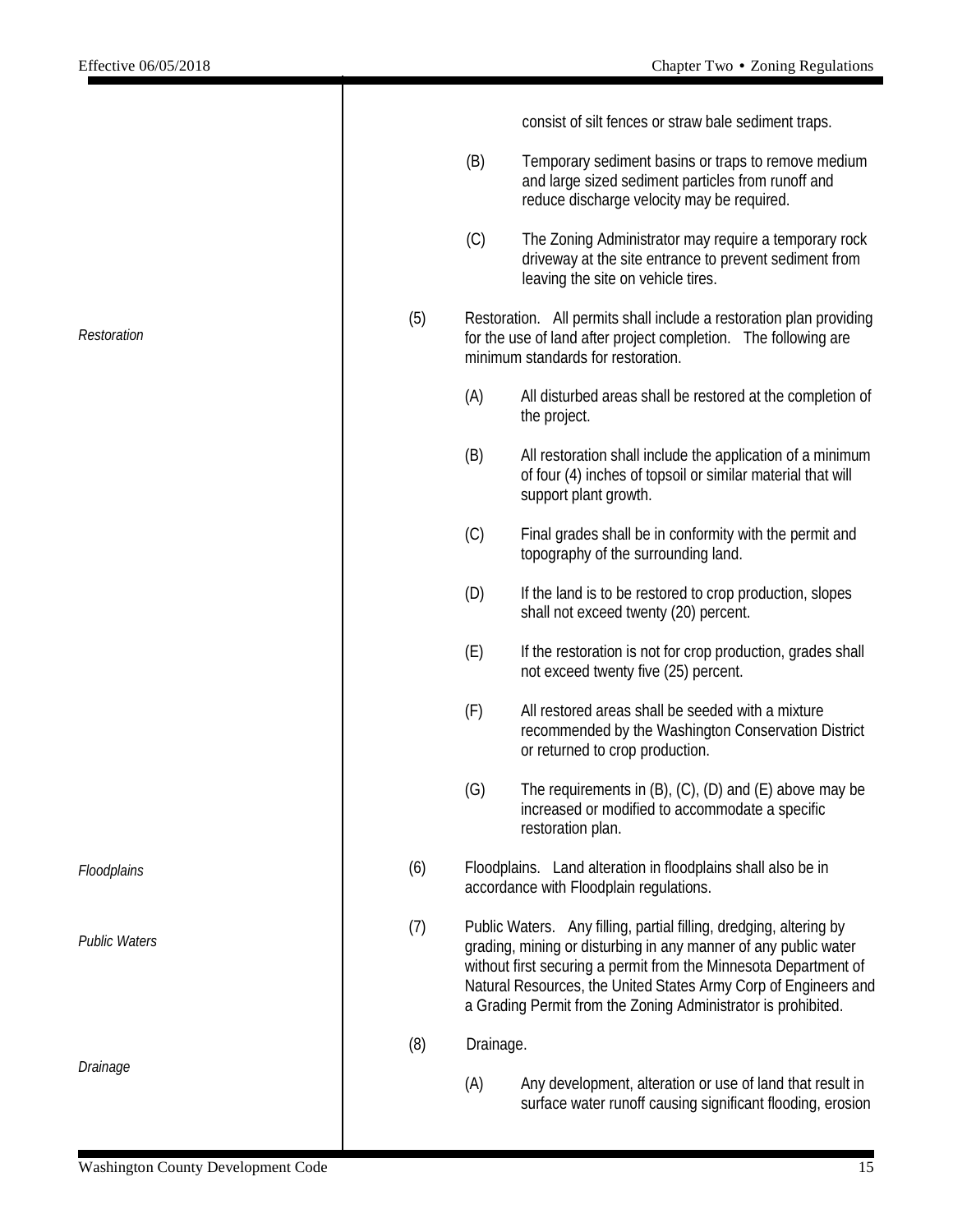consist of silt fences or straw bale sediment traps.

(B) Temporary sediment basins or traps to remove medium and large sized sediment particles from runoff and reduce discharge velocity may be required.

(C) The Zoning Administrator may require a temporary rock driveway at the site entrance to prevent sediment from leaving the site on vehicle tires.

*Restoration*

(5) Restoration. All permits shall include a restoration plan providing for the use of land after project completion. The following are minimum standards for restoration.

(A) All disturbed areas shall be restored at the completion of the project.

(B) All restoration shall include the application of a minimum of four (4) inches of topsoil or similar material that will support plant growth.

(C) Final grades shall be in conformity with the permit and topography of the surrounding land.

(D) If the land is to be restored to crop production, slopes shall not exceed twenty (20) percent.

(E) If the restoration is not for crop production, grades shall not exceed twenty five (25) percent.

(F) All restored areas shall be seeded with a mixture recommended by the Washington Conservation District or returned to crop production.

(G) The requirements in (B), (C), (D) and (E) above may be increased or modified to accommodate a specific restoration plan.

*Floodplains*

(6) Floodplains. Land alteration in floodplains shall also be in accordance with Floodplain regulations.

*Public Waters*

(7) Public Waters. Any filling, partial filling, dredging, altering by grading, mining or disturbing in any manner of any public water without first securing a permit from the Minnesota Department of Natural Resources, the United States Army Corp of Engineers and a Grading Permit from the Zoning Administrator is prohibited.

*Drainage*

(8) Drainage.

(A) Any development, alteration or use of land that result in surface water runoff causing significant flooding, erosion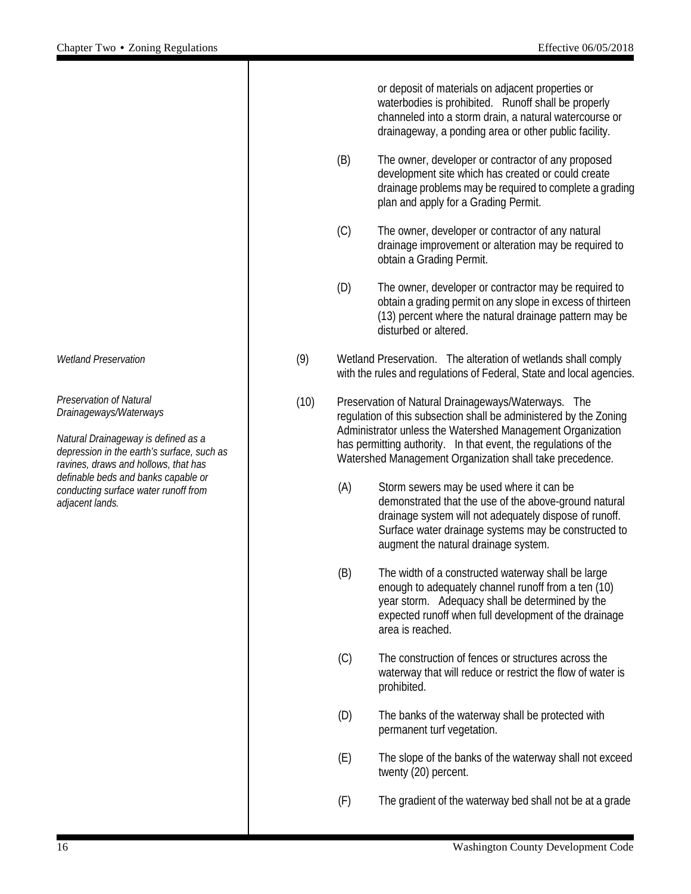or deposit of materials on adjacent properties or waterbodies is prohibited. Runoff shall be properly channeled into a storm drain, a natural watercourse or drainageway, a ponding area or other public facility.

(B) The owner, developer or contractor of any proposed development site which has created or could create drainage problems may be required to complete a grading plan and apply for a Grading Permit.

(C) The owner, developer or contractor of any natural drainage improvement or alteration may be required to obtain a Grading Permit.

(D) The owner, developer or contractor may be required to obtain a grading permit on any slope in excess of thirteen (13) percent where the natural drainage pattern may be disturbed or altered.

*Wetland Preservation*

(9) Wetland Preservation. The alteration of wetlands shall comply with the rules and regulations of Federal, State and local agencies.

*Preservation of Natural Drainageways/Waterways*

*Natural Drainageway is defined as a depression in the earth's surface, such as ravines, draws and hollows, that has definable beds and banks capable or conducting surface water runoff from adjacent lands.*

(10) Preservation of Natural Drainageways/Waterways. The regulation of this subsection shall be administered by the Zoning Administrator unless the Watershed Management Organization has permitting authority. In that event, the regulations of the Watershed Management Organization shall take precedence.

(A) Storm sewers may be used where it can be demonstrated that the use of the above-ground natural drainage system will not adequately dispose of runoff. Surface water drainage systems may be constructed to augment the natural drainage system.

(B) The width of a constructed waterway shall be large enough to adequately channel runoff from a ten (10) year storm. Adequacy shall be determined by the expected runoff when full development of the drainage area is reached.

(C) The construction of fences or structures across the waterway that will reduce or restrict the flow of water is prohibited.

(D) The banks of the waterway shall be protected with permanent turf vegetation.

(E) The slope of the banks of the waterway shall not exceed twenty (20) percent.

(F) The gradient of the waterway bed shall not be at a grade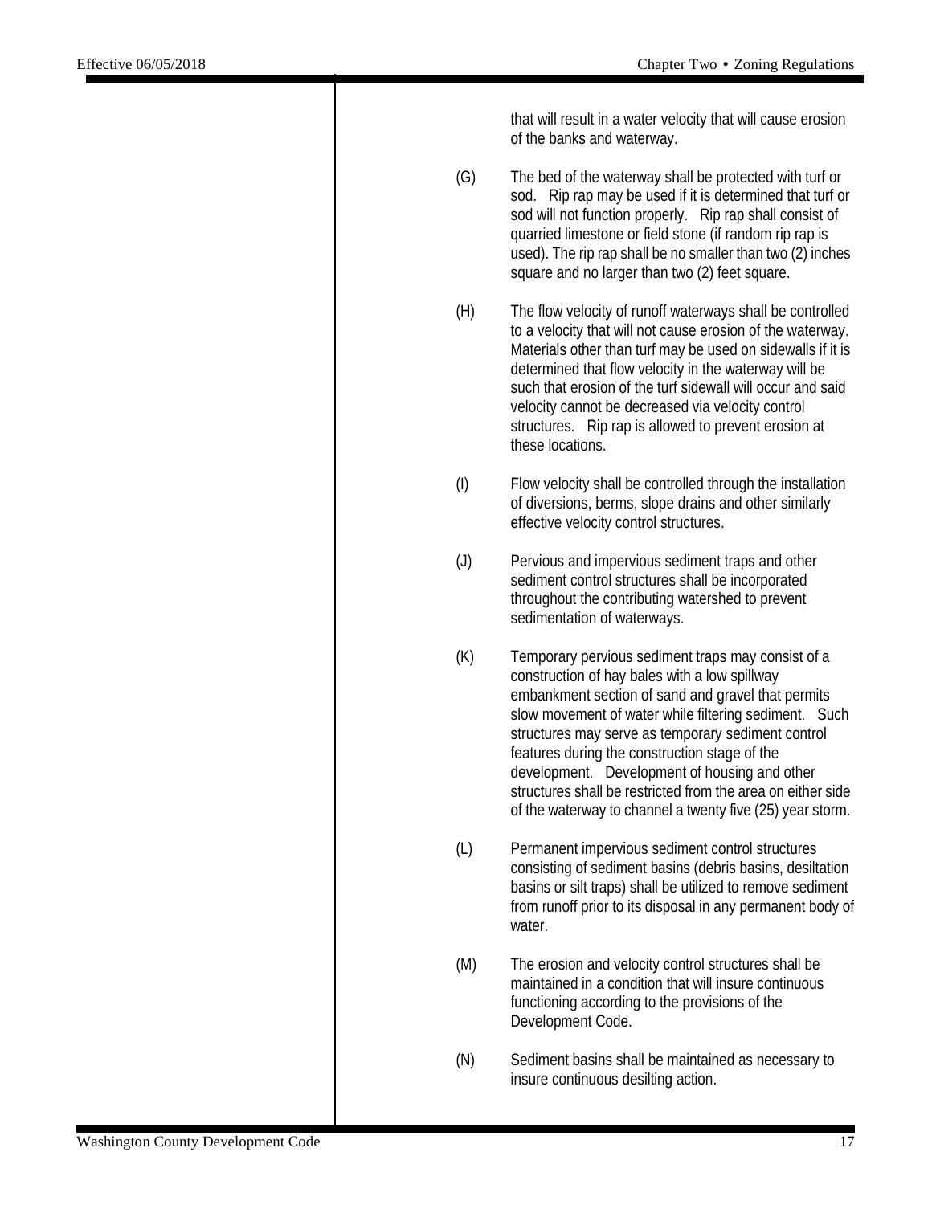that will result in a water velocity that will cause erosion of the banks and waterway.

(G) The bed of the waterway shall be protected with turf or sod. Rip rap may be used if it is determined that turf or sod will not function properly. Rip rap shall consist of quarried limestone or field stone (if random rip rap is used). The rip rap shall be no smaller than two (2) inches square and no larger than two (2) feet square.

(H) The flow velocity of runoff waterways shall be controlled to a velocity that will not cause erosion of the waterway. Materials other than turf may be used on sidewalls if it is determined that flow velocity in the waterway will be such that erosion of the turf sidewall will occur and said velocity cannot be decreased via velocity control structures. Rip rap is allowed to prevent erosion at these locations.

(I) Flow velocity shall be controlled through the installation of diversions, berms, slope drains and other similarly effective velocity control structures.

(J) Pervious and impervious sediment traps and other sediment control structures shall be incorporated throughout the contributing watershed to prevent sedimentation of waterways.

(K) Temporary pervious sediment traps may consist of a construction of hay bales with a low spillway embankment section of sand and gravel that permits slow movement of water while filtering sediment. Such structures may serve as temporary sediment control features during the construction stage of the development. Development of housing and other structures shall be restricted from the area on either side of the waterway to channel a twenty five (25) year storm.

(L) Permanent impervious sediment control structures consisting of sediment basins (debris basins, desiltation basins or silt traps) shall be utilized to remove sediment from runoff prior to its disposal in any permanent body of water.

(M) The erosion and velocity control structures shall be maintained in a condition that will insure continuous functioning according to the provisions of the Development Code.

(N) Sediment basins shall be maintained as necessary to insure continuous desilting action.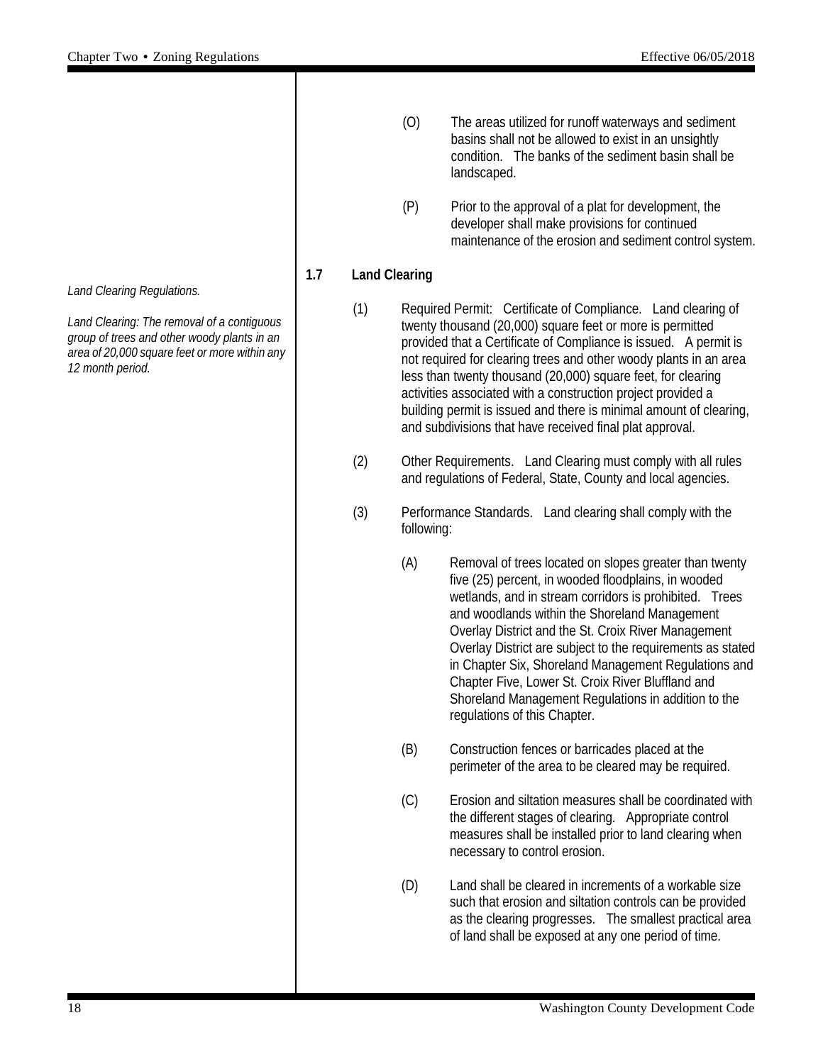(O) The areas utilized for runoff waterways and sediment basins shall not be allowed to exist in an unsightly condition. The banks of the sediment basin shall be landscaped.

(P) Prior to the approval of a plat for development, the developer shall make provisions for continued maintenance of the erosion and sediment control system.

## 1.7 Land Clearing

*Land Clearing Regulations.*

*Land Clearing: The removal of a contiguous group of trees and other woody plants in an area of 20,000 square feet or more within any 12 month period.*

(1) Required Permit: Certificate of Compliance. Land clearing of twenty thousand (20,000) square feet or more is permitted provided that a Certificate of Compliance is issued. A permit is not required for clearing trees and other woody plants in an area less than twenty thousand (20,000) square feet, for clearing activities associated with a construction project provided a building permit is issued and there is minimal amount of clearing, and subdivisions that have received final plat approval.

(2) Other Requirements. Land Clearing must comply with all rules and regulations of Federal, State, County and local agencies.

(3) Performance Standards. Land clearing shall comply with the following:

(A) Removal of trees located on slopes greater than twenty five (25) percent, in wooded floodplains, in wooded wetlands, and in stream corridors is prohibited. Trees and woodlands within the Shoreland Management Overlay District and the St. Croix River Management Overlay District are subject to the requirements as stated in Chapter Six, Shoreland Management Regulations and Chapter Five, Lower St. Croix River Bluffland and Shoreland Management Regulations in addition to the regulations of this Chapter.

(B) Construction fences or barricades placed at the perimeter of the area to be cleared may be required.

(C) Erosion and siltation measures shall be coordinated with the different stages of clearing. Appropriate control measures shall be installed prior to land clearing when necessary to control erosion.

(D) Land shall be cleared in increments of a workable size such that erosion and siltation controls can be provided as the clearing progresses. The smallest practical area of land shall be exposed at any one period of time.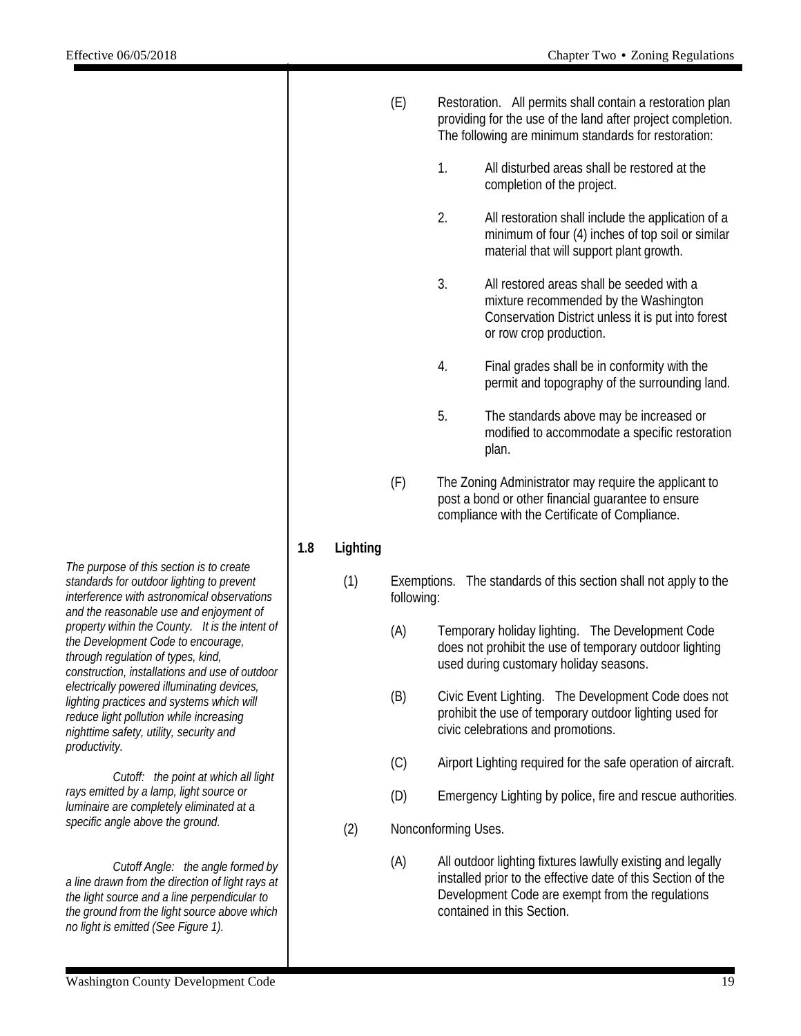(E) Restoration. All permits shall contain a restoration plan providing for the use of the land after project completion. The following are minimum standards for restoration:

1. All disturbed areas shall be restored at the completion of the project.

2. All restoration shall include the application of a minimum of four (4) inches of top soil or similar material that will support plant growth.

3. All restored areas shall be seeded with a mixture recommended by the Washington Conservation District unless it is put into forest or row crop production.

4. Final grades shall be in conformity with the permit and topography of the surrounding land.

5. The standards above may be increased or modified to accommodate a specific restoration plan.

(F) The Zoning Administrator may require the applicant to post a bond or other financial guarantee to ensure compliance with the Certificate of Compliance.

## 1.8 Lighting

*The purpose of this section is to create standards for outdoor lighting to prevent interference with astronomical observations and the reasonable use and enjoyment of property within the County. It is the intent of the Development Code to encourage, through regulation of types, kind, construction, installations and use of outdoor electrically powered illuminating devices, lighting practices and systems which will reduce light pollution while increasing nighttime safety, utility, security and productivity.*

*Cutoff: the point at which all light rays emitted by a lamp, light source or luminaire are completely eliminated at a specific angle above the ground.*

*Cutoff Angle: the angle formed by a line drawn from the direction of light rays at the light source and a line perpendicular to the ground from the light source above which no light is emitted (See Figure 1).*

(1) Exemptions. The standards of this section shall not apply to the following:

(A) Temporary holiday lighting. The Development Code does not prohibit the use of temporary outdoor lighting used during customary holiday seasons.

(B) Civic Event Lighting. The Development Code does not prohibit the use of temporary outdoor lighting used for civic celebrations and promotions.

(C) Airport Lighting required for the safe operation of aircraft.

(D) Emergency Lighting by police, fire and rescue authorities.

(2) Nonconforming Uses.

(A) All outdoor lighting fixtures lawfully existing and legally installed prior to the effective date of this Section of the Development Code are exempt from the regulations contained in this Section.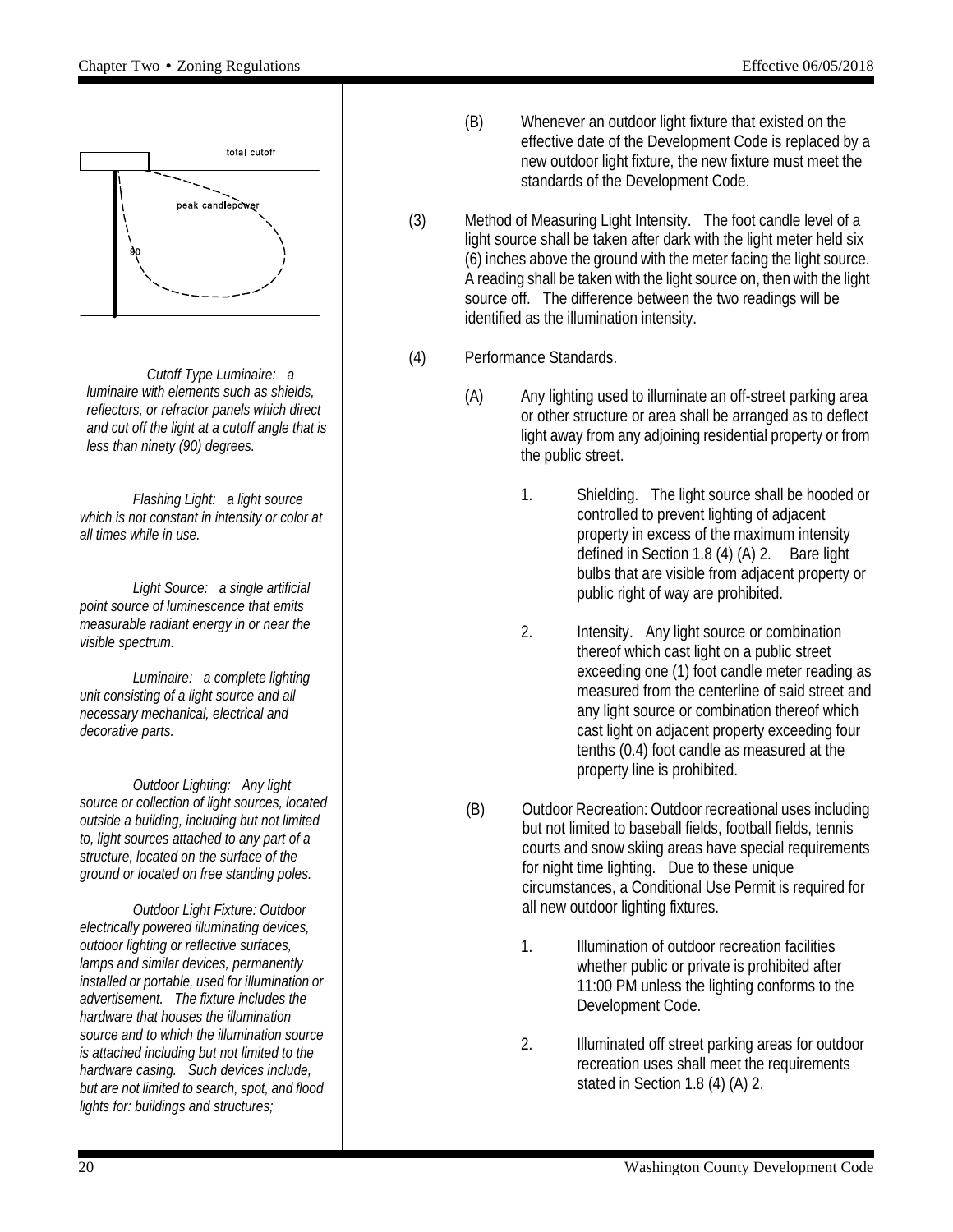*Cutoff Type Luminaire: a luminaire with elements such as shields, reflectors, or refractor panels which direct and cut off the light at a cutoff angle that is less than ninety (90) degrees.*

*Flashing Light: a light source which is not constant in intensity or color at all times while in use.*

*Light Source: a single artificial point source of luminescence that emits measurable radiant energy in or near the visible spectrum.*

*Luminaire: a complete lighting unit consisting of a light source and all necessary mechanical, electrical and decorative parts.*

*Outdoor Lighting: Any light source or collection of light sources, located outside a building, including but not limited to, light sources attached to any part of a structure, located on the surface of the ground or located on free standing poles.*

*Outdoor Light Fixture: Outdoor electrically powered illuminating devices, outdoor lighting or reflective surfaces, lamps and similar devices, permanently installed or portable, used for illumination or advertisement. The fixture includes the hardware that houses the illumination source and to which the illumination source is attached including but not limited to the hardware casing. Such devices include, but are not limited to search, spot, and flood lights for: buildings and structures;*

(B) Whenever an outdoor light fixture that existed on the effective date of the Development Code is replaced by a new outdoor light fixture, the new fixture must meet the standards of the Development Code.

(3) Method of Measuring Light Intensity. The foot candle level of a light source shall be taken after dark with the light meter held six (6) inches above the ground with the meter facing the light source. A reading shall be taken with the light source on, then with the light source off. The difference between the two readings will be identified as the illumination intensity.

(4) Performance Standards.

(A) Any lighting used to illuminate an off-street parking area or other structure or area shall be arranged as to deflect light away from any adjoining residential property or from the public street.

1. Shielding. The light source shall be hooded or controlled to prevent lighting of adjacent property in excess of the maximum intensity defined in Section 1.8 (4) (A) 2. Bare light bulbs that are visible from adjacent property or public right of way are prohibited.

2. Intensity. Any light source or combination thereof which cast light on a public street exceeding one (1) foot candle meter reading as measured from the centerline of said street and any light source or combination thereof which cast light on adjacent property exceeding four tenths (0.4) foot candle as measured at the property line is prohibited.

(B) Outdoor Recreation: Outdoor recreational uses including but not limited to baseball fields, football fields, tennis courts and snow skiing areas have special requirements for night time lighting. Due to these unique circumstances, a Conditional Use Permit is required for all new outdoor lighting fixtures.

1. Illumination of outdoor recreation facilities whether public or private is prohibited after 11:00 PM unless the lighting conforms to the Development Code.

2. Illuminated off street parking areas for outdoor recreation uses shall meet the requirements stated in Section 1.8 (4) (A) 2.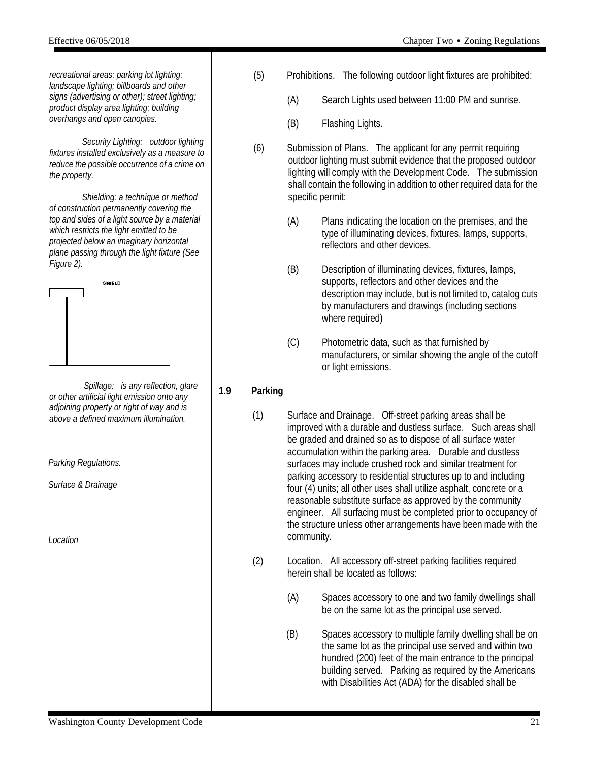*recreational areas; parking lot lighting; landscape lighting; billboards and other signs (advertising or other); street lighting; product display area lighting; building overhangs and open canopies.*

*Security Lighting: outdoor lighting fixtures installed exclusively as a measure to reduce the possible occurrence of a crime on the property.*

*Shielding: a technique or method of construction permanently covering the top and sides of a light source by a material which restricts the light emitted to be projected below an imaginary horizontal plane passing through the light fixture (See Figure 2).*

SHIELD

*Spillage: is any reflection, glare or other artificial light emission onto any adjoining property or right of way and is above a defined maximum illumination.*

(5) Prohibitions. The following outdoor light fixtures are prohibited:

(A) Search Lights used between 11:00 PM and sunrise.

(B) Flashing Lights.

(6) Submission of Plans. The applicant for any permit requiring outdoor lighting must submit evidence that the proposed outdoor lighting will comply with the Development Code. The submission shall contain the following in addition to other required data for the specific permit:

(A) Plans indicating the location on the premises, and the type of illuminating devices, fixtures, lamps, supports, reflectors and other devices.

(B) Description of illuminating devices, fixtures, lamps, supports, reflectors and other devices and the description may include, but is not limited to, catalog cuts by manufacturers and drawings (including sections where required)

(C) Photometric data, such as that furnished by manufacturers, or similar showing the angle of the cutoff or light emissions.

## 1.9 Parking

*Parking Regulations.*

*Surface & Drainage*

(1) Surface and Drainage. Off-street parking areas shall be improved with a durable and dustless surface. Such areas shall be graded and drained so as to dispose of all surface water accumulation within the parking area. Durable and dustless surfaces may include crushed rock and similar treatment for parking accessory to residential structures up to and including four (4) units; all other uses shall utilize asphalt, concrete or a reasonable substitute surface as approved by the community engineer. All surfacing must be completed prior to occupancy of the structure unless other arrangements have been made with the community.

*Location*

(2) Location. All accessory off-street parking facilities required herein shall be located as follows:

(A) Spaces accessory to one and two family dwellings shall be on the same lot as the principal use served.

(B) Spaces accessory to multiple family dwelling shall be on the same lot as the principal use served and within two hundred (200) feet of the main entrance to the principal building served. Parking as required by the Americans with Disabilities Act (ADA) for the disabled shall be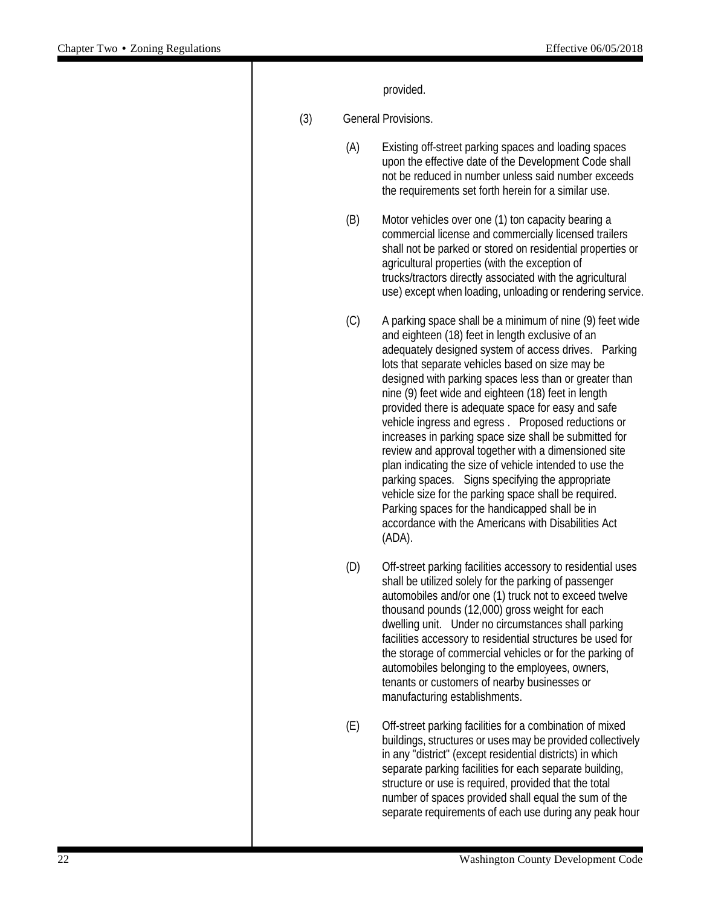provided.

(3) General Provisions.

(A) Existing off-street parking spaces and loading spaces upon the effective date of the Development Code shall not be reduced in number unless said number exceeds the requirements set forth herein for a similar use.

(B) Motor vehicles over one (1) ton capacity bearing a commercial license and commercially licensed trailers shall not be parked or stored on residential properties or agricultural properties (with the exception of trucks/tractors directly associated with the agricultural use) except when loading, unloading or rendering service.

(C) A parking space shall be a minimum of nine (9) feet wide and eighteen (18) feet in length exclusive of an adequately designed system of access drives. Parking lots that separate vehicles based on size may be designed with parking spaces less than or greater than nine (9) feet wide and eighteen (18) feet in length provided there is adequate space for easy and safe vehicle ingress and egress . Proposed reductions or increases in parking space size shall be submitted for review and approval together with a dimensioned site plan indicating the size of vehicle intended to use the parking spaces. Signs specifying the appropriate vehicle size for the parking space shall be required. Parking spaces for the handicapped shall be in accordance with the Americans with Disabilities Act (ADA).

(D) Off-street parking facilities accessory to residential uses shall be utilized solely for the parking of passenger automobiles and/or one (1) truck not to exceed twelve thousand pounds (12,000) gross weight for each dwelling unit. Under no circumstances shall parking facilities accessory to residential structures be used for the storage of commercial vehicles or for the parking of automobiles belonging to the employees, owners, tenants or customers of nearby businesses or manufacturing establishments.

(E) Off-street parking facilities for a combination of mixed buildings, structures or uses may be provided collectively in any "district" (except residential districts) in which separate parking facilities for each separate building, structure or use is required, provided that the total number of spaces provided shall equal the sum of the separate requirements of each use during any peak hour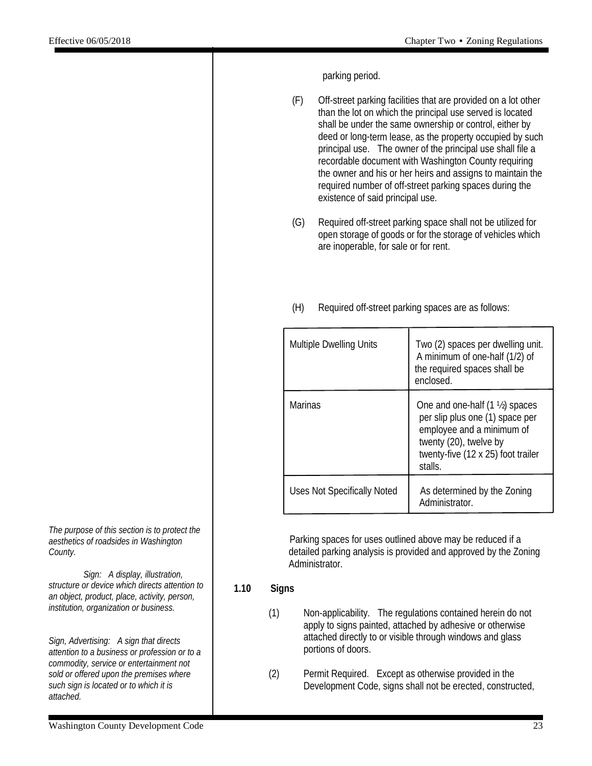parking period.

(F) Off-street parking facilities that are provided on a lot other than the lot on which the principal use served is located shall be under the same ownership or control, either by deed or long-term lease, as the property occupied by such principal use. The owner of the principal use shall file a recordable document with Washington County requiring the owner and his or her heirs and assigns to maintain the required number of off-street parking spaces during the existence of said principal use.

(G) Required off-street parking space shall not be utilized for open storage of goods or for the storage of vehicles which are inoperable, for sale or for rent.

(H) Required off-street parking spaces are as follows:

| | |
|---|---|
| Multiple Dwelling Units | Two (2) spaces per dwelling unit. A minimum of one-half (1/2) of the required spaces shall be enclosed. |
| Marinas | One and one-half (1 ½) spaces per slip plus one (1) space per employee and a minimum of twenty (20), twelve by twenty-five (12 x 25) foot trailer stalls. |
| Uses Not Specifically Noted | As determined by the Zoning Administrator. |

Parking spaces for uses outlined above may be reduced if a detailed parking analysis is provided and approved by the Zoning Administrator.

*The purpose of this section is to protect the aesthetics of roadsides in Washington County.*

*Sign: A display, illustration, structure or device which directs attention to an object, product, place, activity, person, institution, organization or business.*

*Sign, Advertising: A sign that directs attention to a business or profession or to a commodity, service or entertainment not sold or offered upon the premises where such sign is located or to which it is attached.*

## 1.10 Signs

(1) Non-applicability. The regulations contained herein do not apply to signs painted, attached by adhesive or otherwise attached directly to or visible through windows and glass portions of doors.

(2) Permit Required. Except as otherwise provided in the Development Code, signs shall not be erected, constructed,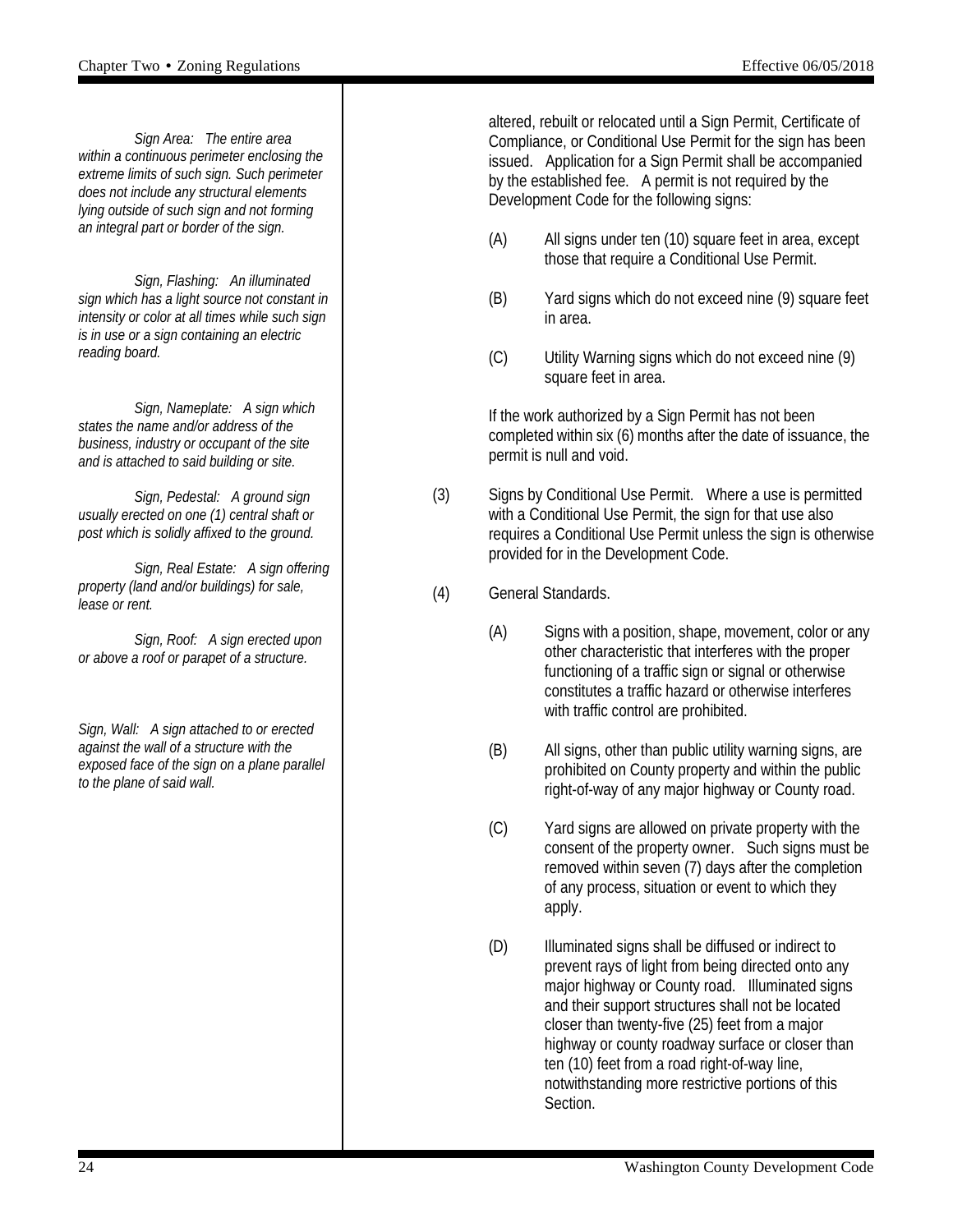*Sign Area: The entire area within a continuous perimeter enclosing the extreme limits of such sign. Such perimeter does not include any structural elements lying outside of such sign and not forming an integral part or border of the sign.*

*Sign, Flashing: An illuminated sign which has a light source not constant in intensity or color at all times while such sign is in use or a sign containing an electric reading board.*

*Sign, Nameplate: A sign which states the name and/or address of the business, industry or occupant of the site and is attached to said building or site.*

*Sign, Pedestal: A ground sign usually erected on one (1) central shaft or post which is solidly affixed to the ground.*

*Sign, Real Estate: A sign offering property (land and/or buildings) for sale, lease or rent.*

*Sign, Roof: A sign erected upon or above a roof or parapet of a structure.*

*Sign, Wall: A sign attached to or erected against the wall of a structure with the exposed face of the sign on a plane parallel to the plane of said wall.*

altered, rebuilt or relocated until a Sign Permit, Certificate of Compliance, or Conditional Use Permit for the sign has been issued. Application for a Sign Permit shall be accompanied by the established fee. A permit is not required by the Development Code for the following signs:

(A) All signs under ten (10) square feet in area, except those that require a Conditional Use Permit.

(B) Yard signs which do not exceed nine (9) square feet in area.

(C) Utility Warning signs which do not exceed nine (9) square feet in area.

If the work authorized by a Sign Permit has not been completed within six (6) months after the date of issuance, the permit is null and void.

(3) Signs by Conditional Use Permit. Where a use is permitted with a Conditional Use Permit, the sign for that use also requires a Conditional Use Permit unless the sign is otherwise provided for in the Development Code.

(4) General Standards.

(A) Signs with a position, shape, movement, color or any other characteristic that interferes with the proper functioning of a traffic sign or signal or otherwise constitutes a traffic hazard or otherwise interferes with traffic control are prohibited.

(B) All signs, other than public utility warning signs, are prohibited on County property and within the public right-of-way of any major highway or County road.

(C) Yard signs are allowed on private property with the consent of the property owner. Such signs must be removed within seven (7) days after the completion of any process, situation or event to which they apply.

(D) Illuminated signs shall be diffused or indirect to prevent rays of light from being directed onto any major highway or County road. Illuminated signs and their support structures shall not be located closer than twenty-five (25) feet from a major highway or county roadway surface or closer than ten (10) feet from a road right-of-way line, notwithstanding more restrictive portions of this Section.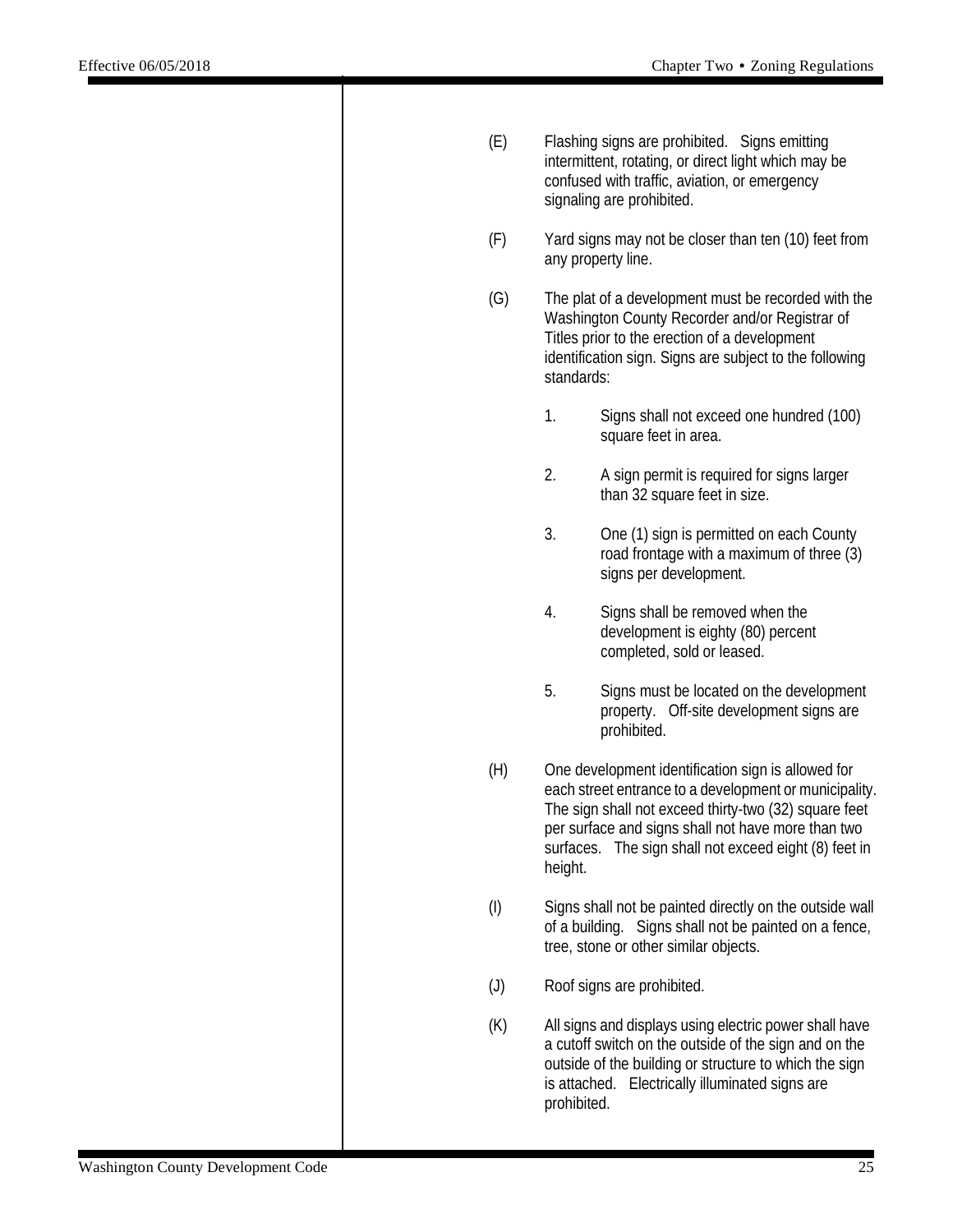(E) Flashing signs are prohibited. Signs emitting intermittent, rotating, or direct light which may be confused with traffic, aviation, or emergency signaling are prohibited.

(F) Yard signs may not be closer than ten (10) feet from any property line.

(G) The plat of a development must be recorded with the Washington County Recorder and/or Registrar of Titles prior to the erection of a development identification sign. Signs are subject to the following standards:

1. Signs shall not exceed one hundred (100) square feet in area.

2. A sign permit is required for signs larger than 32 square feet in size.

3. One (1) sign is permitted on each County road frontage with a maximum of three (3) signs per development.

4. Signs shall be removed when the development is eighty (80) percent completed, sold or leased.

5. Signs must be located on the development property. Off-site development signs are prohibited.

(H) One development identification sign is allowed for each street entrance to a development or municipality. The sign shall not exceed thirty-two (32) square feet per surface and signs shall not have more than two surfaces. The sign shall not exceed eight (8) feet in height.

(I) Signs shall not be painted directly on the outside wall of a building. Signs shall not be painted on a fence, tree, stone or other similar objects.

(J) Roof signs are prohibited.

(K) All signs and displays using electric power shall have a cutoff switch on the outside of the sign and on the outside of the building or structure to which the sign is attached. Electrically illuminated signs are prohibited.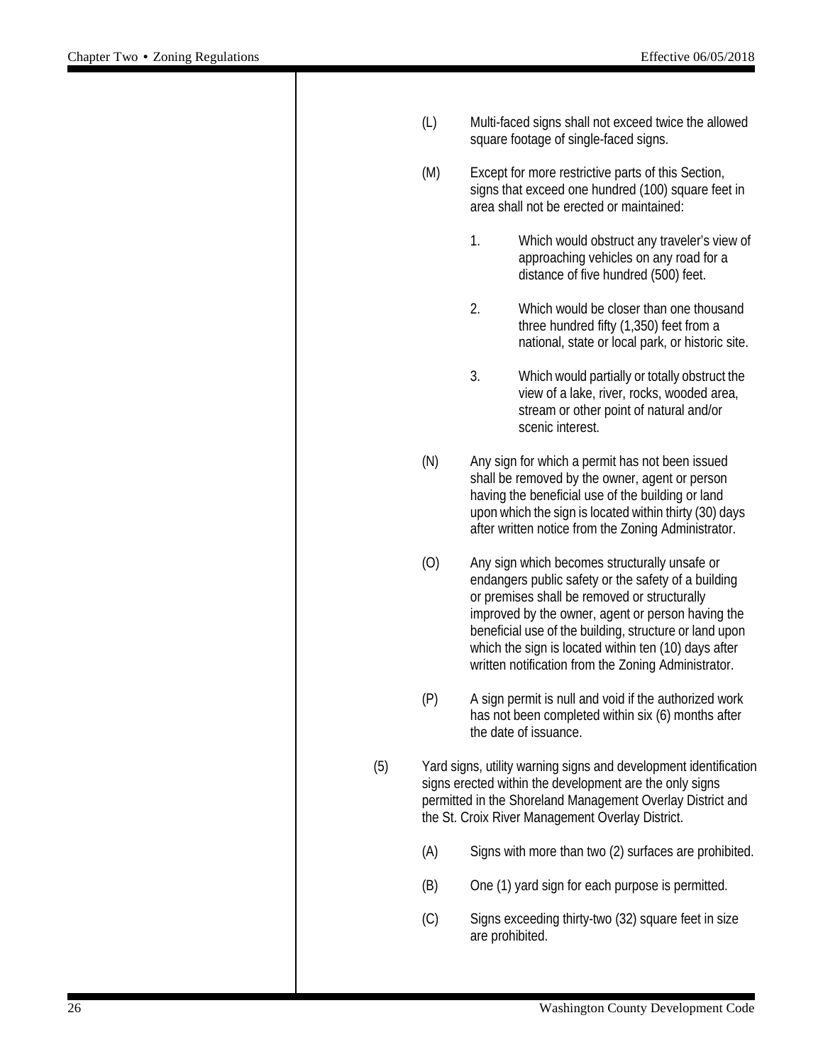(L) Multi-faced signs shall not exceed twice the allowed square footage of single-faced signs.

(M) Except for more restrictive parts of this Section, signs that exceed one hundred (100) square feet in area shall not be erected or maintained:

1. Which would obstruct any traveler's view of approaching vehicles on any road for a distance of five hundred (500) feet.

2. Which would be closer than one thousand three hundred fifty (1,350) feet from a national, state or local park, or historic site.

3. Which would partially or totally obstruct the view of a lake, river, rocks, wooded area, stream or other point of natural and/or scenic interest.

(N) Any sign for which a permit has not been issued shall be removed by the owner, agent or person having the beneficial use of the building or land upon which the sign is located within thirty (30) days after written notice from the Zoning Administrator.

(O) Any sign which becomes structurally unsafe or endangers public safety or the safety of a building or premises shall be removed or structurally improved by the owner, agent or person having the beneficial use of the building, structure or land upon which the sign is located within ten (10) days after written notification from the Zoning Administrator.

(P) A sign permit is null and void if the authorized work has not been completed within six (6) months after the date of issuance.

(5) Yard signs, utility warning signs and development identification signs erected within the development are the only signs permitted in the Shoreland Management Overlay District and the St. Croix River Management Overlay District.

(A) Signs with more than two (2) surfaces are prohibited.

(B) One (1) yard sign for each purpose is permitted.

(C) Signs exceeding thirty-two (32) square feet in size are prohibited.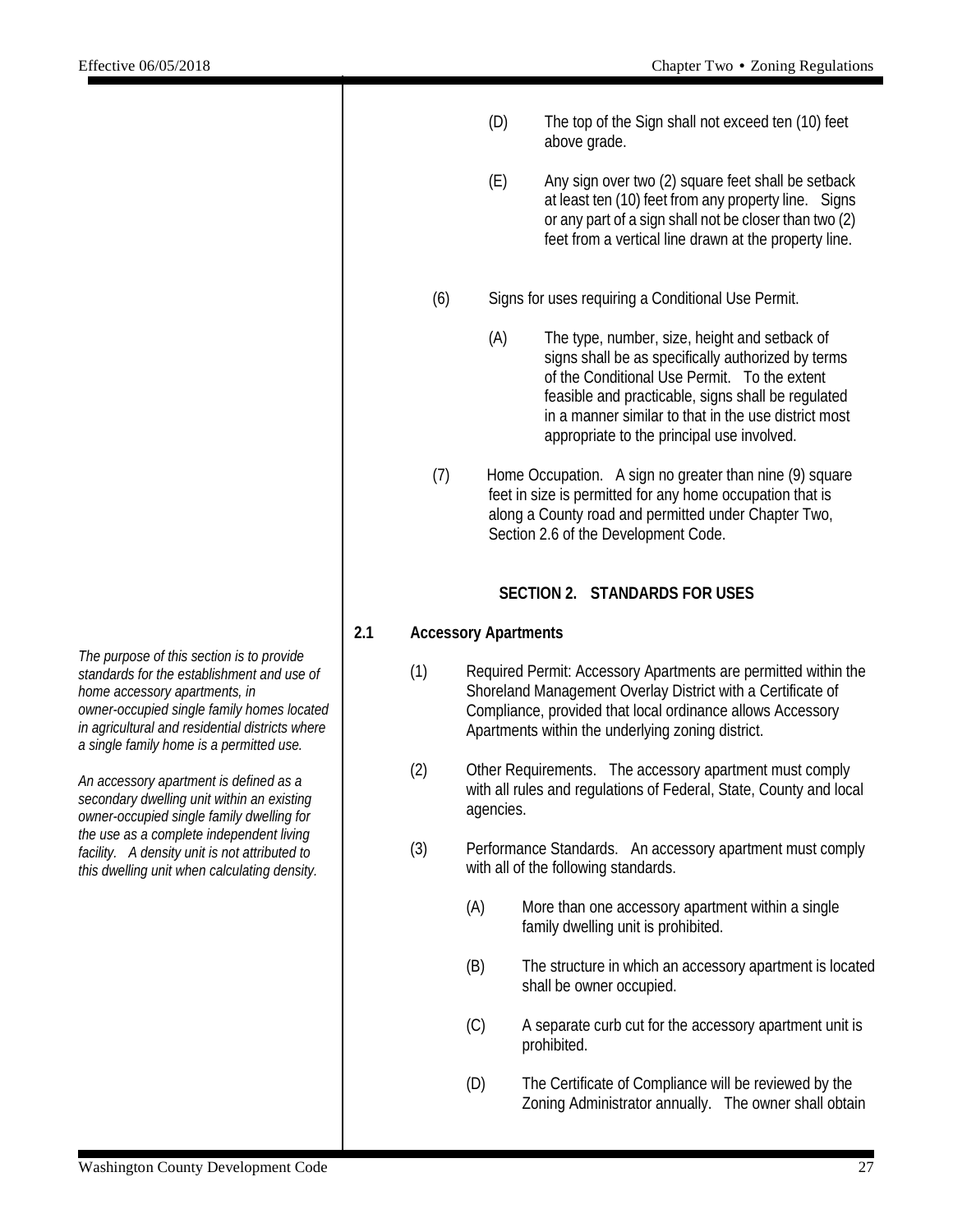(D) The top of the Sign shall not exceed ten (10) feet above grade.

(E) Any sign over two (2) square feet shall be setback at least ten (10) feet from any property line. Signs or any part of a sign shall not be closer than two (2) feet from a vertical line drawn at the property line.

(6) Signs for uses requiring a Conditional Use Permit.

(A) The type, number, size, height and setback of signs shall be as specifically authorized by terms of the Conditional Use Permit. To the extent feasible and practicable, signs shall be regulated in a manner similar to that in the use district most appropriate to the principal use involved.

(7) Home Occupation. A sign no greater than nine (9) square feet in size is permitted for any home occupation that is along a County road and permitted under Chapter Two, Section 2.6 of the Development Code.

## SECTION 2. STANDARDS FOR USES

### 2.1 Accessory Apartments

*The purpose of this section is to provide standards for the establishment and use of home accessory apartments, in owner-occupied single family homes located in agricultural and residential districts where a single family home is a permitted use.*

*An accessory apartment is defined as a secondary dwelling unit within an existing owner-occupied single family dwelling for the use as a complete independent living facility. A density unit is not attributed to this dwelling unit when calculating density.*

(1) Required Permit: Accessory Apartments are permitted within the Shoreland Management Overlay District with a Certificate of Compliance, provided that local ordinance allows Accessory Apartments within the underlying zoning district.

(2) Other Requirements. The accessory apartment must comply with all rules and regulations of Federal, State, County and local agencies.

(3) Performance Standards. An accessory apartment must comply with all of the following standards.

(A) More than one accessory apartment within a single family dwelling unit is prohibited.

(B) The structure in which an accessory apartment is located shall be owner occupied.

(C) A separate curb cut for the accessory apartment unit is prohibited.

(D) The Certificate of Compliance will be reviewed by the Zoning Administrator annually. The owner shall obtain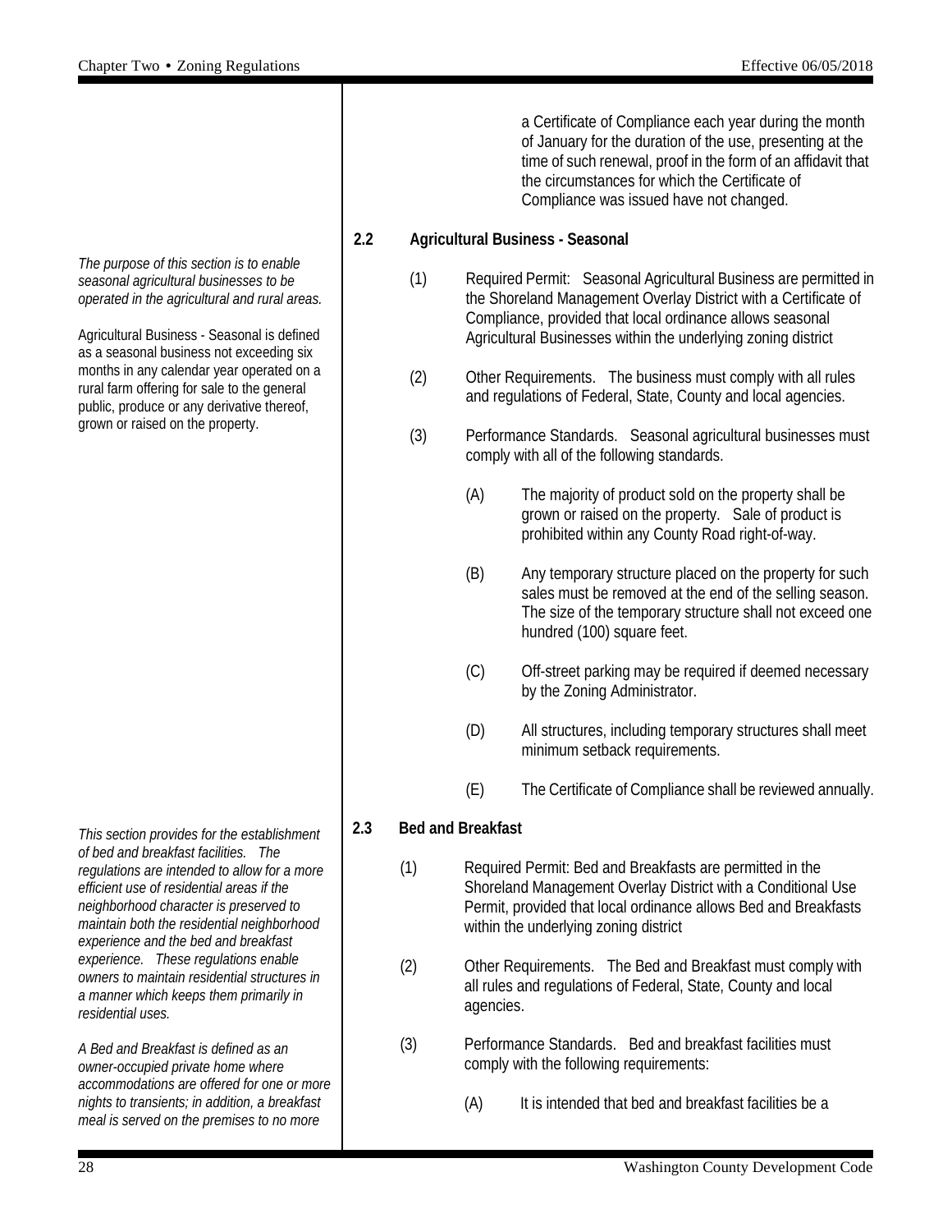a Certificate of Compliance each year during the month of January for the duration of the use, presenting at the time of such renewal, proof in the form of an affidavit that the circumstances for which the Certificate of Compliance was issued have not changed.

## 2.2 Agricultural Business - Seasonal

*The purpose of this section is to enable seasonal agricultural businesses to be operated in the agricultural and rural areas.*

Agricultural Business - Seasonal is defined as a seasonal business not exceeding six months in any calendar year operated on a rural farm offering for sale to the general public, produce or any derivative thereof, grown or raised on the property.

(1) Required Permit: Seasonal Agricultural Business are permitted in the Shoreland Management Overlay District with a Certificate of Compliance, provided that local ordinance allows seasonal Agricultural Businesses within the underlying zoning district

(2) Other Requirements. The business must comply with all rules and regulations of Federal, State, County and local agencies.

(3) Performance Standards. Seasonal agricultural businesses must comply with all of the following standards.

(A) The majority of product sold on the property shall be grown or raised on the property. Sale of product is prohibited within any County Road right-of-way.

(B) Any temporary structure placed on the property for such sales must be removed at the end of the selling season. The size of the temporary structure shall not exceed one hundred (100) square feet.

(C) Off-street parking may be required if deemed necessary by the Zoning Administrator.

(D) All structures, including temporary structures shall meet minimum setback requirements.

(E) The Certificate of Compliance shall be reviewed annually.

## 2.3 Bed and Breakfast

*This section provides for the establishment of bed and breakfast facilities. The regulations are intended to allow for a more efficient use of residential areas if the neighborhood character is preserved to maintain both the residential neighborhood experience and the bed and breakfast experience. These regulations enable owners to maintain residential structures in a manner which keeps them primarily in residential uses.*

*A Bed and Breakfast is defined as an owner-occupied private home where accommodations are offered for one or more nights to transients; in addition, a breakfast meal is served on the premises to no more*

(1) Required Permit: Bed and Breakfasts are permitted in the Shoreland Management Overlay District with a Conditional Use Permit, provided that local ordinance allows Bed and Breakfasts within the underlying zoning district

(2) Other Requirements. The Bed and Breakfast must comply with all rules and regulations of Federal, State, County and local agencies.

(3) Performance Standards. Bed and breakfast facilities must comply with the following requirements:

(A) It is intended that bed and breakfast facilities be a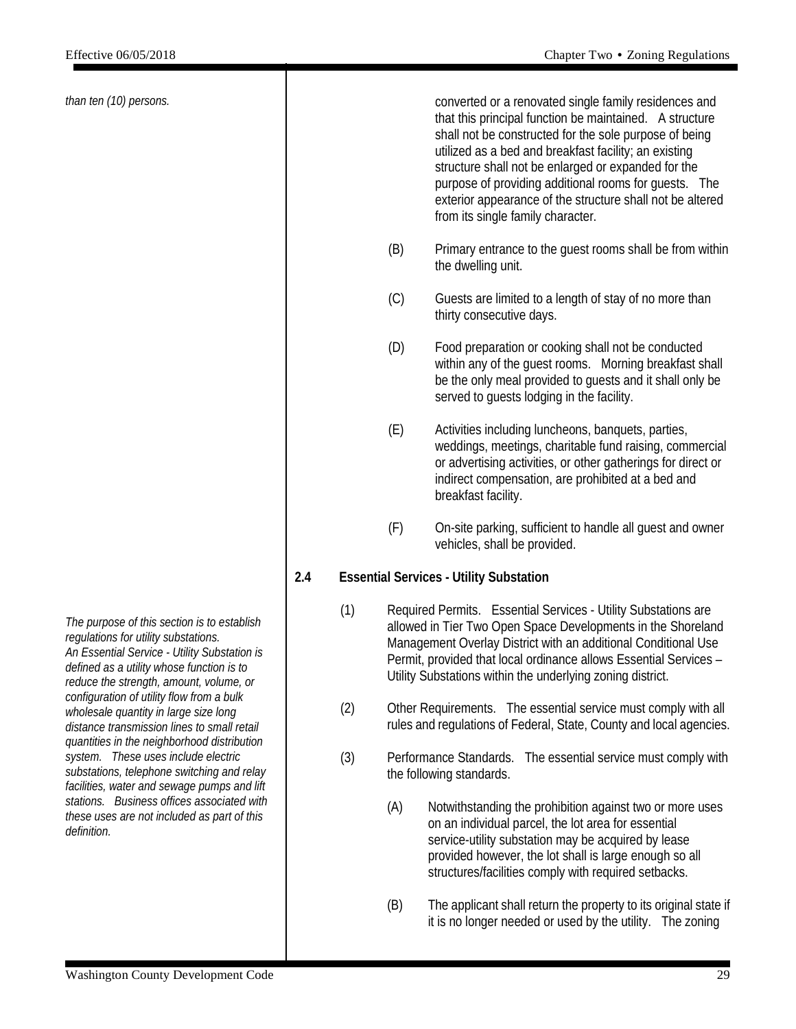*than ten (10) persons.*

converted or a renovated single family residences and that this principal function be maintained. A structure shall not be constructed for the sole purpose of being utilized as a bed and breakfast facility; an existing structure shall not be enlarged or expanded for the purpose of providing additional rooms for guests. The exterior appearance of the structure shall not be altered from its single family character.

(B) Primary entrance to the guest rooms shall be from within the dwelling unit.

(C) Guests are limited to a length of stay of no more than thirty consecutive days.

(D) Food preparation or cooking shall not be conducted within any of the guest rooms. Morning breakfast shall be the only meal provided to guests and it shall only be served to guests lodging in the facility.

(E) Activities including luncheons, banquets, parties, weddings, meetings, charitable fund raising, commercial or advertising activities, or other gatherings for direct or indirect compensation, are prohibited at a bed and breakfast facility.

(F) On-site parking, sufficient to handle all guest and owner vehicles, shall be provided.

## 2.4 Essential Services - Utility Substation

*The purpose of this section is to establish regulations for utility substations. An Essential Service - Utility Substation is defined as a utility whose function is to reduce the strength, amount, volume, or configuration of utility flow from a bulk wholesale quantity in large size long distance transmission lines to small retail quantities in the neighborhood distribution system. These uses include electric substations, telephone switching and relay facilities, water and sewage pumps and lift stations. Business offices associated with these uses are not included as part of this definition.*

(1) Required Permits. Essential Services - Utility Substations are allowed in Tier Two Open Space Developments in the Shoreland Management Overlay District with an additional Conditional Use Permit, provided that local ordinance allows Essential Services – Utility Substations within the underlying zoning district.

(2) Other Requirements. The essential service must comply with all rules and regulations of Federal, State, County and local agencies.

(3) Performance Standards. The essential service must comply with the following standards.

(A) Notwithstanding the prohibition against two or more uses on an individual parcel, the lot area for essential service-utility substation may be acquired by lease provided however, the lot shall be large enough so all structures/facilities comply with required setbacks.

(B) The applicant shall return the property to its original state if it is no longer needed or used by the utility. The zoning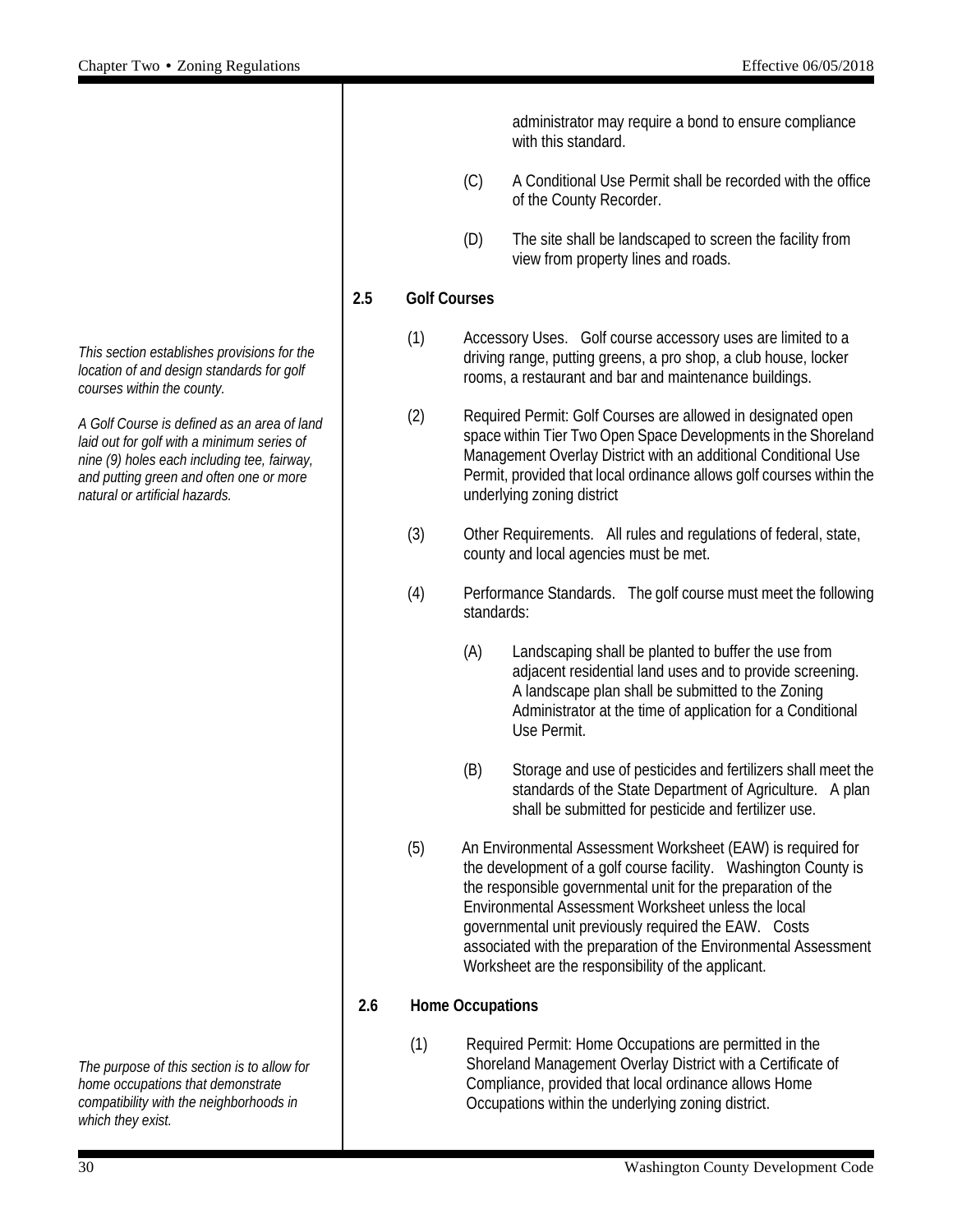administrator may require a bond to ensure compliance with this standard.

(C) A Conditional Use Permit shall be recorded with the office of the County Recorder.

(D) The site shall be landscaped to screen the facility from view from property lines and roads.

## 2.5 Golf Courses

*This section establishes provisions for the location of and design standards for golf courses within the county.*

*A Golf Course is defined as an area of land laid out for golf with a minimum series of nine (9) holes each including tee, fairway, and putting green and often one or more natural or artificial hazards.*

(1) Accessory Uses. Golf course accessory uses are limited to a driving range, putting greens, a pro shop, a club house, locker rooms, a restaurant and bar and maintenance buildings.

(2) Required Permit: Golf Courses are allowed in designated open space within Tier Two Open Space Developments in the Shoreland Management Overlay District with an additional Conditional Use Permit, provided that local ordinance allows golf courses within the underlying zoning district

(3) Other Requirements. All rules and regulations of federal, state, county and local agencies must be met.

(4) Performance Standards. The golf course must meet the following standards:

(A) Landscaping shall be planted to buffer the use from adjacent residential land uses and to provide screening. A landscape plan shall be submitted to the Zoning Administrator at the time of application for a Conditional Use Permit.

(B) Storage and use of pesticides and fertilizers shall meet the standards of the State Department of Agriculture. A plan shall be submitted for pesticide and fertilizer use.

(5) An Environmental Assessment Worksheet (EAW) is required for the development of a golf course facility. Washington County is the responsible governmental unit for the preparation of the Environmental Assessment Worksheet unless the local governmental unit previously required the EAW. Costs associated with the preparation of the Environmental Assessment Worksheet are the responsibility of the applicant.

## 2.6 Home Occupations

*The purpose of this section is to allow for home occupations that demonstrate compatibility with the neighborhoods in which they exist.*

(1) Required Permit: Home Occupations are permitted in the Shoreland Management Overlay District with a Certificate of Compliance, provided that local ordinance allows Home Occupations within the underlying zoning district.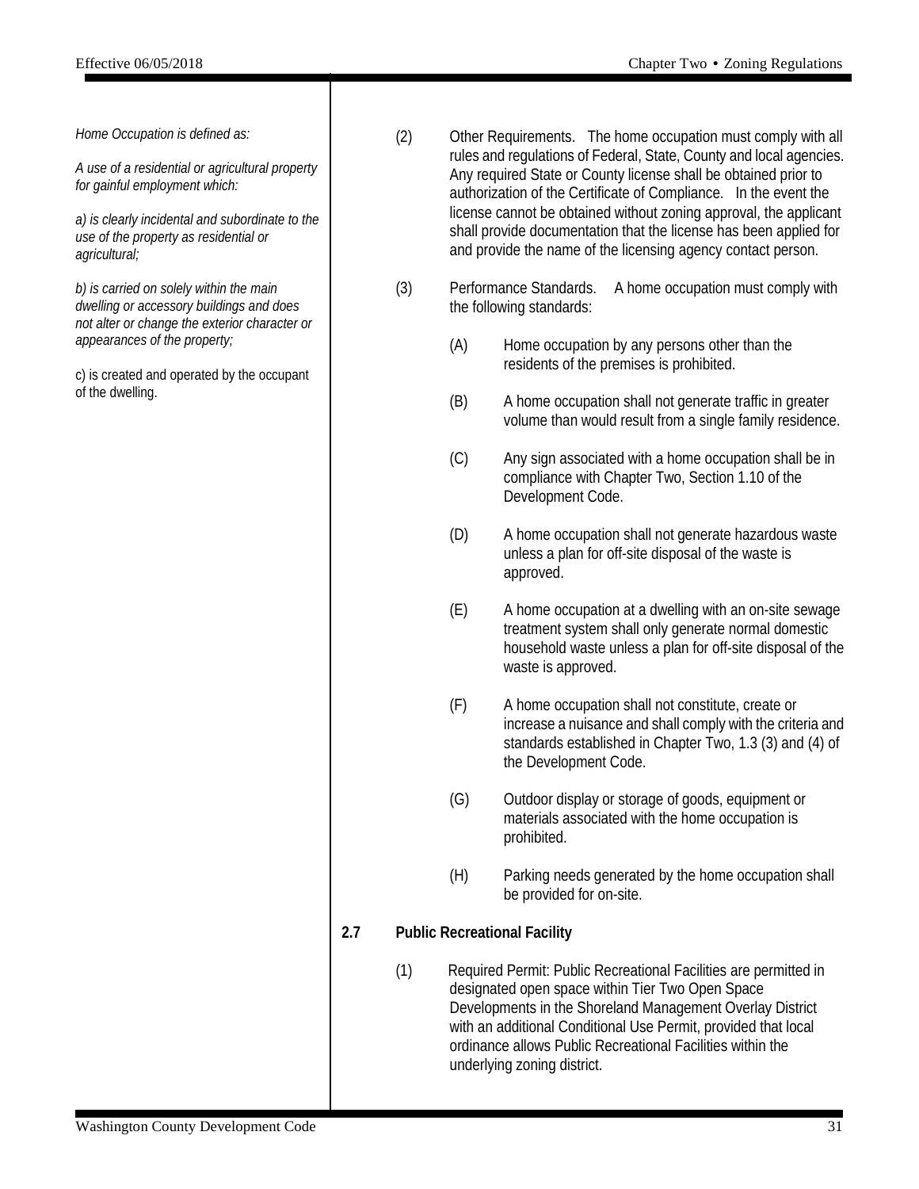*Home Occupation is defined as:*

*A use of a residential or agricultural property for gainful employment which:*

*a) is clearly incidental and subordinate to the use of the property as residential or agricultural;*

*b) is carried on solely within the main dwelling or accessory buildings and does not alter or change the exterior character or appearances of the property;*

c) is created and operated by the occupant of the dwelling.

(2) Other Requirements. The home occupation must comply with all rules and regulations of Federal, State, County and local agencies. Any required State or County license shall be obtained prior to authorization of the Certificate of Compliance. In the event the license cannot be obtained without zoning approval, the applicant shall provide documentation that the license has been applied for and provide the name of the licensing agency contact person.

(3) Performance Standards. A home occupation must comply with the following standards:

(A) Home occupation by any persons other than the residents of the premises is prohibited.

(B) A home occupation shall not generate traffic in greater volume than would result from a single family residence.

(C) Any sign associated with a home occupation shall be in compliance with Chapter Two, Section 1.10 of the Development Code.

(D) A home occupation shall not generate hazardous waste unless a plan for off-site disposal of the waste is approved.

(E) A home occupation at a dwelling with an on-site sewage treatment system shall only generate normal domestic household waste unless a plan for off-site disposal of the waste is approved.

(F) A home occupation shall not constitute, create or increase a nuisance and shall comply with the criteria and standards established in Chapter Two, 1.3 (3) and (4) of the Development Code.

(G) Outdoor display or storage of goods, equipment or materials associated with the home occupation is prohibited.

(H) Parking needs generated by the home occupation shall be provided for on-site.

## 2.7 Public Recreational Facility

(1) Required Permit: Public Recreational Facilities are permitted in designated open space within Tier Two Open Space Developments in the Shoreland Management Overlay District with an additional Conditional Use Permit, provided that local ordinance allows Public Recreational Facilities within the underlying zoning district.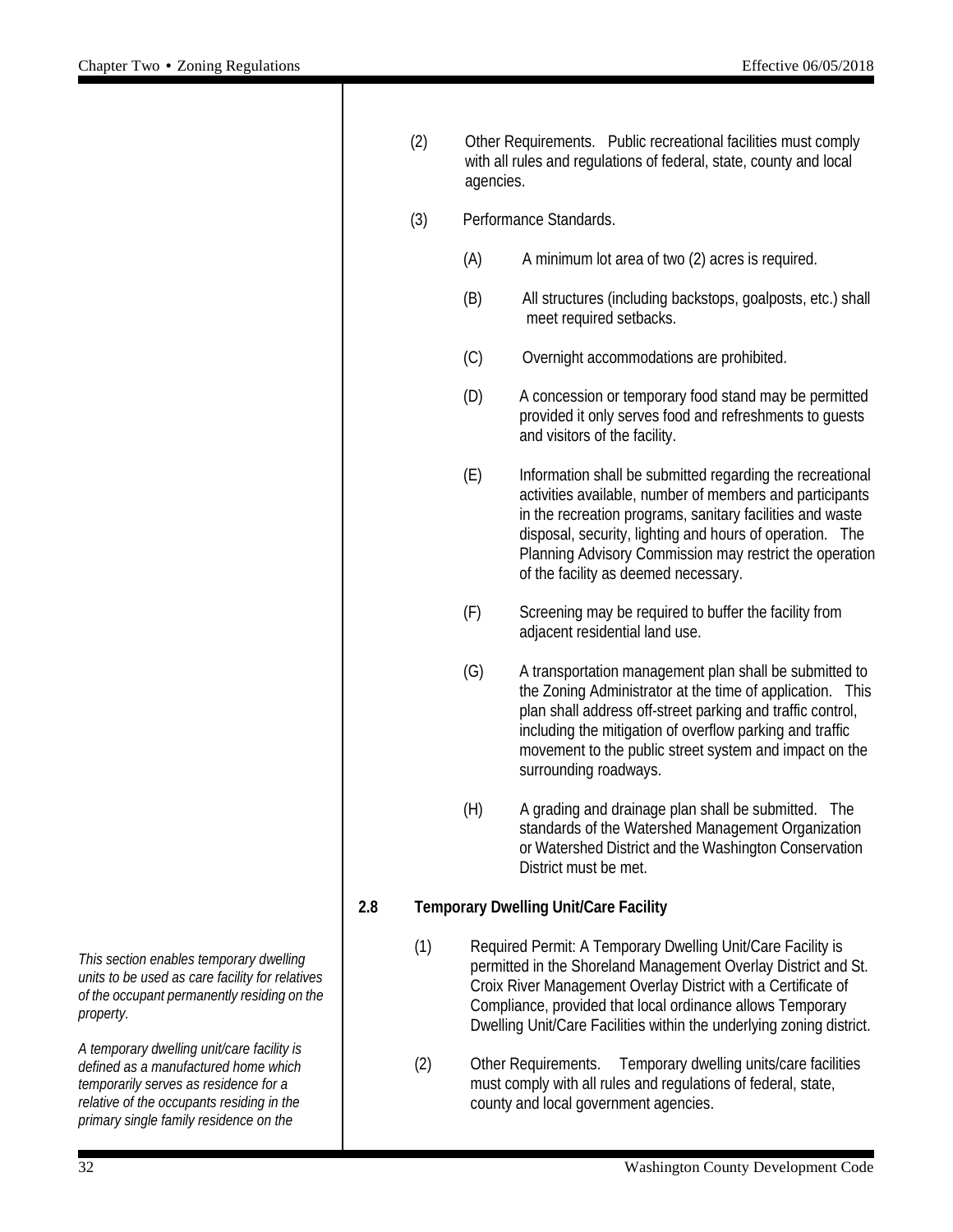(2) Other Requirements. Public recreational facilities must comply with all rules and regulations of federal, state, county and local agencies.

(3) Performance Standards.

(A) A minimum lot area of two (2) acres is required.

(B) All structures (including backstops, goalposts, etc.) shall meet required setbacks.

(C) Overnight accommodations are prohibited.

(D) A concession or temporary food stand may be permitted provided it only serves food and refreshments to guests and visitors of the facility.

(E) Information shall be submitted regarding the recreational activities available, number of members and participants in the recreation programs, sanitary facilities and waste disposal, security, lighting and hours of operation. The Planning Advisory Commission may restrict the operation of the facility as deemed necessary.

(F) Screening may be required to buffer the facility from adjacent residential land use.

(G) A transportation management plan shall be submitted to the Zoning Administrator at the time of application. This plan shall address off-street parking and traffic control, including the mitigation of overflow parking and traffic movement to the public street system and impact on the surrounding roadways.

(H) A grading and drainage plan shall be submitted. The standards of the Watershed Management Organization or Watershed District and the Washington Conservation District must be met.

## 2.8 Temporary Dwelling Unit/Care Facility

*This section enables temporary dwelling units to be used as care facility for relatives of the occupant permanently residing on the property.*

*A temporary dwelling unit/care facility is defined as a manufactured home which temporarily serves as residence for a relative of the occupants residing in the primary single family residence on the*

(1) Required Permit: A Temporary Dwelling Unit/Care Facility is permitted in the Shoreland Management Overlay District and St. Croix River Management Overlay District with a Certificate of Compliance, provided that local ordinance allows Temporary Dwelling Unit/Care Facilities within the underlying zoning district.

(2) Other Requirements. Temporary dwelling units/care facilities must comply with all rules and regulations of federal, state, county and local government agencies.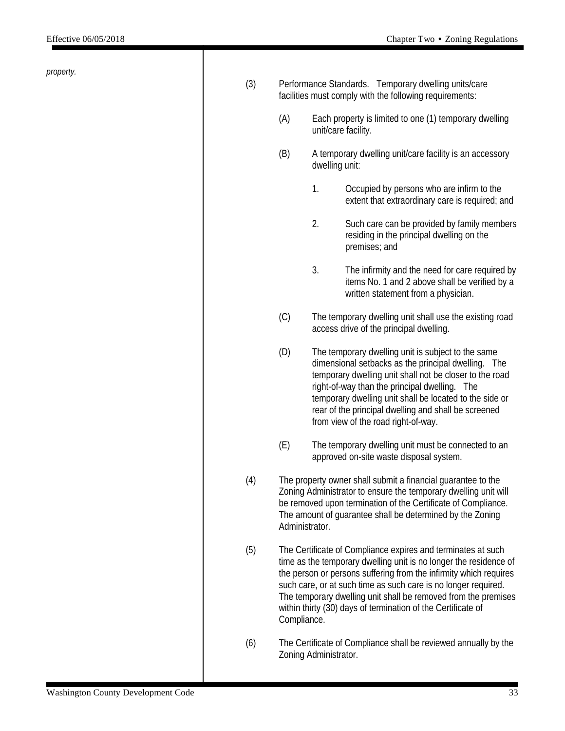*property.*

(3) Performance Standards. Temporary dwelling units/care facilities must comply with the following requirements:

(A) Each property is limited to one (1) temporary dwelling unit/care facility.

(B) A temporary dwelling unit/care facility is an accessory dwelling unit:

1. Occupied by persons who are infirm to the extent that extraordinary care is required; and

2. Such care can be provided by family members residing in the principal dwelling on the premises; and

3. The infirmity and the need for care required by items No. 1 and 2 above shall be verified by a written statement from a physician.

(C) The temporary dwelling unit shall use the existing road access drive of the principal dwelling.

(D) The temporary dwelling unit is subject to the same dimensional setbacks as the principal dwelling. The temporary dwelling unit shall not be closer to the road right-of-way than the principal dwelling. The temporary dwelling unit shall be located to the side or rear of the principal dwelling and shall be screened from view of the road right-of-way.

(E) The temporary dwelling unit must be connected to an approved on-site waste disposal system.

(4) The property owner shall submit a financial guarantee to the Zoning Administrator to ensure the temporary dwelling unit will be removed upon termination of the Certificate of Compliance. The amount of guarantee shall be determined by the Zoning Administrator.

(5) The Certificate of Compliance expires and terminates at such time as the temporary dwelling unit is no longer the residence of the person or persons suffering from the infirmity which requires such care, or at such time as such care is no longer required. The temporary dwelling unit shall be removed from the premises within thirty (30) days of termination of the Certificate of Compliance.

(6) The Certificate of Compliance shall be reviewed annually by the Zoning Administrator.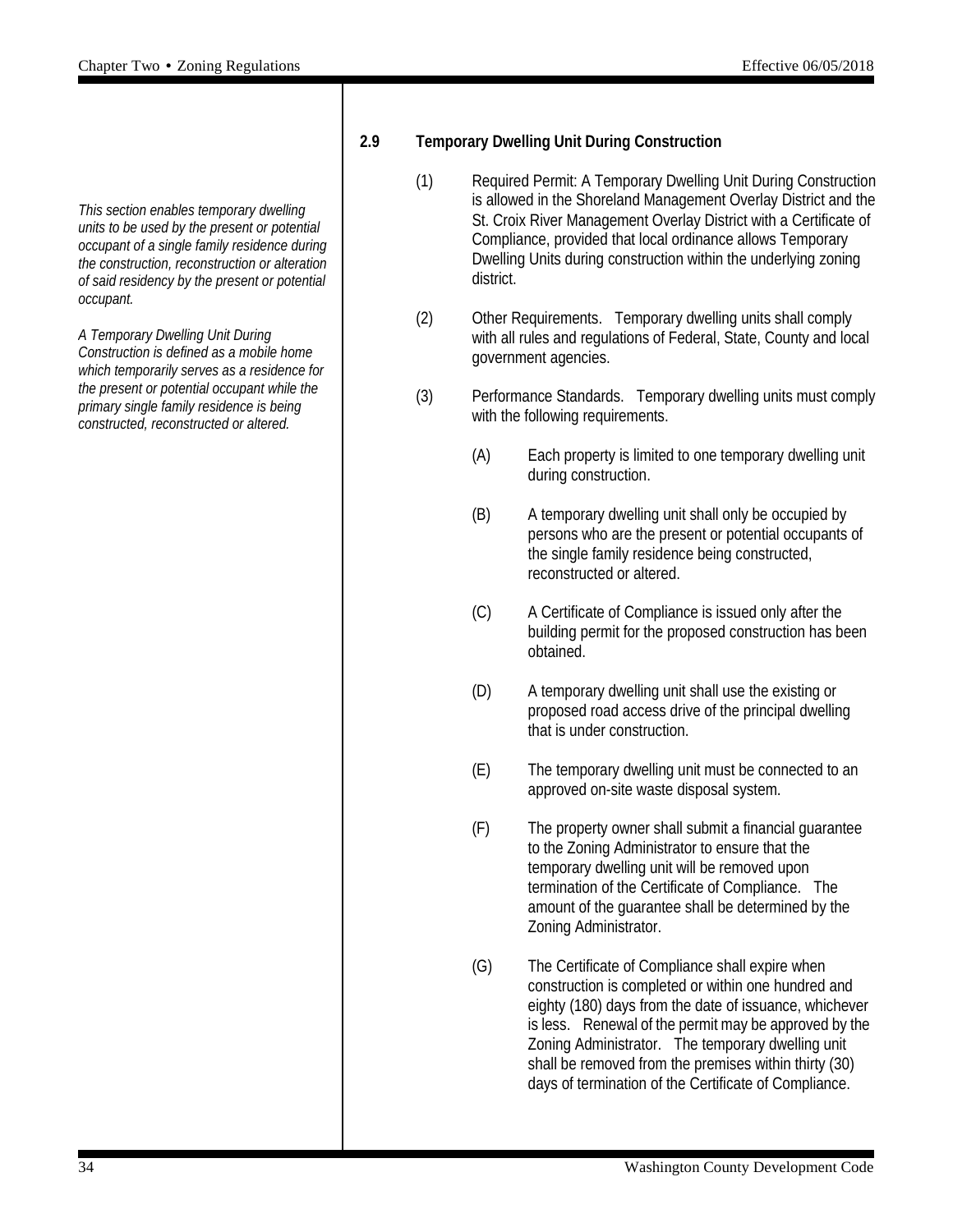## 2.9 Temporary Dwelling Unit During Construction

*This section enables temporary dwelling units to be used by the present or potential occupant of a single family residence during the construction, reconstruction or alteration of said residency by the present or potential occupant.*

*A Temporary Dwelling Unit During Construction is defined as a mobile home which temporarily serves as a residence for the present or potential occupant while the primary single family residence is being constructed, reconstructed or altered.*

(1) Required Permit: A Temporary Dwelling Unit During Construction is allowed in the Shoreland Management Overlay District and the St. Croix River Management Overlay District with a Certificate of Compliance, provided that local ordinance allows Temporary Dwelling Units during construction within the underlying zoning district.

(2) Other Requirements. Temporary dwelling units shall comply with all rules and regulations of Federal, State, County and local government agencies.

(3) Performance Standards. Temporary dwelling units must comply with the following requirements.

- (A) Each property is limited to one temporary dwelling unit during construction.
- (B) A temporary dwelling unit shall only be occupied by persons who are the present or potential occupants of the single family residence being constructed, reconstructed or altered.
- (C) A Certificate of Compliance is issued only after the building permit for the proposed construction has been obtained.
- (D) A temporary dwelling unit shall use the existing or proposed road access drive of the principal dwelling that is under construction.
- (E) The temporary dwelling unit must be connected to an approved on-site waste disposal system.
- (F) The property owner shall submit a financial guarantee to the Zoning Administrator to ensure that the temporary dwelling unit will be removed upon termination of the Certificate of Compliance. The amount of the guarantee shall be determined by the Zoning Administrator.
- (G) The Certificate of Compliance shall expire when construction is completed or within one hundred and eighty (180) days from the date of issuance, whichever is less. Renewal of the permit may be approved by the Zoning Administrator. The temporary dwelling unit shall be removed from the premises within thirty (30) days of termination of the Certificate of Compliance.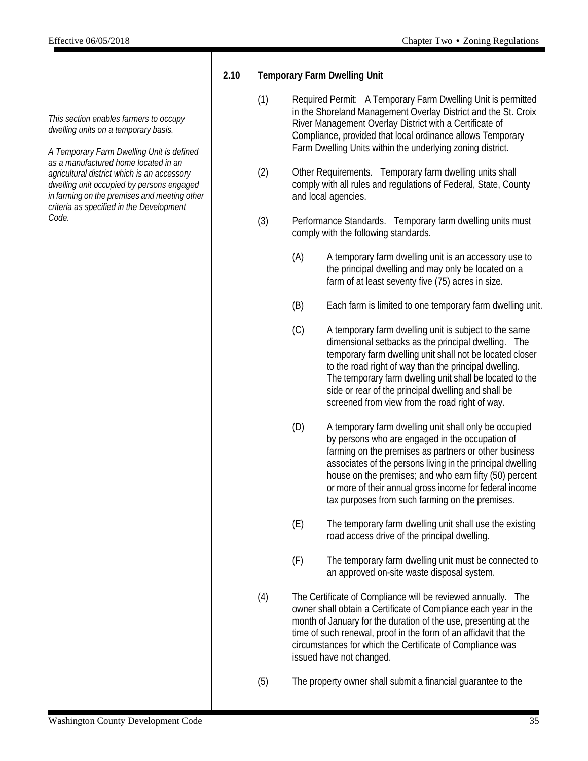## 2.10 Temporary Farm Dwelling Unit

*This section enables farmers to occupy dwelling units on a temporary basis.*

*A Temporary Farm Dwelling Unit is defined as a manufactured home located in an agricultural district which is an accessory dwelling unit occupied by persons engaged in farming on the premises and meeting other criteria as specified in the Development Code.*

(1) Required Permit: A Temporary Farm Dwelling Unit is permitted in the Shoreland Management Overlay District and the St. Croix River Management Overlay District with a Certificate of Compliance, provided that local ordinance allows Temporary Farm Dwelling Units within the underlying zoning district.

(2) Other Requirements. Temporary farm dwelling units shall comply with all rules and regulations of Federal, State, County and local agencies.

(3) Performance Standards. Temporary farm dwelling units must comply with the following standards.

- (A) A temporary farm dwelling unit is an accessory use to the principal dwelling and may only be located on a farm of at least seventy five (75) acres in size.

- (B) Each farm is limited to one temporary farm dwelling unit.

- (C) A temporary farm dwelling unit is subject to the same dimensional setbacks as the principal dwelling. The temporary farm dwelling unit shall not be located closer to the road right of way than the principal dwelling. The temporary farm dwelling unit shall be located to the side or rear of the principal dwelling and shall be screened from view from the road right of way.

- (D) A temporary farm dwelling unit shall only be occupied by persons who are engaged in the occupation of farming on the premises as partners or other business associates of the persons living in the principal dwelling house on the premises; and who earn fifty (50) percent or more of their annual gross income for federal income tax purposes from such farming on the premises.

- (E) The temporary farm dwelling unit shall use the existing road access drive of the principal dwelling.

- (F) The temporary farm dwelling unit must be connected to an approved on-site waste disposal system.

(4) The Certificate of Compliance will be reviewed annually. The owner shall obtain a Certificate of Compliance each year in the month of January for the duration of the use, presenting at the time of such renewal, proof in the form of an affidavit that the circumstances for which the Certificate of Compliance was issued have not changed.

(5) The property owner shall submit a financial guarantee to the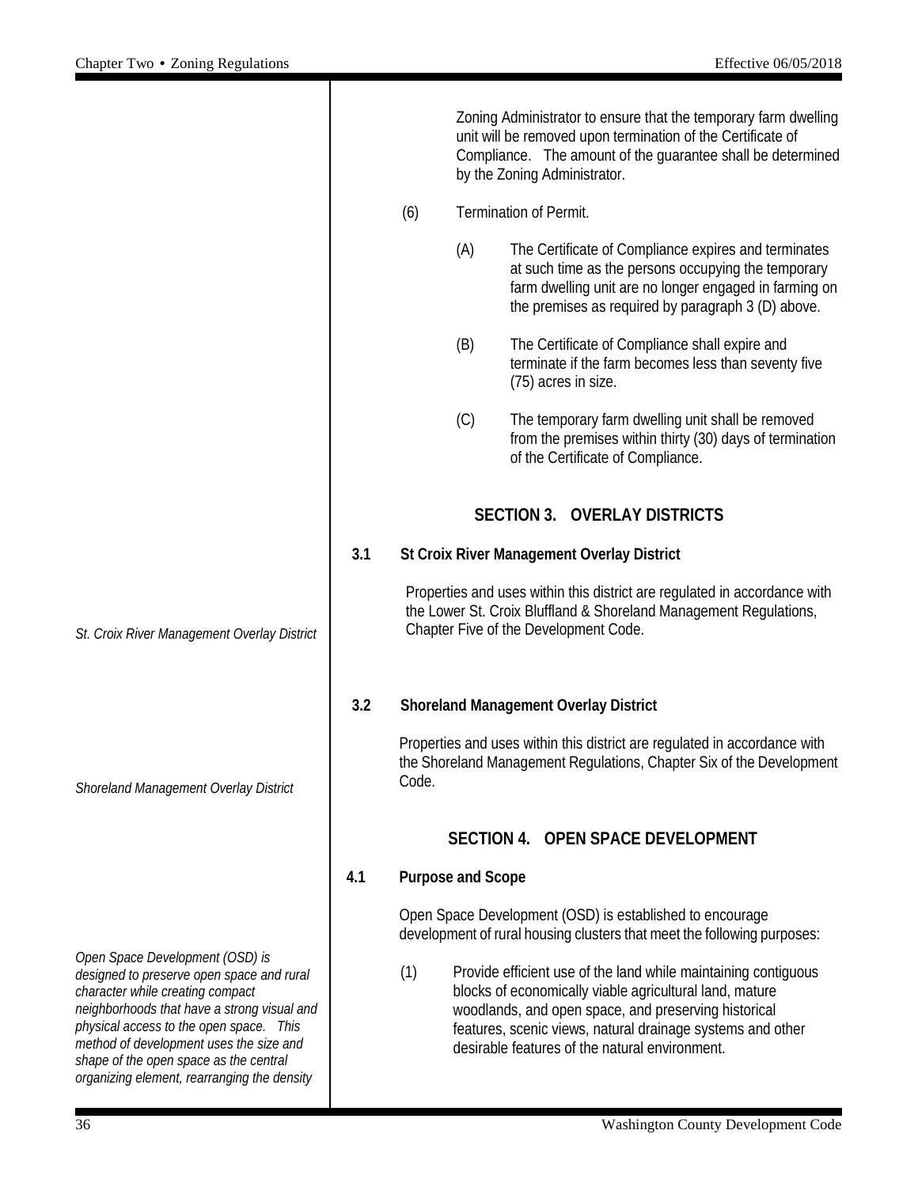Zoning Administrator to ensure that the temporary farm dwelling unit will be removed upon termination of the Certificate of Compliance. The amount of the guarantee shall be determined by the Zoning Administrator.

(6) Termination of Permit.

(A) The Certificate of Compliance expires and terminates at such time as the persons occupying the temporary farm dwelling unit are no longer engaged in farming on the premises as required by paragraph 3 (D) above.

(B) The Certificate of Compliance shall expire and terminate if the farm becomes less than seventy five (75) acres in size.

(C) The temporary farm dwelling unit shall be removed from the premises within thirty (30) days of termination of the Certificate of Compliance.

## SECTION 3. OVERLAY DISTRICTS

### 3.1 St Croix River Management Overlay District

*St. Croix River Management Overlay District*

Properties and uses within this district are regulated in accordance with the Lower St. Croix Bluffland & Shoreland Management Regulations, Chapter Five of the Development Code.

### 3.2 Shoreland Management Overlay District

*Shoreland Management Overlay District*

Properties and uses within this district are regulated in accordance with the Shoreland Management Regulations, Chapter Six of the Development Code.

## SECTION 4. OPEN SPACE DEVELOPMENT

### 4.1 Purpose and Scope

*Open Space Development (OSD) is designed to preserve open space and rural character while creating compact neighborhoods that have a strong visual and physical access to the open space. This method of development uses the size and shape of the open space as the central organizing element, rearranging the density*

Open Space Development (OSD) is established to encourage development of rural housing clusters that meet the following purposes:

(1) Provide efficient use of the land while maintaining contiguous blocks of economically viable agricultural land, mature woodlands, and open space, and preserving historical features, scenic views, natural drainage systems and other desirable features of the natural environment.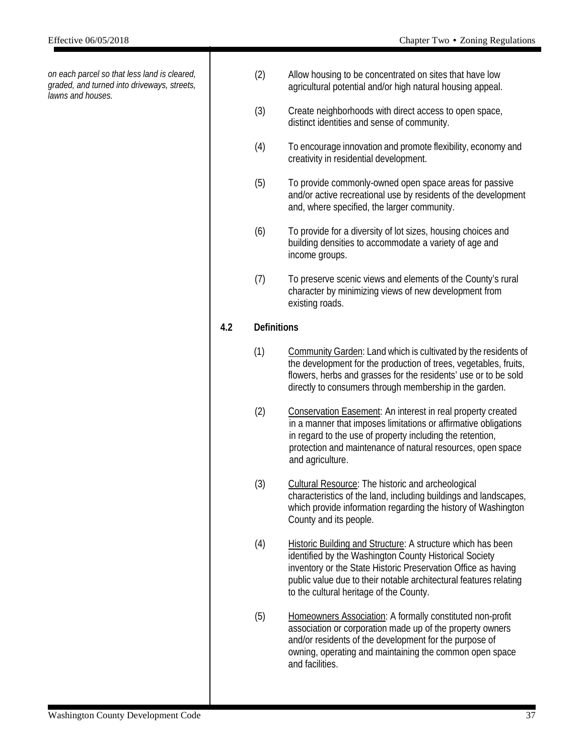*on each parcel so that less land is cleared, graded, and turned into driveways, streets, lawns and houses.*

(2) Allow housing to be concentrated on sites that have low agricultural potential and/or high natural housing appeal.

(3) Create neighborhoods with direct access to open space, distinct identities and sense of community.

(4) To encourage innovation and promote flexibility, economy and creativity in residential development.

(5) To provide commonly-owned open space areas for passive and/or active recreational use by residents of the development and, where specified, the larger community.

(6) To provide for a diversity of lot sizes, housing choices and building densities to accommodate a variety of age and income groups.

(7) To preserve scenic views and elements of the County's rural character by minimizing views of new development from existing roads.

## 4.2 Definitions

(1) Community Garden: Land which is cultivated by the residents of the development for the production of trees, vegetables, fruits, flowers, herbs and grasses for the residents' use or to be sold directly to consumers through membership in the garden.

(2) Conservation Easement: An interest in real property created in a manner that imposes limitations or affirmative obligations in regard to the use of property including the retention, protection and maintenance of natural resources, open space and agriculture.

(3) Cultural Resource: The historic and archeological characteristics of the land, including buildings and landscapes, which provide information regarding the history of Washington County and its people.

(4) Historic Building and Structure: A structure which has been identified by the Washington County Historical Society inventory or the State Historic Preservation Office as having public value due to their notable architectural features relating to the cultural heritage of the County.

(5) Homeowners Association: A formally constituted non-profit association or corporation made up of the property owners and/or residents of the development for the purpose of owning, operating and maintaining the common open space and facilities.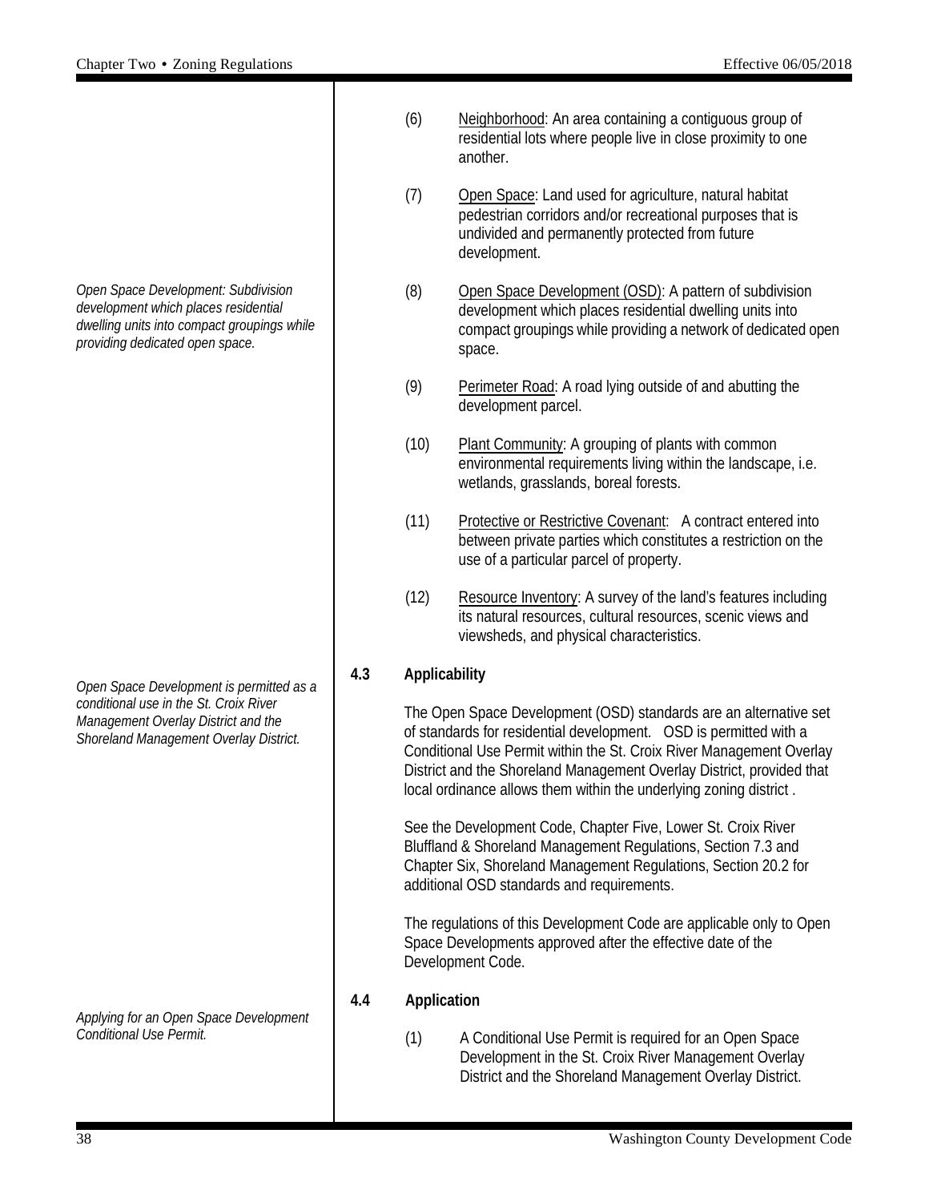(6) Neighborhood: An area containing a contiguous group of residential lots where people live in close proximity to one another.

(7) Open Space: Land used for agriculture, natural habitat pedestrian corridors and/or recreational purposes that is undivided and permanently protected from future development.

*Open Space Development: Subdivision development which places residential dwelling units into compact groupings while providing dedicated open space.*

(8) Open Space Development (OSD): A pattern of subdivision development which places residential dwelling units into compact groupings while providing a network of dedicated open space.

(9) Perimeter Road: A road lying outside of and abutting the development parcel.

(10) Plant Community: A grouping of plants with common environmental requirements living within the landscape, i.e. wetlands, grasslands, boreal forests.

(11) Protective or Restrictive Covenant: A contract entered into between private parties which constitutes a restriction on the use of a particular parcel of property.

(12) Resource Inventory: A survey of the land's features including its natural resources, cultural resources, scenic views and viewsheds, and physical characteristics.

## 4.3 Applicability

*Open Space Development is permitted as a conditional use in the St. Croix River Management Overlay District and the Shoreland Management Overlay District.*

The Open Space Development (OSD) standards are an alternative set of standards for residential development. OSD is permitted with a Conditional Use Permit within the St. Croix River Management Overlay District and the Shoreland Management Overlay District, provided that local ordinance allows them within the underlying zoning district .

See the Development Code, Chapter Five, Lower St. Croix River Bluffland & Shoreland Management Regulations, Section 7.3 and Chapter Six, Shoreland Management Regulations, Section 20.2 for additional OSD standards and requirements.

The regulations of this Development Code are applicable only to Open Space Developments approved after the effective date of the Development Code.

## 4.4 Application

*Applying for an Open Space Development Conditional Use Permit.*

(1) A Conditional Use Permit is required for an Open Space Development in the St. Croix River Management Overlay District and the Shoreland Management Overlay District.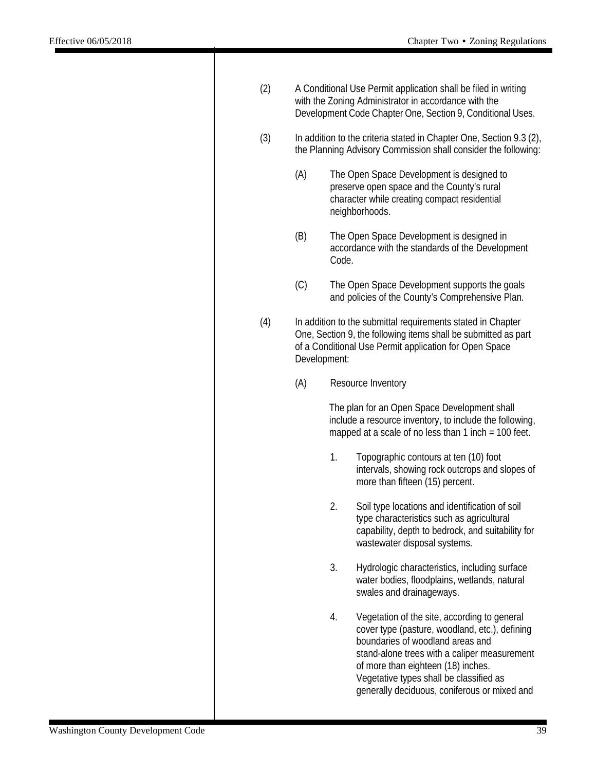(2) A Conditional Use Permit application shall be filed in writing with the Zoning Administrator in accordance with the Development Code Chapter One, Section 9, Conditional Uses.

(3) In addition to the criteria stated in Chapter One, Section 9.3 (2), the Planning Advisory Commission shall consider the following:

  (A) The Open Space Development is designed to preserve open space and the County's rural character while creating compact residential neighborhoods.

  (B) The Open Space Development is designed in accordance with the standards of the Development Code.

  (C) The Open Space Development supports the goals and policies of the County's Comprehensive Plan.

(4) In addition to the submittal requirements stated in Chapter One, Section 9, the following items shall be submitted as part of a Conditional Use Permit application for Open Space Development:

  (A) Resource Inventory

  The plan for an Open Space Development shall include a resource inventory, to include the following, mapped at a scale of no less than 1 inch = 100 feet.

    1. Topographic contours at ten (10) foot intervals, showing rock outcrops and slopes of more than fifteen (15) percent.

    2. Soil type locations and identification of soil type characteristics such as agricultural capability, depth to bedrock, and suitability for wastewater disposal systems.

    3. Hydrologic characteristics, including surface water bodies, floodplains, wetlands, natural swales and drainageways.

    4. Vegetation of the site, according to general cover type (pasture, woodland, etc.), defining boundaries of woodland areas and stand-alone trees with a caliper measurement of more than eighteen (18) inches. Vegetative types shall be classified as generally deciduous, coniferous or mixed and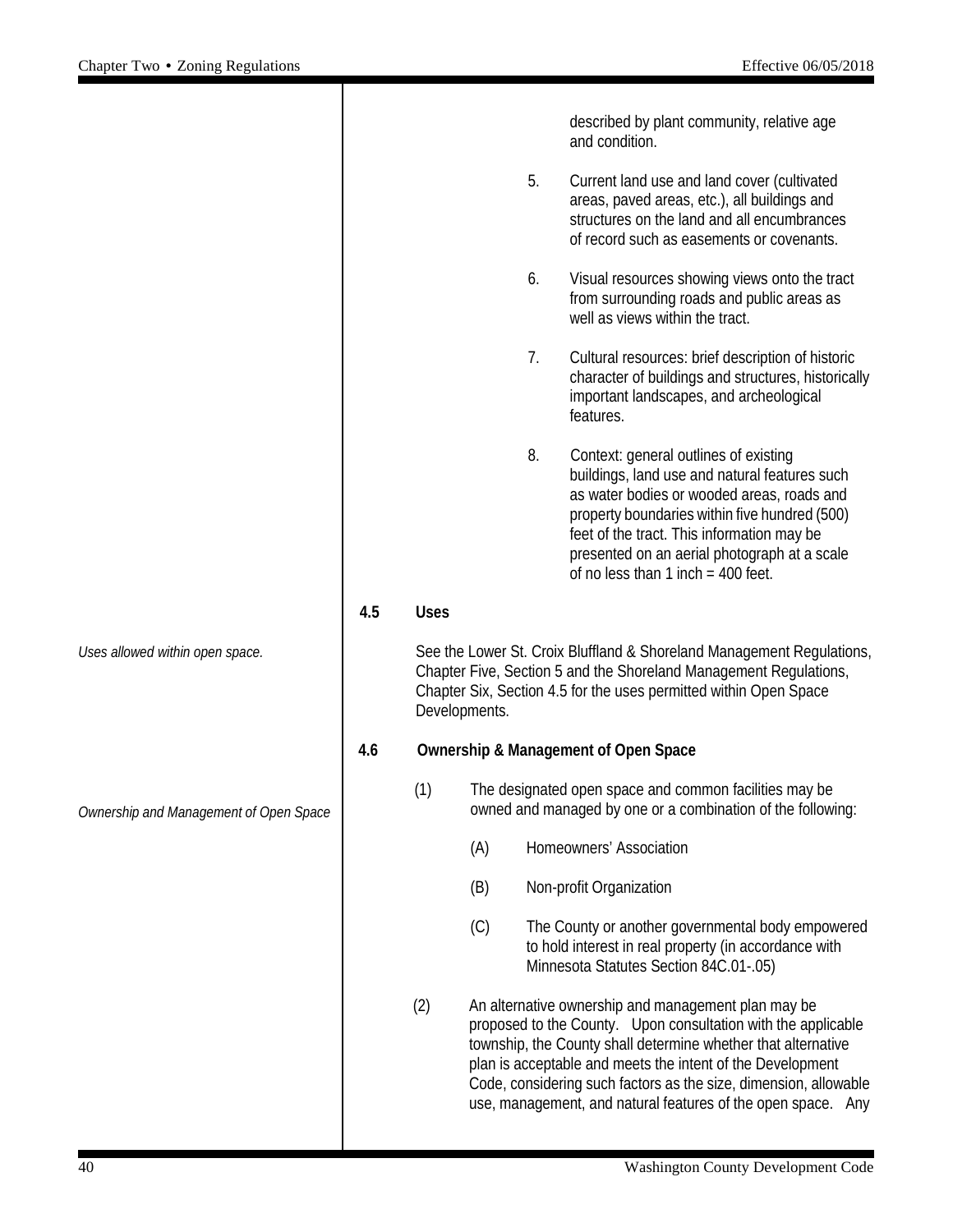described by plant community, relative age and condition.

5. Current land use and land cover (cultivated areas, paved areas, etc.), all buildings and structures on the land and all encumbrances of record such as easements or covenants.

6. Visual resources showing views onto the tract from surrounding roads and public areas as well as views within the tract.

7. Cultural resources: brief description of historic character of buildings and structures, historically important landscapes, and archeological features.

8. Context: general outlines of existing buildings, land use and natural features such as water bodies or wooded areas, roads and property boundaries within five hundred (500) feet of the tract. This information may be presented on an aerial photograph at a scale of no less than 1 inch = 400 feet.

### 4.5 Uses

*Uses allowed within open space.*

See the Lower St. Croix Bluffland & Shoreland Management Regulations, Chapter Five, Section 5 and the Shoreland Management Regulations, Chapter Six, Section 4.5 for the uses permitted within Open Space Developments.

### 4.6 Ownership & Management of Open Space

*Ownership and Management of Open Space*

(1) The designated open space and common facilities may be owned and managed by one or a combination of the following:

(A) Homeowners' Association

(B) Non-profit Organization

(C) The County or another governmental body empowered to hold interest in real property (in accordance with Minnesota Statutes Section 84C.01-.05)

(2) An alternative ownership and management plan may be proposed to the County. Upon consultation with the applicable township, the County shall determine whether that alternative plan is acceptable and meets the intent of the Development Code, considering such factors as the size, dimension, allowable use, management, and natural features of the open space. Any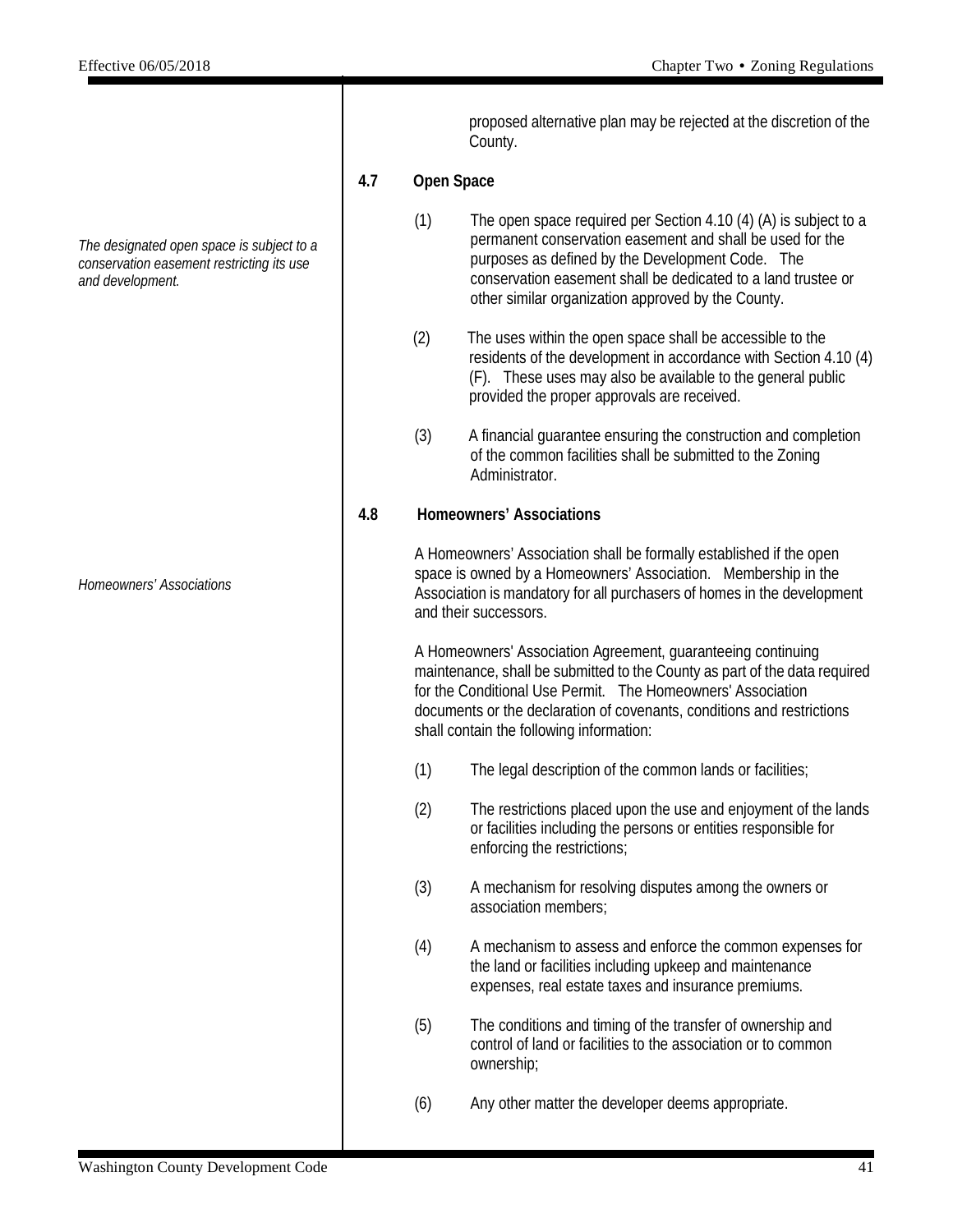proposed alternative plan may be rejected at the discretion of the County.

### 4.7 Open Space

*The designated open space is subject to a conservation easement restricting its use and development.*

(1) The open space required per Section 4.10 (4) (A) is subject to a permanent conservation easement and shall be used for the purposes as defined by the Development Code. The conservation easement shall be dedicated to a land trustee or other similar organization approved by the County.

(2) The uses within the open space shall be accessible to the residents of the development in accordance with Section 4.10 (4) (F). These uses may also be available to the general public provided the proper approvals are received.

(3) A financial guarantee ensuring the construction and completion of the common facilities shall be submitted to the Zoning Administrator.

### 4.8 Homeowners' Associations

*Homeowners' Associations*

A Homeowners' Association shall be formally established if the open space is owned by a Homeowners' Association. Membership in the Association is mandatory for all purchasers of homes in the development and their successors.

A Homeowners' Association Agreement, guaranteeing continuing maintenance, shall be submitted to the County as part of the data required for the Conditional Use Permit. The Homeowners' Association documents or the declaration of covenants, conditions and restrictions shall contain the following information:

(1) The legal description of the common lands or facilities;

(2) The restrictions placed upon the use and enjoyment of the lands or facilities including the persons or entities responsible for enforcing the restrictions;

(3) A mechanism for resolving disputes among the owners or association members;

(4) A mechanism to assess and enforce the common expenses for the land or facilities including upkeep and maintenance expenses, real estate taxes and insurance premiums.

(5) The conditions and timing of the transfer of ownership and control of land or facilities to the association or to common ownership;

(6) Any other matter the developer deems appropriate.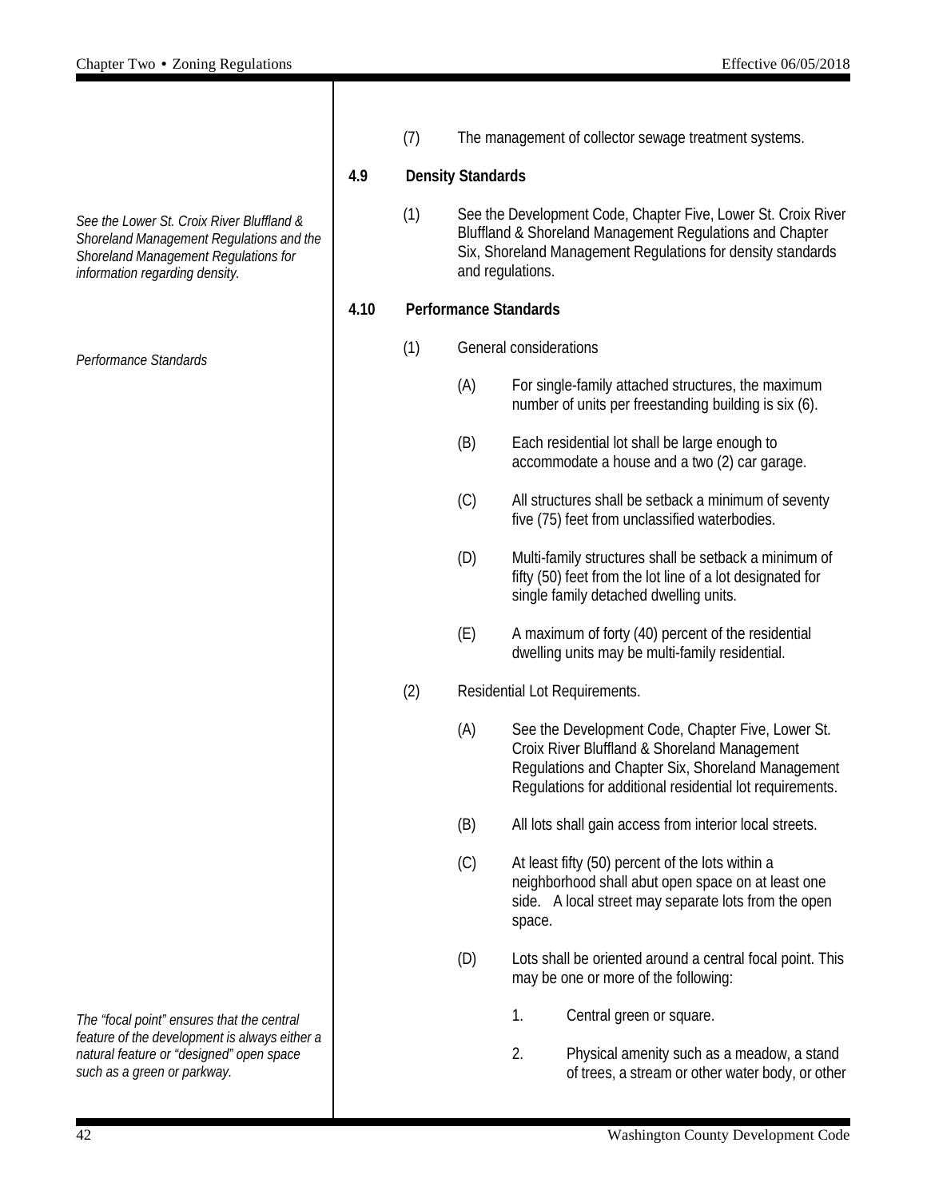(7) The management of collector sewage treatment systems.

### 4.9 Density Standards

*See the Lower St. Croix River Bluffland & Shoreland Management Regulations and the Shoreland Management Regulations for information regarding density.*

(1) See the Development Code, Chapter Five, Lower St. Croix River Bluffland & Shoreland Management Regulations and Chapter Six, Shoreland Management Regulations for density standards and regulations.

### 4.10 Performance Standards

*Performance Standards*

(1) General considerations

- (A) For single-family attached structures, the maximum number of units per freestanding building is six (6).
- (B) Each residential lot shall be large enough to accommodate a house and a two (2) car garage.
- (C) All structures shall be setback a minimum of seventy five (75) feet from unclassified waterbodies.
- (D) Multi-family structures shall be setback a minimum of fifty (50) feet from the lot line of a lot designated for single family detached dwelling units.
- (E) A maximum of forty (40) percent of the residential dwelling units may be multi-family residential.

(2) Residential Lot Requirements.

- (A) See the Development Code, Chapter Five, Lower St. Croix River Bluffland & Shoreland Management Regulations and Chapter Six, Shoreland Management Regulations for additional residential lot requirements.
- (B) All lots shall gain access from interior local streets.
- (C) At least fifty (50) percent of the lots within a neighborhood shall abut open space on at least one side. A local street may separate lots from the open space.
- (D) Lots shall be oriented around a central focal point. This may be one or more of the following:

*The "focal point" ensures that the central feature of the development is always either a natural feature or "designed" open space such as a green or parkway.*

1. Central green or square.
2. Physical amenity such as a meadow, a stand of trees, a stream or other water body, or other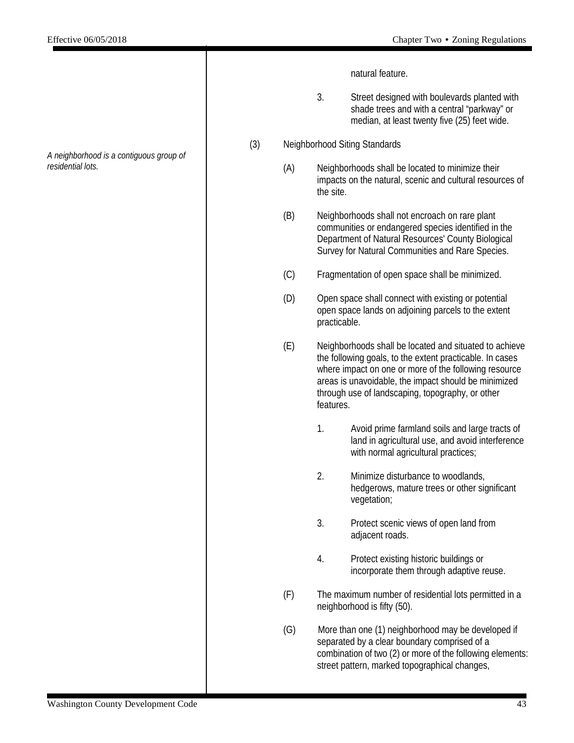natural feature.

3. Street designed with boulevards planted with shade trees and with a central “parkway” or median, at least twenty five (25) feet wide.

(3) Neighborhood Siting Standards

*A neighborhood is a contiguous group of residential lots.*

(A) Neighborhoods shall be located to minimize their impacts on the natural, scenic and cultural resources of the site.

(B) Neighborhoods shall not encroach on rare plant communities or endangered species identified in the Department of Natural Resources' County Biological Survey for Natural Communities and Rare Species.

(C) Fragmentation of open space shall be minimized.

(D) Open space shall connect with existing or potential open space lands on adjoining parcels to the extent practicable.

(E) Neighborhoods shall be located and situated to achieve the following goals, to the extent practicable. In cases where impact on one or more of the following resource areas is unavoidable, the impact should be minimized through use of landscaping, topography, or other features.

1. Avoid prime farmland soils and large tracts of land in agricultural use, and avoid interference with normal agricultural practices;

2. Minimize disturbance to woodlands, hedgerows, mature trees or other significant vegetation;

3. Protect scenic views of open land from adjacent roads.

4. Protect existing historic buildings or incorporate them through adaptive reuse.

(F) The maximum number of residential lots permitted in a neighborhood is fifty (50).

(G) More than one (1) neighborhood may be developed if separated by a clear boundary comprised of a combination of two (2) or more of the following elements: street pattern, marked topographical changes,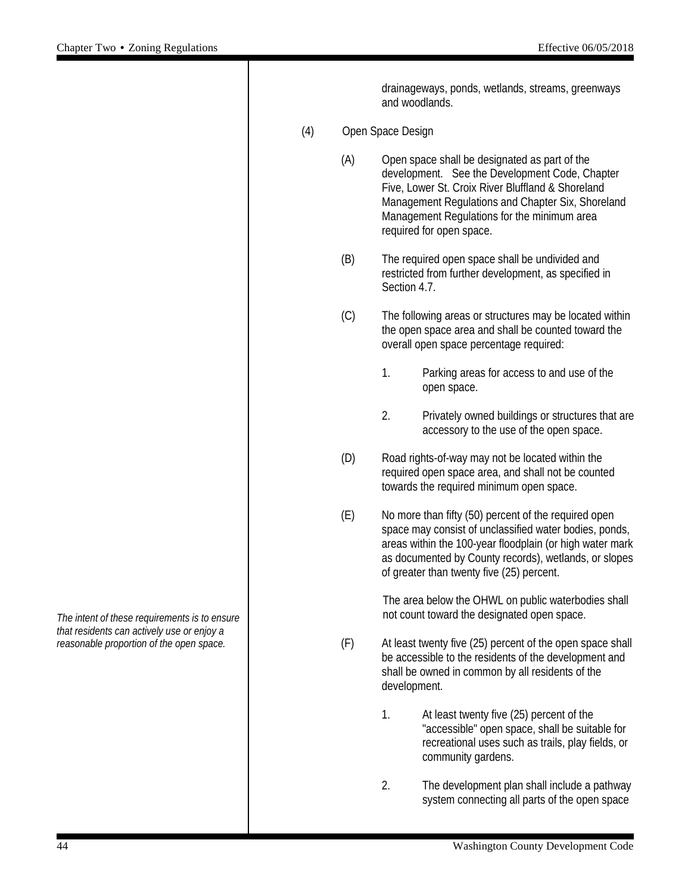drainageways, ponds, wetlands, streams, greenways and woodlands.

(4) Open Space Design

(A) Open space shall be designated as part of the development. See the Development Code, Chapter Five, Lower St. Croix River Bluffland & Shoreland Management Regulations and Chapter Six, Shoreland Management Regulations for the minimum area required for open space.

(B) The required open space shall be undivided and restricted from further development, as specified in Section 4.7.

(C) The following areas or structures may be located within the open space area and shall be counted toward the overall open space percentage required:

1. Parking areas for access to and use of the open space.

2. Privately owned buildings or structures that are accessory to the use of the open space.

(D) Road rights-of-way may not be located within the required open space area, and shall not be counted towards the required minimum open space.

(E) No more than fifty (50) percent of the required open space may consist of unclassified water bodies, ponds, areas within the 100-year floodplain (or high water mark as documented by County records), wetlands, or slopes of greater than twenty five (25) percent.

The area below the OHWL on public waterbodies shall not count toward the designated open space.

*The intent of these requirements is to ensure that residents can actively use or enjoy a reasonable proportion of the open space.*

(F) At least twenty five (25) percent of the open space shall be accessible to the residents of the development and shall be owned in common by all residents of the development.

1. At least twenty five (25) percent of the "accessible" open space, shall be suitable for recreational uses such as trails, play fields, or community gardens.

2. The development plan shall include a pathway system connecting all parts of the open space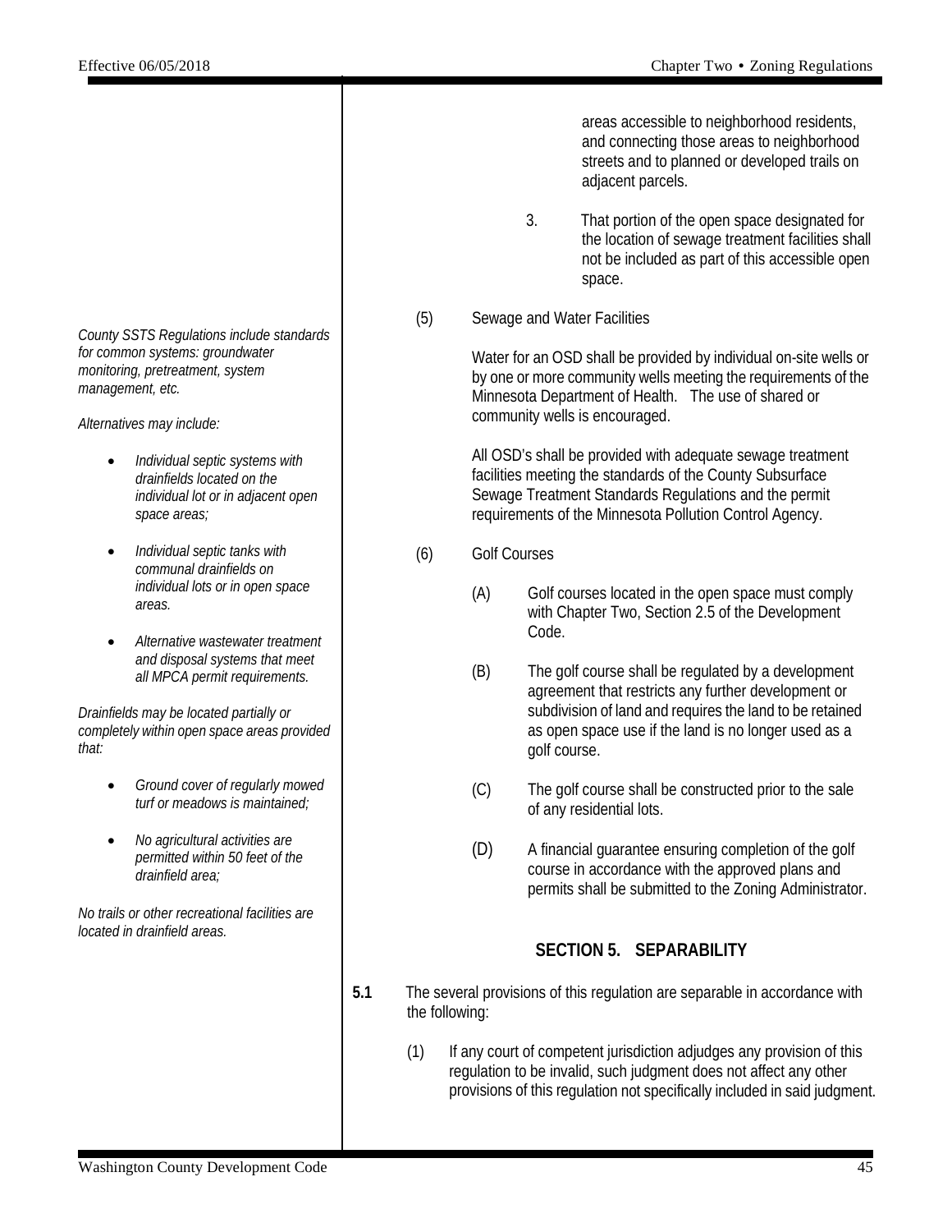areas accessible to neighborhood residents, and connecting those areas to neighborhood streets and to planned or developed trails on adjacent parcels.

3. That portion of the open space designated for the location of sewage treatment facilities shall not be included as part of this accessible open space.

(5) Sewage and Water Facilities

*County SSTS Regulations include standards for common systems: groundwater monitoring, pretreatment, system management, etc.*

*Alternatives may include:*

- *Individual septic systems with drainfields located on the individual lot or in adjacent open space areas;*
- *Individual septic tanks with communal drainfields on individual lots or in open space areas.*
- *Alternative wastewater treatment and disposal systems that meet all MPCA permit requirements.*

*Drainfields may be located partially or completely within open space areas provided that:*

- *Ground cover of regularly mowed turf or meadows is maintained;*
- *No agricultural activities are permitted within 50 feet of the drainfield area;*

*No trails or other recreational facilities are located in drainfield areas.*

Water for an OSD shall be provided by individual on-site wells or by one or more community wells meeting the requirements of the Minnesota Department of Health. The use of shared or community wells is encouraged.

All OSD's shall be provided with adequate sewage treatment facilities meeting the standards of the County Subsurface Sewage Treatment Standards Regulations and the permit requirements of the Minnesota Pollution Control Agency.

(6) Golf Courses

(A) Golf courses located in the open space must comply with Chapter Two, Section 2.5 of the Development Code.

(B) The golf course shall be regulated by a development agreement that restricts any further development or subdivision of land and requires the land to be retained as open space use if the land is no longer used as a golf course.

(C) The golf course shall be constructed prior to the sale of any residential lots.

(D) A financial guarantee ensuring completion of the golf course in accordance with the approved plans and permits shall be submitted to the Zoning Administrator.

## SECTION 5. SEPARABILITY

**5.1** The several provisions of this regulation are separable in accordance with the following:

(1) If any court of competent jurisdiction adjudges any provision of this regulation to be invalid, such judgment does not affect any other provisions of this regulation not specifically included in said judgment.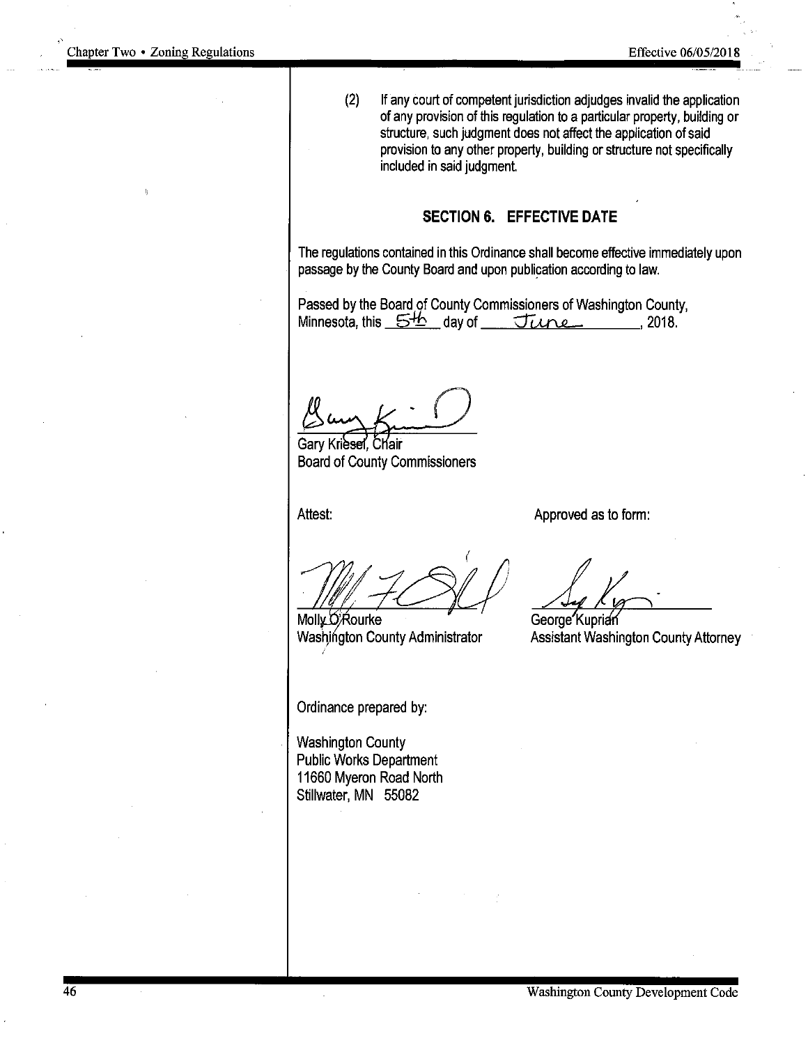(2) If any court of competent jurisdiction adjudges invalid the application of any provision of this regulation to a particular property, building or structure, such judgment does not affect the application of said provision to any other property, building or structure not specifically included in said judgment.

## SECTION 6. EFFECTIVE DATE

The regulations contained in this Ordinance shall become effective immediately upon passage by the County Board and upon publication according to law.

Passed by the Board of County Commissioners of Washington County, Minnesota, this 5th day of June, 2018.

Gary Kriesel, Chair
Board of County Commissioners

Attest:

Molly O'Rourke
Washington County Administrator

Approved as to form:

George Kuprian
Assistant Washington County Attorney

Ordinance prepared by:

Washington County
Public Works Department
11660 Myeron Road North
Stillwater, MN 55082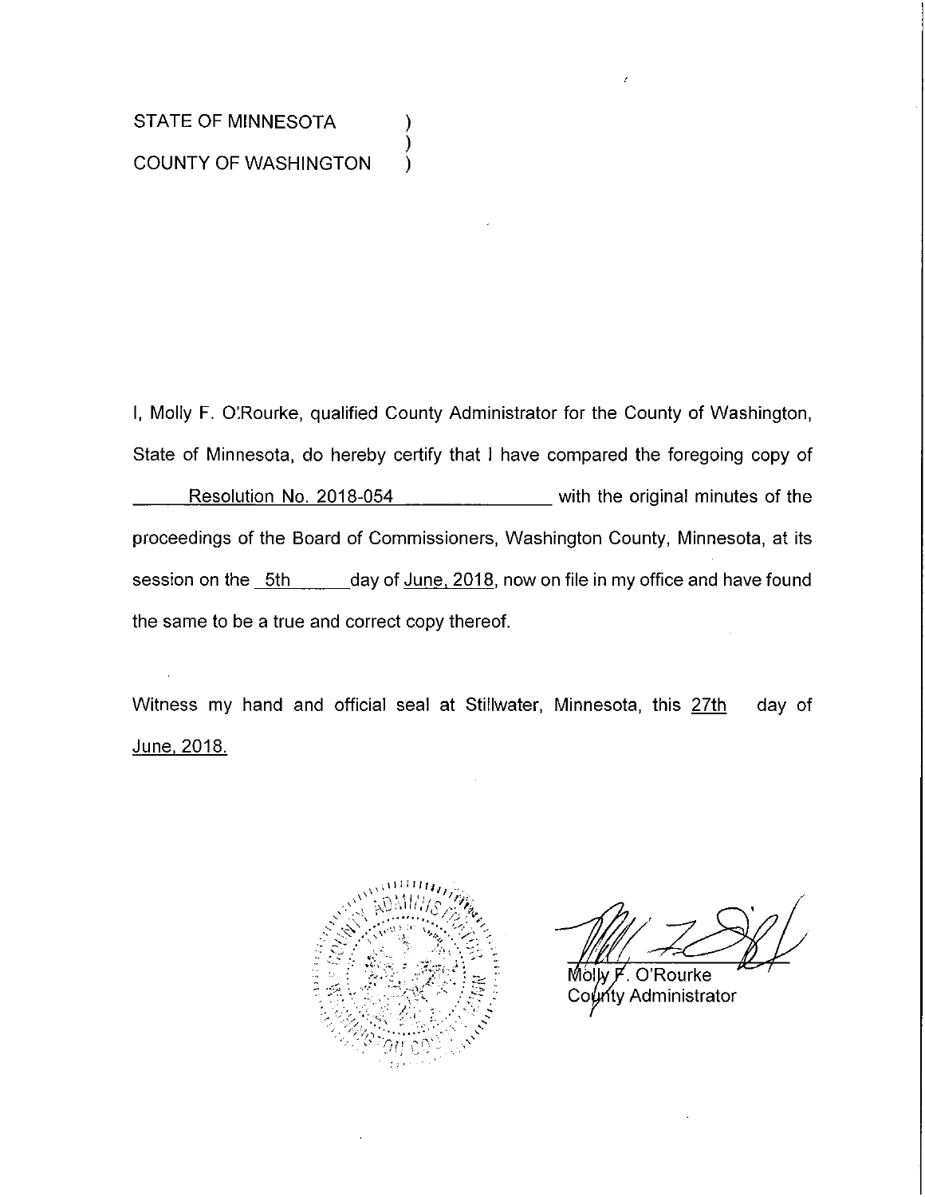STATE OF MINNESOTA )
)
COUNTY OF WASHINGTON )

I, Molly F. O'Rourke, qualified County Administrator for the County of Washington, State of Minnesota, do hereby certify that I have compared the foregoing copy of Resolution No. 2018-054 with the original minutes of the proceedings of the Board of Commissioners, Washington County, Minnesota, at its session on the 5th day of June, 2018, now on file in my office and have found the same to be a true and correct copy thereof.

Witness my hand and official seal at Stillwater, Minnesota, this 27th day of June, 2018.

Molly F. O'Rourke
County Administrator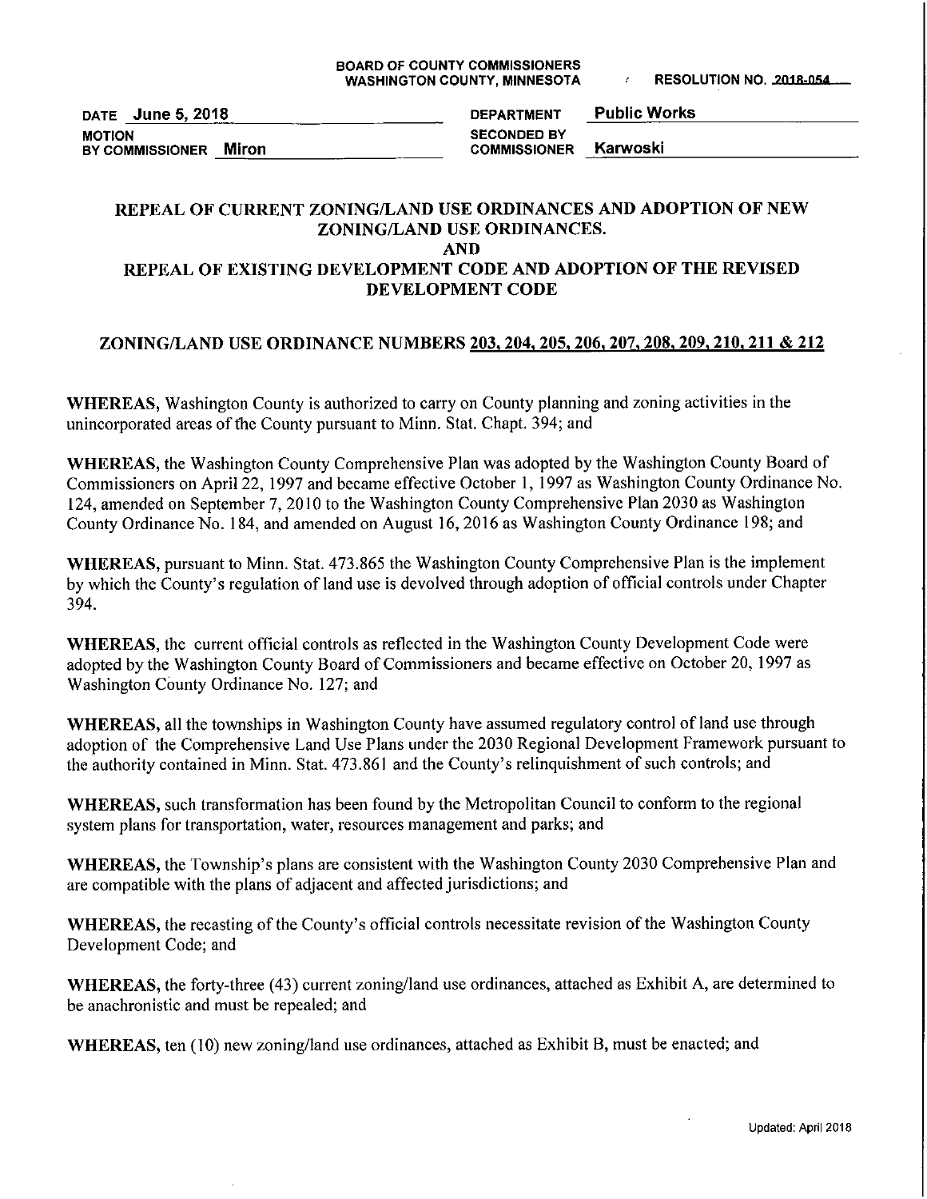BOARD OF COUNTY COMMISSIONERS
WASHINGTON COUNTY, MINNESOTA

RESOLUTION NO. 2018-054

DATE June 5, 2018

DEPARTMENT Public Works

MOTION BY COMMISSIONER Miron

SECONDED BY COMMISSIONER Karwoski

## REPEAL OF CURRENT ZONING/LAND USE ORDINANCES AND ADOPTION OF NEW ZONING/LAND USE ORDINANCES. AND REPEAL OF EXISTING DEVELOPMENT CODE AND ADOPTION OF THE REVISED DEVELOPMENT CODE

## ZONING/LAND USE ORDINANCE NUMBERS 203, 204, 205, 206, 207, 208, 209, 210, 211 & 212

**WHEREAS,** Washington County is authorized to carry on County planning and zoning activities in the unincorporated areas of the County pursuant to Minn. Stat. Chapt. 394; and

**WHEREAS,** the Washington County Comprehensive Plan was adopted by the Washington County Board of Commissioners on April 22, 1997 and became effective October 1, 1997 as Washington County Ordinance No. 124, amended on September 7, 2010 to the Washington County Comprehensive Plan 2030 as Washington County Ordinance No. 184, and amended on August 16, 2016 as Washington County Ordinance 198; and

**WHEREAS,** pursuant to Minn. Stat. 473.865 the Washington County Comprehensive Plan is the implement by which the County's regulation of land use is devolved through adoption of official controls under Chapter 394.

**WHEREAS,** the current official controls as reflected in the Washington County Development Code were adopted by the Washington County Board of Commissioners and became effective on October 20, 1997 as Washington County Ordinance No. 127; and

**WHEREAS,** all the townships in Washington County have assumed regulatory control of land use through adoption of the Comprehensive Land Use Plans under the 2030 Regional Development Framework pursuant to the authority contained in Minn. Stat. 473.861 and the County's relinquishment of such controls; and

**WHEREAS,** such transformation has been found by the Metropolitan Council to conform to the regional system plans for transportation, water, resources management and parks; and

**WHEREAS,** the Township's plans are consistent with the Washington County 2030 Comprehensive Plan and are compatible with the plans of adjacent and affected jurisdictions; and

**WHEREAS,** the recasting of the County's official controls necessitate revision of the Washington County Development Code; and

**WHEREAS,** the forty-three (43) current zoning/land use ordinances, attached as Exhibit A, are determined to be anachronistic and must be repealed; and

**WHEREAS,** ten (10) new zoning/land use ordinances, attached as Exhibit B, must be enacted; and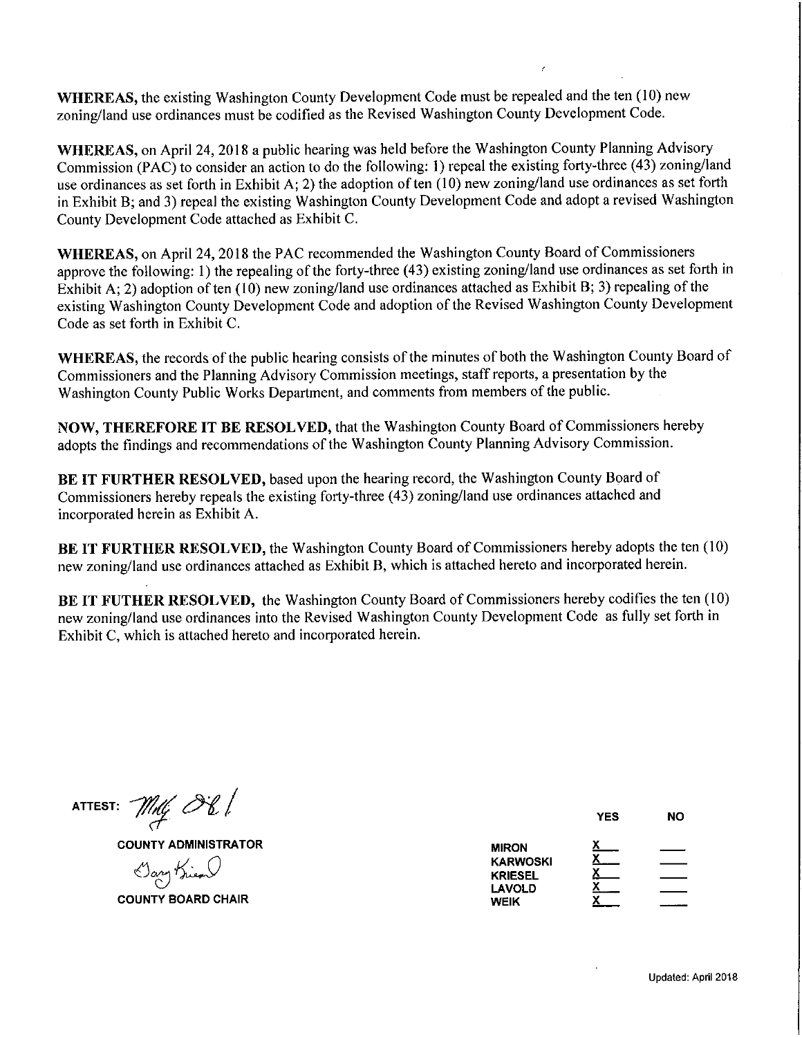**WHEREAS,** the existing Washington County Development Code must be repealed and the ten (10) new zoning/land use ordinances must be codified as the Revised Washington County Development Code.

**WHEREAS,** on April 24, 2018 a public hearing was held before the Washington County Planning Advisory Commission (PAC) to consider an action to do the following: 1) repeal the existing forty-three (43) zoning/land use ordinances as set forth in Exhibit A; 2) the adoption of ten (10) new zoning/land use ordinances as set forth in Exhibit B; and 3) repeal the existing Washington County Development Code and adopt a revised Washington County Development Code attached as Exhibit C.

**WHEREAS,** on April 24, 2018 the PAC recommended the Washington County Board of Commissioners approve the following: 1) the repealing of the forty-three (43) existing zoning/land use ordinances as set forth in Exhibit A; 2) adoption of ten (10) new zoning/land use ordinances attached as Exhibit B; 3) repealing of the existing Washington County Development Code and adoption of the Revised Washington County Development Code as set forth in Exhibit C.

**WHEREAS,** the records of the public hearing consists of the minutes of both the Washington County Board of Commissioners and the Planning Advisory Commission meetings, staff reports, a presentation by the Washington County Public Works Department, and comments from members of the public.

**NOW, THEREFORE IT BE RESOLVED,** that the Washington County Board of Commissioners hereby adopts the findings and recommendations of the Washington County Planning Advisory Commission.

**BE IT FURTHER RESOLVED,** based upon the hearing record, the Washington County Board of Commissioners hereby repeals the existing forty-three (43) zoning/land use ordinances attached and incorporated herein as Exhibit A.

**BE IT FURTHER RESOLVED,** the Washington County Board of Commissioners hereby adopts the ten (10) new zoning/land use ordinances attached as Exhibit B, which is attached hereto and incorporated herein.

**BE IT FUTHER RESOLVED,** the Washington County Board of Commissioners hereby codifies the ten (10) new zoning/land use ordinances into the Revised Washington County Development Code as fully set forth in Exhibit C, which is attached hereto and incorporated herein.

ATTEST:

**COUNTY ADMINISTRATOR**

**COUNTY BOARD CHAIR**

| | YES | NO |
|---|---|---|
| **MIRON** | X | |
| **KARWOSKI** | X | |
| **KRIESEL** | X | |
| **LAVOLD** | X | |
| **WEIK** | X | |

Updated: April 2018